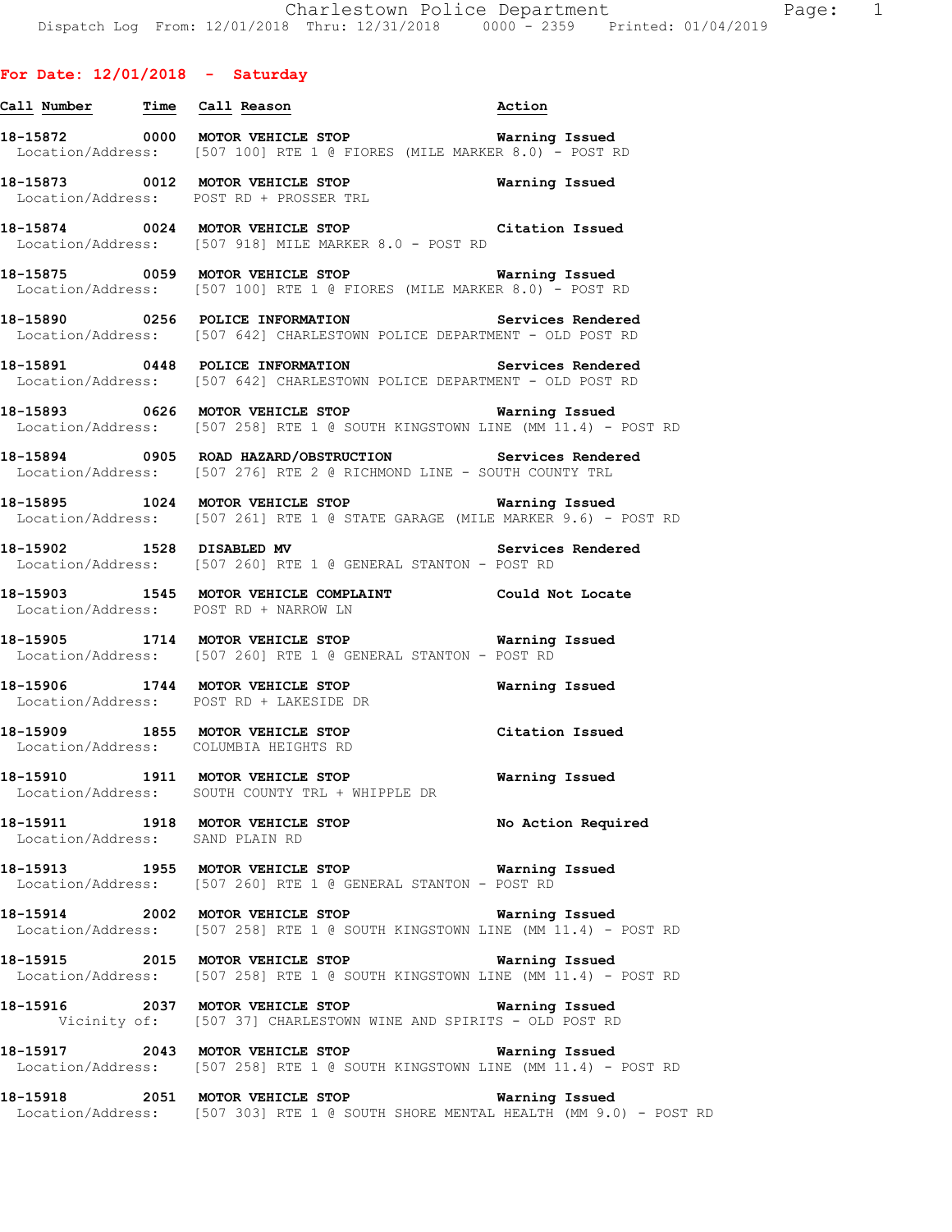## For Date: 12/01/2018 - Saturday

| Call Number | Time | Call Reason | Action |
|---|---|---|---|
| 18-15872 | 0000 | MOTOR VEHICLE STOP | Warning Issued |
| Location/Address: | | [507 100] RTE 1 @ FIORES (MILE MARKER 8.0) - POST RD | |
| 18-15873 | 0012 | MOTOR VEHICLE STOP | Warning Issued |
| Location/Address: | | POST RD + PROSSER TRL | |
| 18-15874 | 0024 | MOTOR VEHICLE STOP | Citation Issued |
| Location/Address: | | [507 918] MILE MARKER 8.0 - POST RD | |
| 18-15875 | 0059 | MOTOR VEHICLE STOP | Warning Issued |
| Location/Address: | | [507 100] RTE 1 @ FIORES (MILE MARKER 8.0) - POST RD | |
| 18-15890 | 0256 | POLICE INFORMATION | Services Rendered |
| Location/Address: | | [507 642] CHARLESTOWN POLICE DEPARTMENT - OLD POST RD | |
| 18-15891 | 0448 | POLICE INFORMATION | Services Rendered |
| Location/Address: | | [507 642] CHARLESTOWN POLICE DEPARTMENT - OLD POST RD | |
| 18-15893 | 0626 | MOTOR VEHICLE STOP | Warning Issued |
| Location/Address: | | [507 258] RTE 1 @ SOUTH KINGSTOWN LINE (MM 11.4) - POST RD | |
| 18-15894 | 0905 | ROAD HAZARD/OBSTRUCTION | Services Rendered |
| Location/Address: | | [507 276] RTE 2 @ RICHMOND LINE - SOUTH COUNTY TRL | |
| 18-15895 | 1024 | MOTOR VEHICLE STOP | Warning Issued |
| Location/Address: | | [507 261] RTE 1 @ STATE GARAGE (MILE MARKER 9.6) - POST RD | |
| 18-15902 | 1528 | DISABLED MV | Services Rendered |
| Location/Address: | | [507 260] RTE 1 @ GENERAL STANTON - POST RD | |
| 18-15903 | 1545 | MOTOR VEHICLE COMPLAINT | Could Not Locate |
| Location/Address: | | POST RD + NARROW LN | |
| 18-15905 | 1714 | MOTOR VEHICLE STOP | Warning Issued |
| Location/Address: | | [507 260] RTE 1 @ GENERAL STANTON - POST RD | |
| 18-15906 | 1744 | MOTOR VEHICLE STOP | Warning Issued |
| Location/Address: | | POST RD + LAKESIDE DR | |
| 18-15909 | 1855 | MOTOR VEHICLE STOP | Citation Issued |
| Location/Address: | | COLUMBIA HEIGHTS RD | |
| 18-15910 | 1911 | MOTOR VEHICLE STOP | Warning Issued |
| Location/Address: | | SOUTH COUNTY TRL + WHIPPLE DR | |
| 18-15911 | 1918 | MOTOR VEHICLE STOP | No Action Required |
| Location/Address: | | SAND PLAIN RD | |
| 18-15913 | 1955 | MOTOR VEHICLE STOP | Warning Issued |
| Location/Address: | | [507 260] RTE 1 @ GENERAL STANTON - POST RD | |
| 18-15914 | 2002 | MOTOR VEHICLE STOP | Warning Issued |
| Location/Address: | | [507 258] RTE 1 @ SOUTH KINGSTOWN LINE (MM 11.4) - POST RD | |
| 18-15915 | 2015 | MOTOR VEHICLE STOP | Warning Issued |
| Location/Address: | | [507 258] RTE 1 @ SOUTH KINGSTOWN LINE (MM 11.4) - POST RD | |
| 18-15916 | 2037 | MOTOR VEHICLE STOP | Warning Issued |
| Vicinity of: | | [507 37] CHARLESTOWN WINE AND SPIRITS - OLD POST RD | |
| 18-15917 | 2043 | MOTOR VEHICLE STOP | Warning Issued |
| Location/Address: | | [507 258] RTE 1 @ SOUTH KINGSTOWN LINE (MM 11.4) - POST RD | |
| 18-15918 | 2051 | MOTOR VEHICLE STOP | Warning Issued |
| Location/Address: | | [507 303] RTE 1 @ SOUTH SHORE MENTAL HEALTH (MM 9.0) - POST RD | |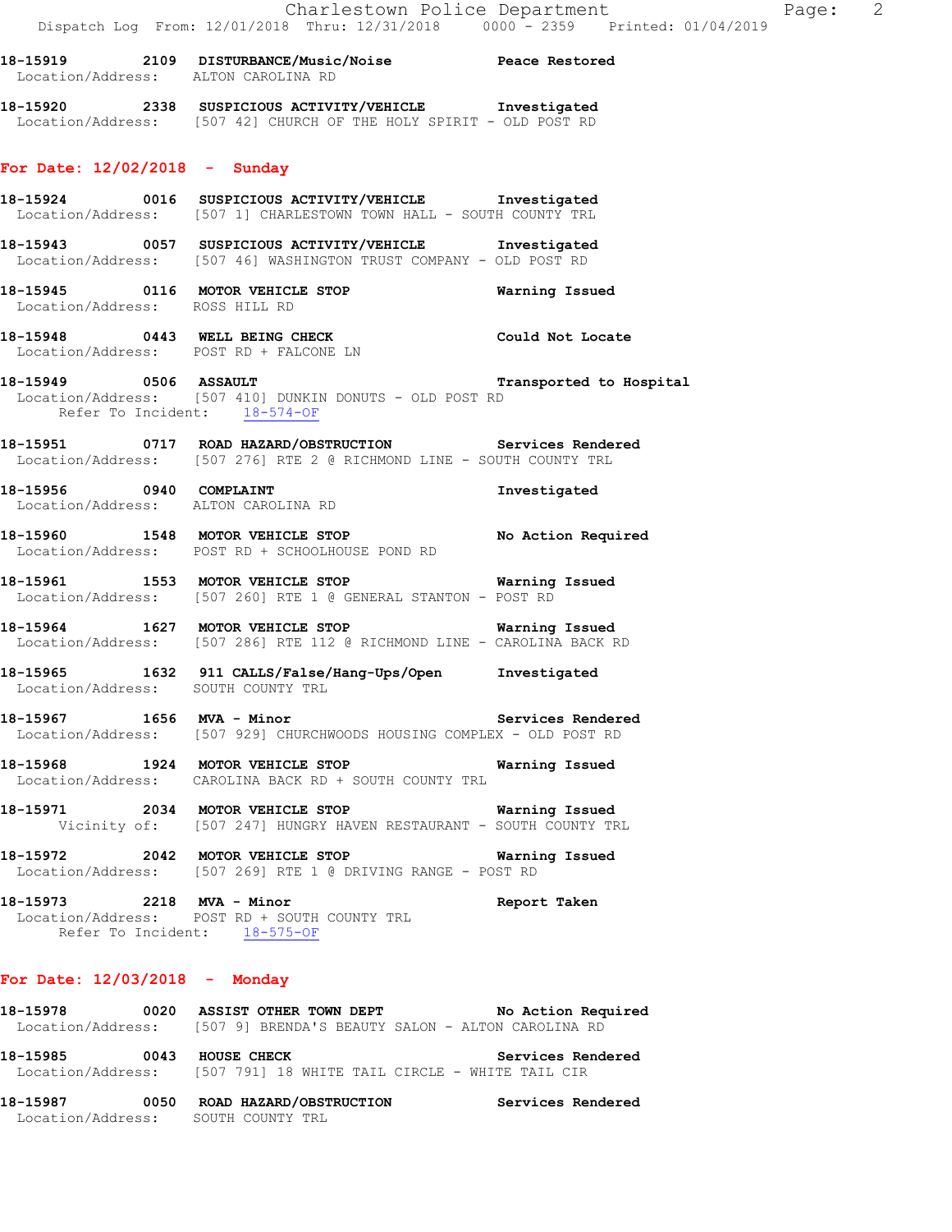**18-15919 2109 DISTURBANCE/Music/Noise Peace Restored**
Location/Address: ALTON CAROLINA RD

**18-15920 2338 SUSPICIOUS ACTIVITY/VEHICLE Investigated**
Location/Address: [507 42] CHURCH OF THE HOLY SPIRIT - OLD POST RD

## For Date: 12/02/2018 - Sunday

**18-15924 0016 SUSPICIOUS ACTIVITY/VEHICLE Investigated**
Location/Address: [507 1] CHARLESTOWN TOWN HALL - SOUTH COUNTY TRL

**18-15943 0057 SUSPICIOUS ACTIVITY/VEHICLE Investigated**
Location/Address: [507 46] WASHINGTON TRUST COMPANY - OLD POST RD

**18-15945 0116 MOTOR VEHICLE STOP Warning Issued**
Location/Address: ROSS HILL RD

**18-15948 0443 WELL BEING CHECK Could Not Locate**
Location/Address: POST RD + FALCONE LN

**18-15949 0506 ASSAULT Transported to Hospital**
Location/Address: [507 410] DUNKIN DONUTS - OLD POST RD
Refer To Incident: 18-574-OF

**18-15951 0717 ROAD HAZARD/OBSTRUCTION Services Rendered**
Location/Address: [507 276] RTE 2 @ RICHMOND LINE - SOUTH COUNTY TRL

**18-15956 0940 COMPLAINT Investigated**
Location/Address: ALTON CAROLINA RD

**18-15960 1548 MOTOR VEHICLE STOP No Action Required**
Location/Address: POST RD + SCHOOLHOUSE POND RD

**18-15961 1553 MOTOR VEHICLE STOP Warning Issued**
Location/Address: [507 260] RTE 1 @ GENERAL STANTON - POST RD

**18-15964 1627 MOTOR VEHICLE STOP Warning Issued**
Location/Address: [507 286] RTE 112 @ RICHMOND LINE - CAROLINA BACK RD

**18-15965 1632 911 CALLS/False/Hang-Ups/Open Investigated**
Location/Address: SOUTH COUNTY TRL

**18-15967 1656 MVA - Minor Services Rendered**
Location/Address: [507 929] CHURCHWOODS HOUSING COMPLEX - OLD POST RD

**18-15968 1924 MOTOR VEHICLE STOP Warning Issued**
Location/Address: CAROLINA BACK RD + SOUTH COUNTY TRL

**18-15971 2034 MOTOR VEHICLE STOP Warning Issued**
Vicinity of: [507 247] HUNGRY HAVEN RESTAURANT - SOUTH COUNTY TRL

**18-15972 2042 MOTOR VEHICLE STOP Warning Issued**
Location/Address: [507 269] RTE 1 @ DRIVING RANGE - POST RD

**18-15973 2218 MVA - Minor Report Taken**
Location/Address: POST RD + SOUTH COUNTY TRL
Refer To Incident: 18-575-OF

## For Date: 12/03/2018 - Monday

**18-15978 0020 ASSIST OTHER TOWN DEPT No Action Required**
Location/Address: [507 9] BRENDA'S BEAUTY SALON - ALTON CAROLINA RD

**18-15985 0043 HOUSE CHECK Services Rendered**
Location/Address: [507 791] 18 WHITE TAIL CIRCLE - WHITE TAIL CIR

**18-15987 0050 ROAD HAZARD/OBSTRUCTION Services Rendered**
Location/Address: SOUTH COUNTY TRL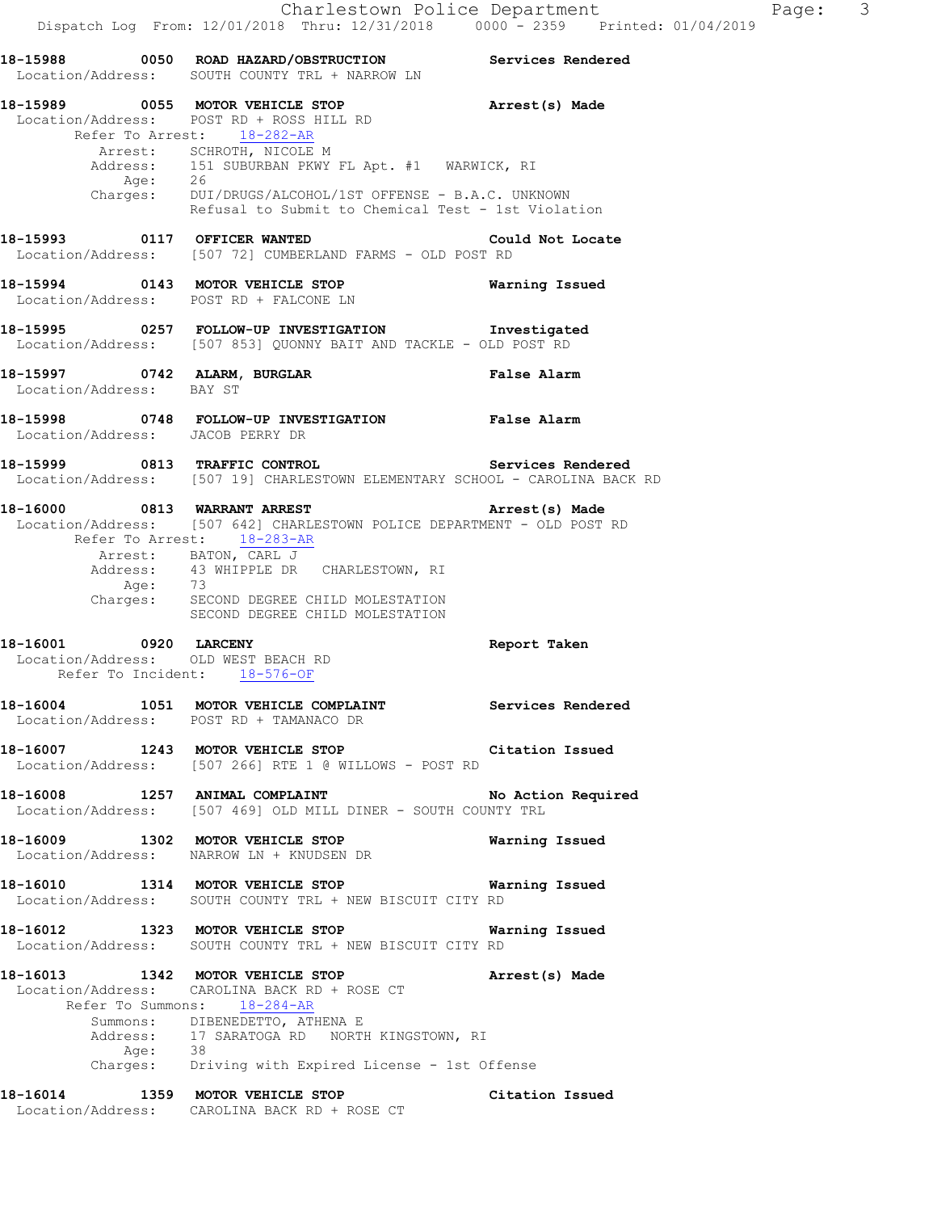**18-15988 0050 ROAD HAZARD/OBSTRUCTION** — **Services Rendered**
Location/Address: SOUTH COUNTY TRL + NARROW LN

**18-15989 0055 MOTOR VEHICLE STOP** — **Arrest(s) Made**
Location/Address: POST RD + ROSS HILL RD
Refer To Arrest: 18-282-AR
Arrest: SCHROTH, NICOLE M
Address: 151 SUBURBAN PKWY FL Apt. #1 WARWICK, RI
Age: 26
Charges: DUI/DRUGS/ALCOHOL/1ST OFFENSE - B.A.C. UNKNOWN
Refusal to Submit to Chemical Test - 1st Violation

**18-15993 0117 OFFICER WANTED** — **Could Not Locate**
Location/Address: [507 72] CUMBERLAND FARMS - OLD POST RD

**18-15994 0143 MOTOR VEHICLE STOP** — **Warning Issued**
Location/Address: POST RD + FALCONE LN

**18-15995 0257 FOLLOW-UP INVESTIGATION** — **Investigated**
Location/Address: [507 853] QUONNY BAIT AND TACKLE - OLD POST RD

**18-15997 0742 ALARM, BURGLAR** — **False Alarm**
Location/Address: BAY ST

**18-15998 0748 FOLLOW-UP INVESTIGATION** — **False Alarm**
Location/Address: JACOB PERRY DR

**18-15999 0813 TRAFFIC CONTROL** — **Services Rendered**
Location/Address: [507 19] CHARLESTOWN ELEMENTARY SCHOOL - CAROLINA BACK RD

**18-16000 0813 WARRANT ARREST** — **Arrest(s) Made**
Location/Address: [507 642] CHARLESTOWN POLICE DEPARTMENT - OLD POST RD
Refer To Arrest: 18-283-AR
Arrest: BATON, CARL J
Address: 43 WHIPPLE DR CHARLESTOWN, RI
Age: 73
Charges: SECOND DEGREE CHILD MOLESTATION
SECOND DEGREE CHILD MOLESTATION

**18-16001 0920 LARCENY** — **Report Taken**
Location/Address: OLD WEST BEACH RD
Refer To Incident: 18-576-OF

**18-16004 1051 MOTOR VEHICLE COMPLAINT** — **Services Rendered**
Location/Address: POST RD + TAMANACO DR

**18-16007 1243 MOTOR VEHICLE STOP** — **Citation Issued**
Location/Address: [507 266] RTE 1 @ WILLOWS - POST RD

**18-16008 1257 ANIMAL COMPLAINT** — **No Action Required**
Location/Address: [507 469] OLD MILL DINER - SOUTH COUNTY TRL

**18-16009 1302 MOTOR VEHICLE STOP** — **Warning Issued**
Location/Address: NARROW LN + KNUDSEN DR

**18-16010 1314 MOTOR VEHICLE STOP** — **Warning Issued**
Location/Address: SOUTH COUNTY TRL + NEW BISCUIT CITY RD

**18-16012 1323 MOTOR VEHICLE STOP** — **Warning Issued**
Location/Address: SOUTH COUNTY TRL + NEW BISCUIT CITY RD

**18-16013 1342 MOTOR VEHICLE STOP** — **Arrest(s) Made**
Location/Address: CAROLINA BACK RD + ROSE CT
Refer To Summons: 18-284-AR
Summons: DIBENEDETTO, ATHENA E
Address: 17 SARATOGA RD NORTH KINGSTOWN, RI
Age: 38
Charges: Driving with Expired License - 1st Offense

**18-16014 1359 MOTOR VEHICLE STOP** — **Citation Issued**
Location/Address: CAROLINA BACK RD + ROSE CT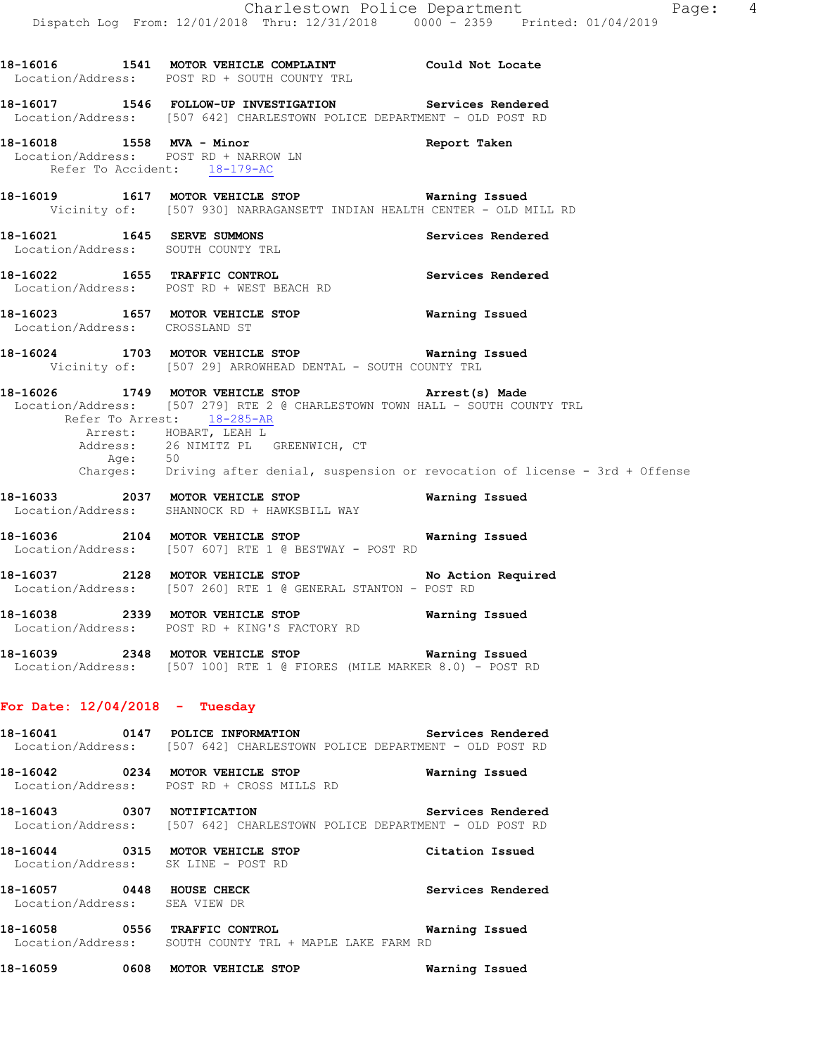18-16016 1541 MOTOR VEHICLE COMPLAINT Could Not Locate
Location/Address: POST RD + SOUTH COUNTY TRL

18-16017 1546 FOLLOW-UP INVESTIGATION Services Rendered
Location/Address: [507 642] CHARLESTOWN POLICE DEPARTMENT - OLD POST RD

18-16018 1558 MVA - Minor Report Taken
Location/Address: POST RD + NARROW LN
Refer To Accident: 18-179-AC

18-16019 1617 MOTOR VEHICLE STOP Warning Issued
Vicinity of: [507 930] NARRAGANSETT INDIAN HEALTH CENTER - OLD MILL RD

18-16021 1645 SERVE SUMMONS Services Rendered
Location/Address: SOUTH COUNTY TRL

18-16022 1655 TRAFFIC CONTROL Services Rendered
Location/Address: POST RD + WEST BEACH RD

18-16023 1657 MOTOR VEHICLE STOP Warning Issued
Location/Address: CROSSLAND ST

18-16024 1703 MOTOR VEHICLE STOP Warning Issued
Vicinity of: [507 29] ARROWHEAD DENTAL - SOUTH COUNTY TRL

18-16026 1749 MOTOR VEHICLE STOP Arrest(s) Made
Location/Address: [507 279] RTE 2 @ CHARLESTOWN TOWN HALL - SOUTH COUNTY TRL
Refer To Arrest: 18-285-AR
Arrest: HOBART, LEAH L
Address: 26 NIMITZ PL GREENWICH, CT
Age: 50
Charges: Driving after denial, suspension or revocation of license - 3rd + Offense

18-16033 2037 MOTOR VEHICLE STOP Warning Issued
Location/Address: SHANNOCK RD + HAWKSBILL WAY

18-16036 2104 MOTOR VEHICLE STOP Warning Issued
Location/Address: [507 607] RTE 1 @ BESTWAY - POST RD

18-16037 2128 MOTOR VEHICLE STOP No Action Required
Location/Address: [507 260] RTE 1 @ GENERAL STANTON - POST RD

18-16038 2339 MOTOR VEHICLE STOP Warning Issued
Location/Address: POST RD + KING'S FACTORY RD

18-16039 2348 MOTOR VEHICLE STOP Warning Issued
Location/Address: [507 100] RTE 1 @ FIORES (MILE MARKER 8.0) - POST RD

**For Date: 12/04/2018 - Tuesday**

18-16041 0147 POLICE INFORMATION Services Rendered
Location/Address: [507 642] CHARLESTOWN POLICE DEPARTMENT - OLD POST RD

18-16042 0234 MOTOR VEHICLE STOP Warning Issued
Location/Address: POST RD + CROSS MILLS RD

18-16043 0307 NOTIFICATION Services Rendered
Location/Address: [507 642] CHARLESTOWN POLICE DEPARTMENT - OLD POST RD

18-16044 0315 MOTOR VEHICLE STOP Citation Issued
Location/Address: SK LINE - POST RD

18-16057 0448 HOUSE CHECK Services Rendered
Location/Address: SEA VIEW DR

18-16058 0556 TRAFFIC CONTROL Warning Issued
Location/Address: SOUTH COUNTY TRL + MAPLE LAKE FARM RD

18-16059 0608 MOTOR VEHICLE STOP Warning Issued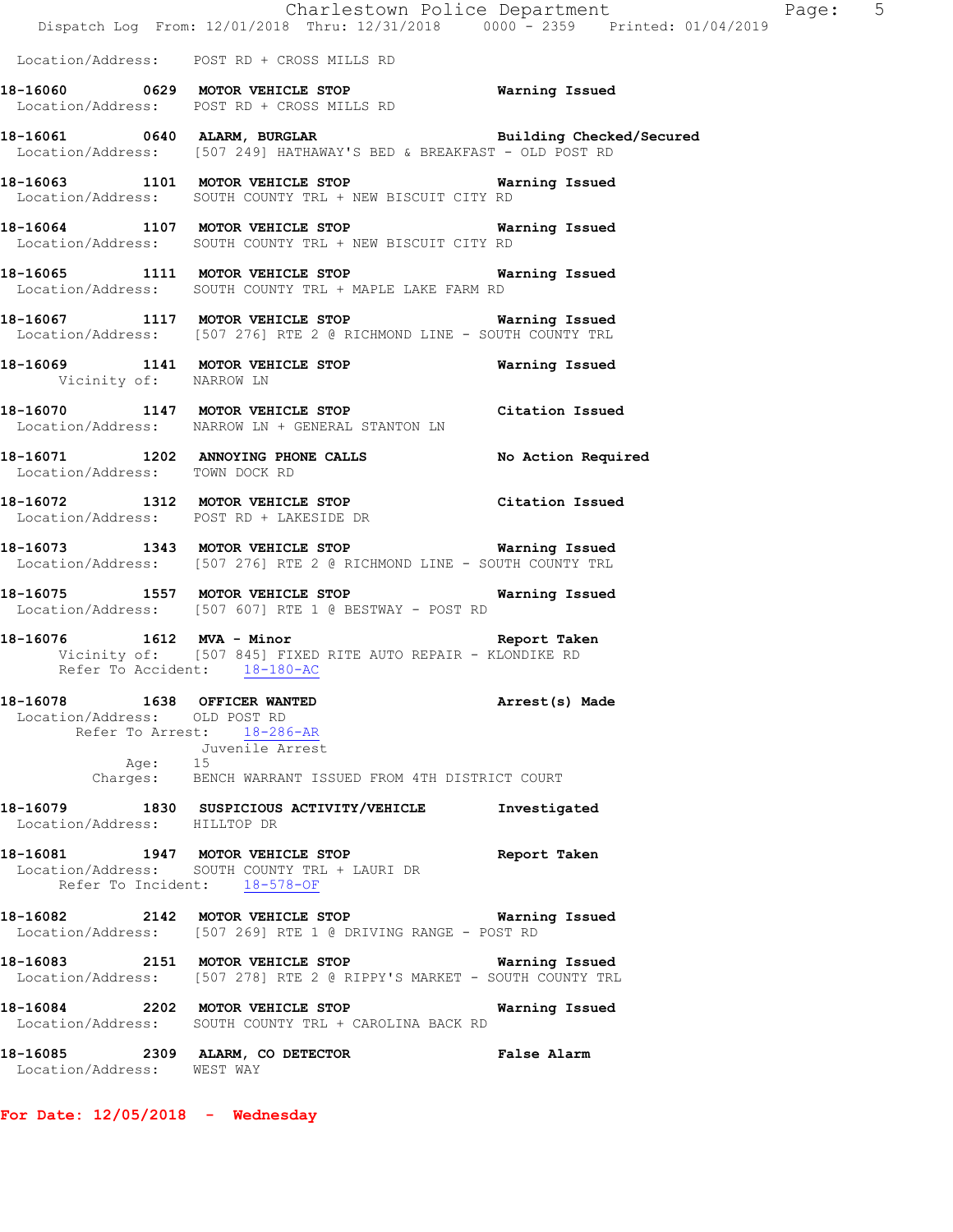Location/Address: POST RD + CROSS MILLS RD

**18-16060 0629 MOTOR VEHICLE STOP** Warning Issued
Location/Address: POST RD + CROSS MILLS RD

**18-16061 0640 ALARM, BURGLAR** Building Checked/Secured
Location/Address: [507 249] HATHAWAY'S BED & BREAKFAST - OLD POST RD

**18-16063 1101 MOTOR VEHICLE STOP** Warning Issued
Location/Address: SOUTH COUNTY TRL + NEW BISCUIT CITY RD

**18-16064 1107 MOTOR VEHICLE STOP** Warning Issued
Location/Address: SOUTH COUNTY TRL + NEW BISCUIT CITY RD

**18-16065 1111 MOTOR VEHICLE STOP** Warning Issued
Location/Address: SOUTH COUNTY TRL + MAPLE LAKE FARM RD

**18-16067 1117 MOTOR VEHICLE STOP** Warning Issued
Location/Address: [507 276] RTE 2 @ RICHMOND LINE - SOUTH COUNTY TRL

**18-16069 1141 MOTOR VEHICLE STOP** Warning Issued
Vicinity of: NARROW LN

**18-16070 1147 MOTOR VEHICLE STOP** Citation Issued
Location/Address: NARROW LN + GENERAL STANTON LN

**18-16071 1202 ANNOYING PHONE CALLS** No Action Required
Location/Address: TOWN DOCK RD

**18-16072 1312 MOTOR VEHICLE STOP** Citation Issued
Location/Address: POST RD + LAKESIDE DR

**18-16073 1343 MOTOR VEHICLE STOP** Warning Issued
Location/Address: [507 276] RTE 2 @ RICHMOND LINE - SOUTH COUNTY TRL

**18-16075 1557 MOTOR VEHICLE STOP** Warning Issued
Location/Address: [507 607] RTE 1 @ BESTWAY - POST RD

**18-16076 1612 MVA - Minor** Report Taken
Vicinity of: [507 845] FIXED RITE AUTO REPAIR - KLONDIKE RD
Refer To Accident: 18-180-AC

**18-16078 1638 OFFICER WANTED** Arrest(s) Made
Location/Address: OLD POST RD
Refer To Arrest: 18-286-AR
Juvenile Arrest
Age: 15
Charges: BENCH WARRANT ISSUED FROM 4TH DISTRICT COURT

**18-16079 1830 SUSPICIOUS ACTIVITY/VEHICLE** Investigated
Location/Address: HILLTOP DR

**18-16081 1947 MOTOR VEHICLE STOP** Report Taken
Location/Address: SOUTH COUNTY TRL + LAURI DR
Refer To Incident: 18-578-OF

**18-16082 2142 MOTOR VEHICLE STOP** Warning Issued
Location/Address: [507 269] RTE 1 @ DRIVING RANGE - POST RD

**18-16083 2151 MOTOR VEHICLE STOP** Warning Issued
Location/Address: [507 278] RTE 2 @ RIPPY'S MARKET - SOUTH COUNTY TRL

**18-16084 2202 MOTOR VEHICLE STOP** Warning Issued
Location/Address: SOUTH COUNTY TRL + CAROLINA BACK RD

**18-16085 2309 ALARM, CO DETECTOR** False Alarm
Location/Address: WEST WAY

**For Date: 12/05/2018 - Wednesday**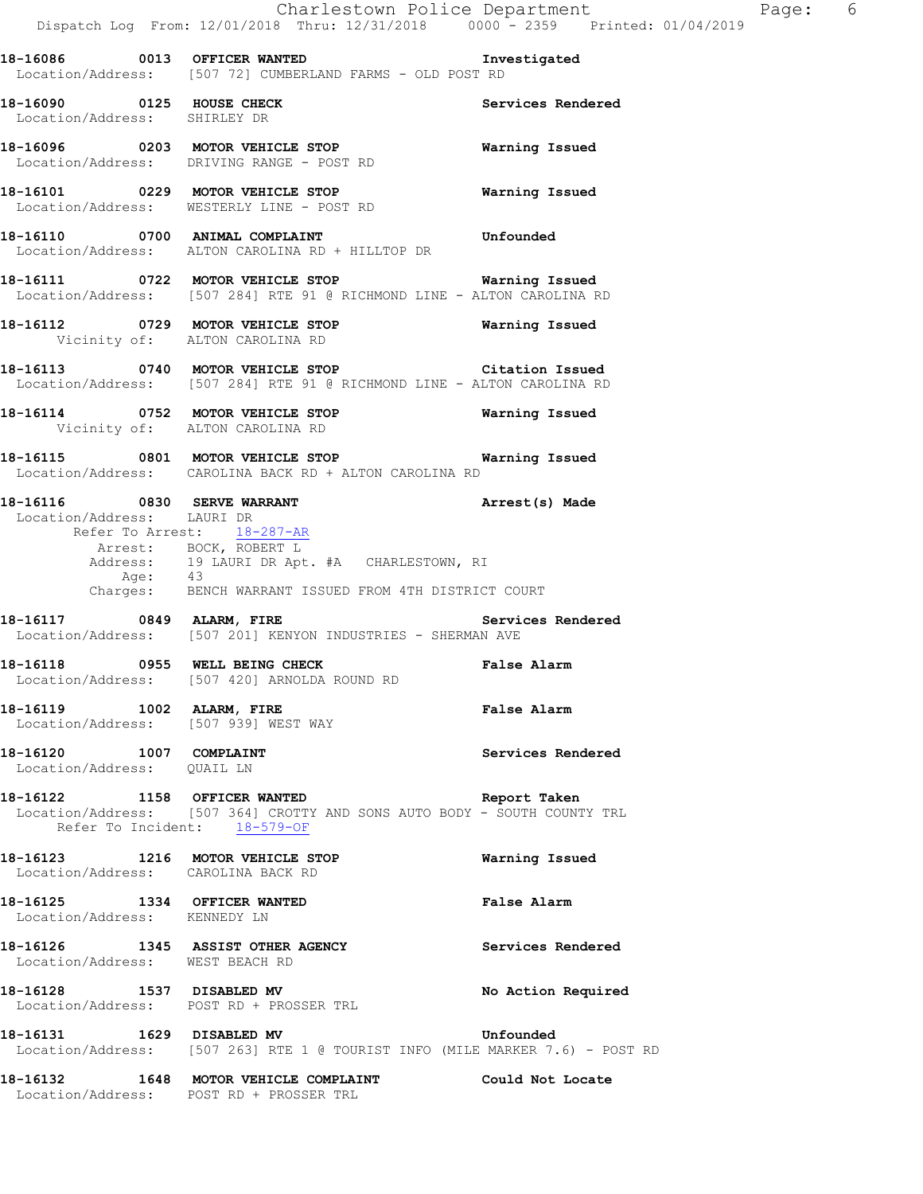**18-16086 0013 OFFICER WANTED** Investigated
Location/Address: [507 72] CUMBERLAND FARMS - OLD POST RD

**18-16090 0125 HOUSE CHECK** Services Rendered
Location/Address: SHIRLEY DR

**18-16096 0203 MOTOR VEHICLE STOP** Warning Issued
Location/Address: DRIVING RANGE - POST RD

**18-16101 0229 MOTOR VEHICLE STOP** Warning Issued
Location/Address: WESTERLY LINE - POST RD

**18-16110 0700 ANIMAL COMPLAINT** Unfounded
Location/Address: ALTON CAROLINA RD + HILLTOP DR

**18-16111 0722 MOTOR VEHICLE STOP** Warning Issued
Location/Address: [507 284] RTE 91 @ RICHMOND LINE - ALTON CAROLINA RD

**18-16112 0729 MOTOR VEHICLE STOP** Warning Issued
Vicinity of: ALTON CAROLINA RD

**18-16113 0740 MOTOR VEHICLE STOP** Citation Issued
Location/Address: [507 284] RTE 91 @ RICHMOND LINE - ALTON CAROLINA RD

**18-16114 0752 MOTOR VEHICLE STOP** Warning Issued
Vicinity of: ALTON CAROLINA RD

**18-16115 0801 MOTOR VEHICLE STOP** Warning Issued
Location/Address: CAROLINA BACK RD + ALTON CAROLINA RD

**18-16116 0830 SERVE WARRANT** Arrest(s) Made
Location/Address: LAURI DR
Refer To Arrest: 18-287-AR
Arrest: BOCK, ROBERT L
Address: 19 LAURI DR Apt. #A CHARLESTOWN, RI
Age: 43
Charges: BENCH WARRANT ISSUED FROM 4TH DISTRICT COURT

**18-16117 0849 ALARM, FIRE** Services Rendered
Location/Address: [507 201] KENYON INDUSTRIES - SHERMAN AVE

**18-16118 0955 WELL BEING CHECK** False Alarm
Location/Address: [507 420] ARNOLDA ROUND RD

**18-16119 1002 ALARM, FIRE** False Alarm
Location/Address: [507 939] WEST WAY

**18-16120 1007 COMPLAINT** Services Rendered
Location/Address: QUAIL LN

**18-16122 1158 OFFICER WANTED** Report Taken
Location/Address: [507 364] CROTTY AND SONS AUTO BODY - SOUTH COUNTY TRL
Refer To Incident: 18-579-OF

**18-16123 1216 MOTOR VEHICLE STOP** Warning Issued
Location/Address: CAROLINA BACK RD

**18-16125 1334 OFFICER WANTED** False Alarm
Location/Address: KENNEDY LN

**18-16126 1345 ASSIST OTHER AGENCY** Services Rendered
Location/Address: WEST BEACH RD

**18-16128 1537 DISABLED MV** No Action Required
Location/Address: POST RD + PROSSER TRL

**18-16131 1629 DISABLED MV** Unfounded
Location/Address: [507 263] RTE 1 @ TOURIST INFO (MILE MARKER 7.6) - POST RD

**18-16132 1648 MOTOR VEHICLE COMPLAINT** Could Not Locate
Location/Address: POST RD + PROSSER TRL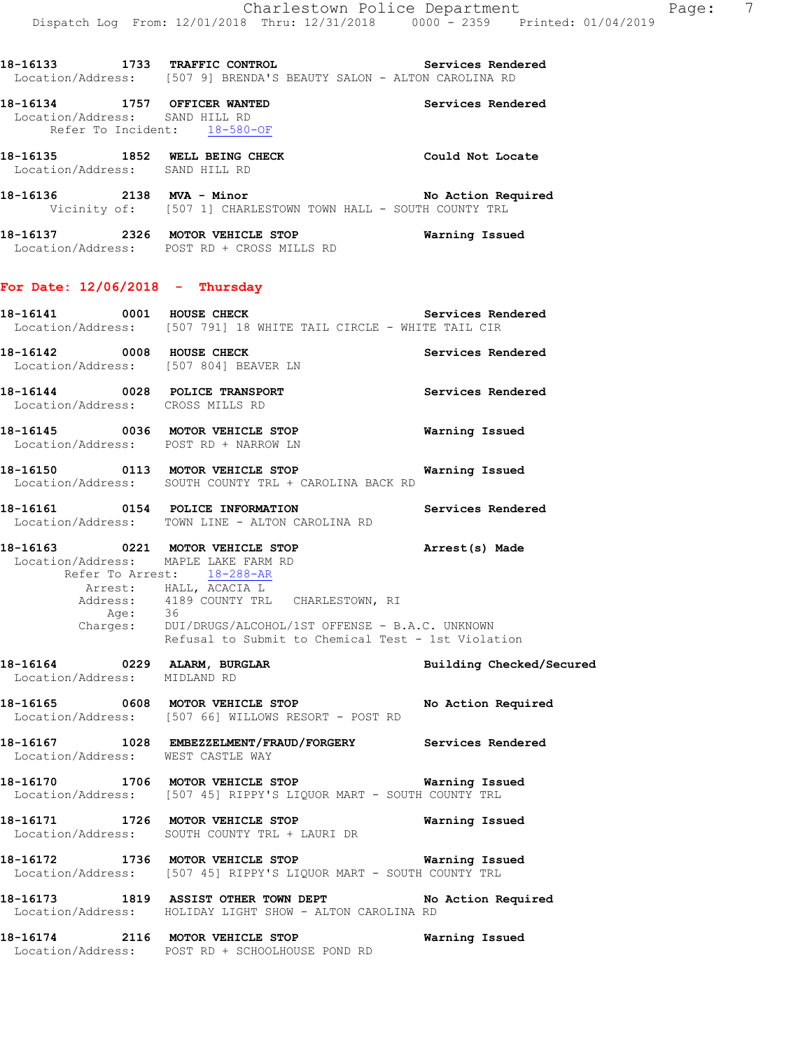**18-16133 1733 TRAFFIC CONTROL** — Services Rendered
Location/Address: [507 9] BRENDA'S BEAUTY SALON - ALTON CAROLINA RD

**18-16134 1757 OFFICER WANTED** — Services Rendered
Location/Address: SAND HILL RD
Refer To Incident: 18-580-OF

**18-16135 1852 WELL BEING CHECK** — Could Not Locate
Location/Address: SAND HILL RD

**18-16136 2138 MVA - Minor** — No Action Required
Vicinity of: [507 1] CHARLESTOWN TOWN HALL - SOUTH COUNTY TRL

**18-16137 2326 MOTOR VEHICLE STOP** — Warning Issued
Location/Address: POST RD + CROSS MILLS RD

## For Date: 12/06/2018 - Thursday

**18-16141 0001 HOUSE CHECK** — Services Rendered
Location/Address: [507 791] 18 WHITE TAIL CIRCLE - WHITE TAIL CIR

**18-16142 0008 HOUSE CHECK** — Services Rendered
Location/Address: [507 804] BEAVER LN

**18-16144 0028 POLICE TRANSPORT** — Services Rendered
Location/Address: CROSS MILLS RD

**18-16145 0036 MOTOR VEHICLE STOP** — Warning Issued
Location/Address: POST RD + NARROW LN

**18-16150 0113 MOTOR VEHICLE STOP** — Warning Issued
Location/Address: SOUTH COUNTY TRL + CAROLINA BACK RD

**18-16161 0154 POLICE INFORMATION** — Services Rendered
Location/Address: TOWN LINE - ALTON CAROLINA RD

**18-16163 0221 MOTOR VEHICLE STOP** — Arrest(s) Made
Location/Address: MAPLE LAKE FARM RD
Refer To Arrest: 18-288-AR
Arrest: HALL, ACACIA L
Address: 4189 COUNTY TRL CHARLESTOWN, RI
Age: 36
Charges: DUI/DRUGS/ALCOHOL/1ST OFFENSE - B.A.C. UNKNOWN
Refusal to Submit to Chemical Test - 1st Violation

**18-16164 0229 ALARM, BURGLAR** — Building Checked/Secured
Location/Address: MIDLAND RD

**18-16165 0608 MOTOR VEHICLE STOP** — No Action Required
Location/Address: [507 66] WILLOWS RESORT - POST RD

**18-16167 1028 EMBEZZELMENT/FRAUD/FORGERY** — Services Rendered
Location/Address: WEST CASTLE WAY

**18-16170 1706 MOTOR VEHICLE STOP** — Warning Issued
Location/Address: [507 45] RIPPY'S LIQUOR MART - SOUTH COUNTY TRL

**18-16171 1726 MOTOR VEHICLE STOP** — Warning Issued
Location/Address: SOUTH COUNTY TRL + LAURI DR

**18-16172 1736 MOTOR VEHICLE STOP** — Warning Issued
Location/Address: [507 45] RIPPY'S LIQUOR MART - SOUTH COUNTY TRL

**18-16173 1819 ASSIST OTHER TOWN DEPT** — No Action Required
Location/Address: HOLIDAY LIGHT SHOW - ALTON CAROLINA RD

**18-16174 2116 MOTOR VEHICLE STOP** — Warning Issued
Location/Address: POST RD + SCHOOLHOUSE POND RD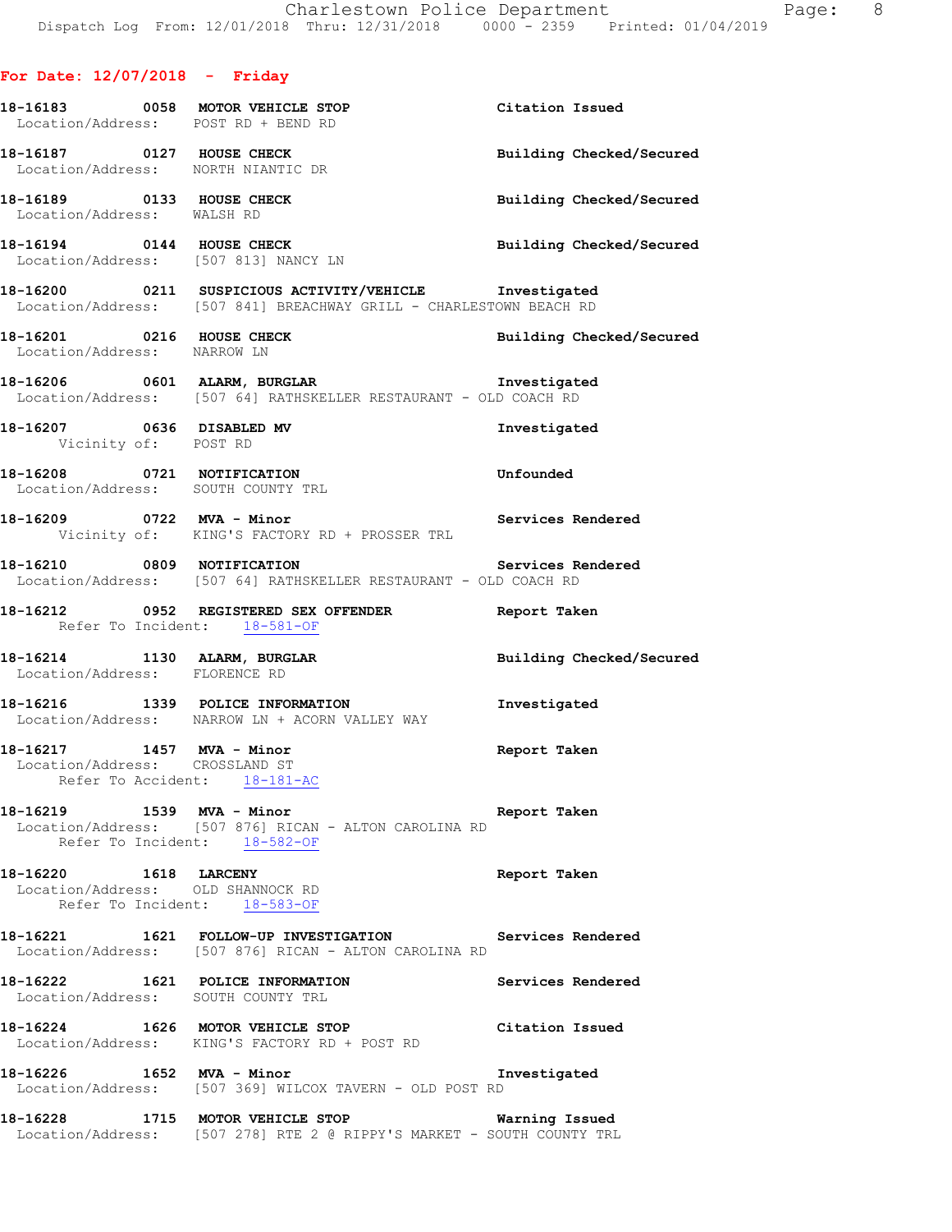## For Date: 12/07/2018 - Friday

**18-16183 0058 MOTOR VEHICLE STOP** — Citation Issued
Location/Address: POST RD + BEND RD

**18-16187 0127 HOUSE CHECK** — Building Checked/Secured
Location/Address: NORTH NIANTIC DR

**18-16189 0133 HOUSE CHECK** — Building Checked/Secured
Location/Address: WALSH RD

**18-16194 0144 HOUSE CHECK** — Building Checked/Secured
Location/Address: [507 813] NANCY LN

**18-16200 0211 SUSPICIOUS ACTIVITY/VEHICLE** — Investigated
Location/Address: [507 841] BREACHWAY GRILL - CHARLESTOWN BEACH RD

**18-16201 0216 HOUSE CHECK** — Building Checked/Secured
Location/Address: NARROW LN

**18-16206 0601 ALARM, BURGLAR** — Investigated
Location/Address: [507 64] RATHSKELLER RESTAURANT - OLD COACH RD

**18-16207 0636 DISABLED MV** — Investigated
Vicinity of: POST RD

**18-16208 0721 NOTIFICATION** — Unfounded
Location/Address: SOUTH COUNTY TRL

**18-16209 0722 MVA - Minor** — Services Rendered
Vicinity of: KING'S FACTORY RD + PROSSER TRL

**18-16210 0809 NOTIFICATION** — Services Rendered
Location/Address: [507 64] RATHSKELLER RESTAURANT - OLD COACH RD

**18-16212 0952 REGISTERED SEX OFFENDER** — Report Taken
Refer To Incident: 18-581-OF

**18-16214 1130 ALARM, BURGLAR** — Building Checked/Secured
Location/Address: FLORENCE RD

**18-16216 1339 POLICE INFORMATION** — Investigated
Location/Address: NARROW LN + ACORN VALLEY WAY

**18-16217 1457 MVA - Minor** — Report Taken
Location/Address: CROSSLAND ST
Refer To Accident: 18-181-AC

**18-16219 1539 MVA - Minor** — Report Taken
Location/Address: [507 876] RICAN - ALTON CAROLINA RD
Refer To Incident: 18-582-OF

**18-16220 1618 LARCENY** — Report Taken
Location/Address: OLD SHANNOCK RD
Refer To Incident: 18-583-OF

**18-16221 1621 FOLLOW-UP INVESTIGATION** — Services Rendered
Location/Address: [507 876] RICAN - ALTON CAROLINA RD

**18-16222 1621 POLICE INFORMATION** — Services Rendered
Location/Address: SOUTH COUNTY TRL

**18-16224 1626 MOTOR VEHICLE STOP** — Citation Issued
Location/Address: KING'S FACTORY RD + POST RD

**18-16226 1652 MVA - Minor** — Investigated
Location/Address: [507 369] WILCOX TAVERN - OLD POST RD

**18-16228 1715 MOTOR VEHICLE STOP** — Warning Issued
Location/Address: [507 278] RTE 2 @ RIPPY'S MARKET - SOUTH COUNTY TRL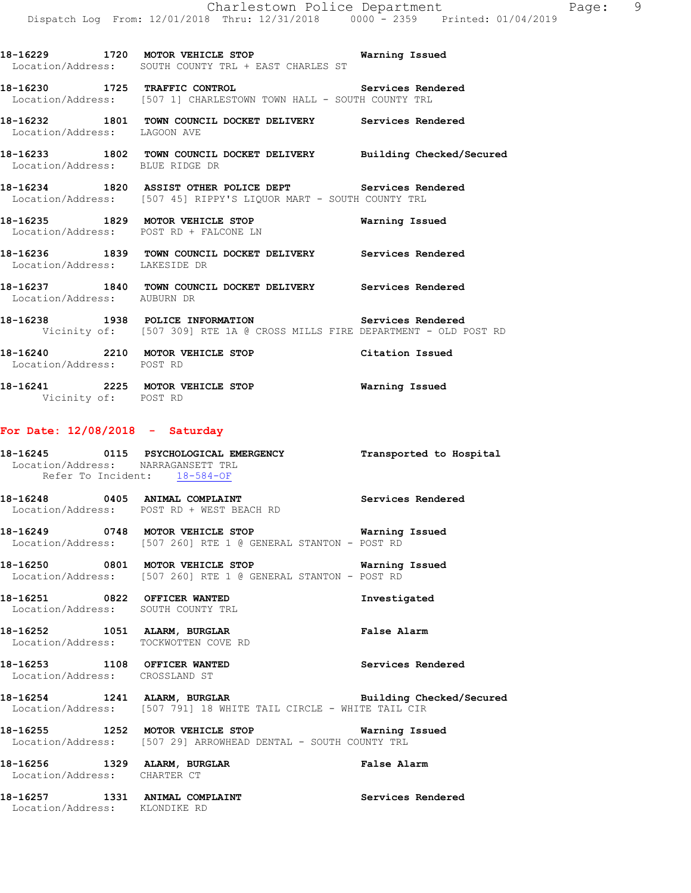18-16229 1720 **MOTOR VEHICLE STOP** **Warning Issued**
Location/Address: SOUTH COUNTY TRL + EAST CHARLES ST

18-16230 1725 **TRAFFIC CONTROL** **Services Rendered**
Location/Address: [507 1] CHARLESTOWN TOWN HALL - SOUTH COUNTY TRL

18-16232 1801 **TOWN COUNCIL DOCKET DELIVERY** **Services Rendered**
Location/Address: LAGOON AVE

18-16233 1802 **TOWN COUNCIL DOCKET DELIVERY** **Building Checked/Secured**
Location/Address: BLUE RIDGE DR

18-16234 1820 **ASSIST OTHER POLICE DEPT** **Services Rendered**
Location/Address: [507 45] RIPPY'S LIQUOR MART - SOUTH COUNTY TRL

18-16235 1829 **MOTOR VEHICLE STOP** **Warning Issued**
Location/Address: POST RD + FALCONE LN

18-16236 1839 **TOWN COUNCIL DOCKET DELIVERY** **Services Rendered**
Location/Address: LAKESIDE DR

18-16237 1840 **TOWN COUNCIL DOCKET DELIVERY** **Services Rendered**
Location/Address: AUBURN DR

18-16238 1938 **POLICE INFORMATION** **Services Rendered**
Vicinity of: [507 309] RTE 1A @ CROSS MILLS FIRE DEPARTMENT - OLD POST RD

18-16240 2210 **MOTOR VEHICLE STOP** **Citation Issued**
Location/Address: POST RD

18-16241 2225 **MOTOR VEHICLE STOP** **Warning Issued**
Vicinity of: POST RD

**For Date: 12/08/2018 - Saturday**

18-16245 0115 **PSYCHOLOGICAL EMERGENCY** **Transported to Hospital**
Location/Address: NARRAGANSETT TRL
Refer To Incident: 18-584-OF

18-16248 0405 **ANIMAL COMPLAINT** **Services Rendered**
Location/Address: POST RD + WEST BEACH RD

18-16249 0748 **MOTOR VEHICLE STOP** **Warning Issued**
Location/Address: [507 260] RTE 1 @ GENERAL STANTON - POST RD

18-16250 0801 **MOTOR VEHICLE STOP** **Warning Issued**
Location/Address: [507 260] RTE 1 @ GENERAL STANTON - POST RD

18-16251 0822 **OFFICER WANTED** **Investigated**
Location/Address: SOUTH COUNTY TRL

18-16252 1051 **ALARM, BURGLAR** **False Alarm**
Location/Address: TOCKWOTTEN COVE RD

18-16253 1108 **OFFICER WANTED** **Services Rendered**
Location/Address: CROSSLAND ST

18-16254 1241 **ALARM, BURGLAR** **Building Checked/Secured**
Location/Address: [507 791] 18 WHITE TAIL CIRCLE - WHITE TAIL CIR

18-16255 1252 **MOTOR VEHICLE STOP** **Warning Issued**
Location/Address: [507 29] ARROWHEAD DENTAL - SOUTH COUNTY TRL

18-16256 1329 **ALARM, BURGLAR** **False Alarm**
Location/Address: CHARTER CT

18-16257 1331 **ANIMAL COMPLAINT** **Services Rendered**
Location/Address: KLONDIKE RD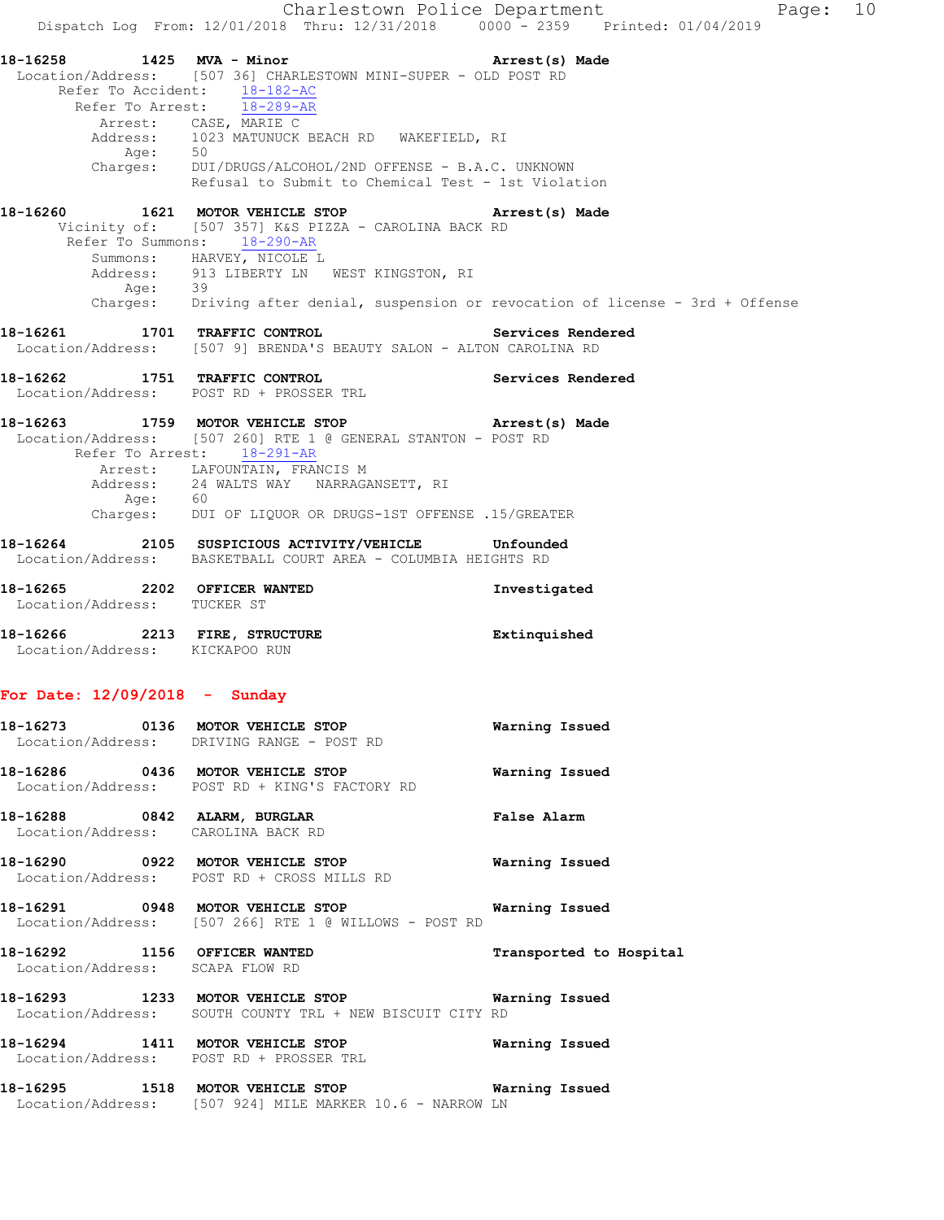**18-16258 1425 MVA - Minor** **Arrest(s) Made**
Location/Address: [507 36] CHARLESTOWN MINI-SUPER - OLD POST RD
Refer To Accident: 18-182-AC
Refer To Arrest: 18-289-AR
Arrest: CASE, MARIE C
Address: 1023 MATUNUCK BEACH RD WAKEFIELD, RI
Age: 50
Charges: DUI/DRUGS/ALCOHOL/2ND OFFENSE - B.A.C. UNKNOWN
Refusal to Submit to Chemical Test - 1st Violation

**18-16260 1621 MOTOR VEHICLE STOP** **Arrest(s) Made**
Vicinity of: [507 357] K&S PIZZA - CAROLINA BACK RD
Refer To Summons: 18-290-AR
Summons: HARVEY, NICOLE L
Address: 913 LIBERTY LN WEST KINGSTON, RI
Age: 39
Charges: Driving after denial, suspension or revocation of license - 3rd + Offense

**18-16261 1701 TRAFFIC CONTROL** **Services Rendered**
Location/Address: [507 9] BRENDA'S BEAUTY SALON - ALTON CAROLINA RD

**18-16262 1751 TRAFFIC CONTROL** **Services Rendered**
Location/Address: POST RD + PROSSER TRL

**18-16263 1759 MOTOR VEHICLE STOP** **Arrest(s) Made**
Location/Address: [507 260] RTE 1 @ GENERAL STANTON - POST RD
Refer To Arrest: 18-291-AR
Arrest: LAFOUNTAIN, FRANCIS M
Address: 24 WALTS WAY NARRAGANSETT, RI
Age: 60
Charges: DUI OF LIQUOR OR DRUGS-1ST OFFENSE .15/GREATER

**18-16264 2105 SUSPICIOUS ACTIVITY/VEHICLE** **Unfounded**
Location/Address: BASKETBALL COURT AREA - COLUMBIA HEIGHTS RD

**18-16265 2202 OFFICER WANTED** **Investigated**
Location/Address: TUCKER ST

**18-16266 2213 FIRE, STRUCTURE** **Extinguished**
Location/Address: KICKAPOO RUN

## For Date: 12/09/2018 - Sunday

**18-16273 0136 MOTOR VEHICLE STOP** **Warning Issued**
Location/Address: DRIVING RANGE - POST RD

**18-16286 0436 MOTOR VEHICLE STOP** **Warning Issued**
Location/Address: POST RD + KING'S FACTORY RD

**18-16288 0842 ALARM, BURGLAR** **False Alarm**
Location/Address: CAROLINA BACK RD

**18-16290 0922 MOTOR VEHICLE STOP** **Warning Issued**
Location/Address: POST RD + CROSS MILLS RD

**18-16291 0948 MOTOR VEHICLE STOP** **Warning Issued**
Location/Address: [507 266] RTE 1 @ WILLOWS - POST RD

**18-16292 1156 OFFICER WANTED** **Transported to Hospital**
Location/Address: SCAPA FLOW RD

**18-16293 1233 MOTOR VEHICLE STOP** **Warning Issued**
Location/Address: SOUTH COUNTY TRL + NEW BISCUIT CITY RD

**18-16294 1411 MOTOR VEHICLE STOP** **Warning Issued**
Location/Address: POST RD + PROSSER TRL

**18-16295 1518 MOTOR VEHICLE STOP** **Warning Issued**
Location/Address: [507 924] MILE MARKER 10.6 - NARROW LN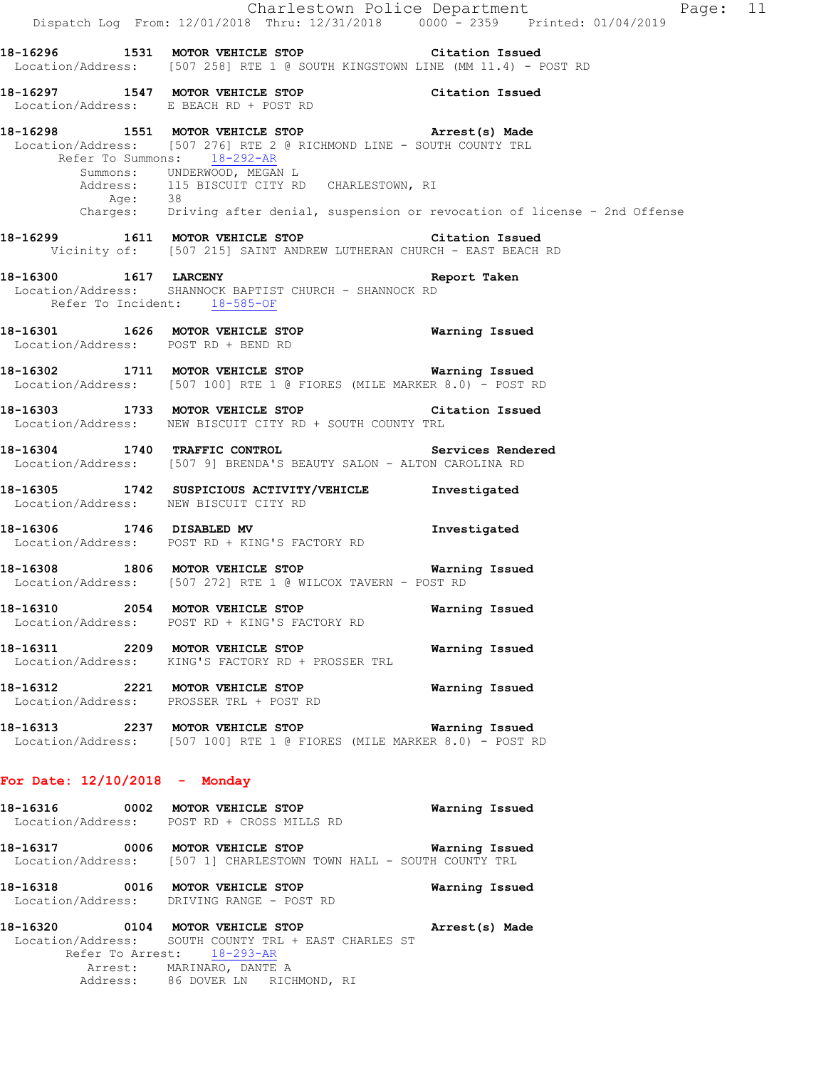18-16296 1531 **MOTOR VEHICLE STOP** Citation Issued
Location/Address: [507 258] RTE 1 @ SOUTH KINGSTOWN LINE (MM 11.4) - POST RD

18-16297 1547 **MOTOR VEHICLE STOP** Citation Issued
Location/Address: E BEACH RD + POST RD

18-16298 1551 **MOTOR VEHICLE STOP** Arrest(s) Made
Location/Address: [507 276] RTE 2 @ RICHMOND LINE - SOUTH COUNTY TRL
Refer To Summons: 18-292-AR
Summons: UNDERWOOD, MEGAN L
Address: 115 BISCUIT CITY RD CHARLESTOWN, RI
Age: 38
Charges: Driving after denial, suspension or revocation of license - 2nd Offense

18-16299 1611 **MOTOR VEHICLE STOP** Citation Issued
Vicinity of: [507 215] SAINT ANDREW LUTHERAN CHURCH - EAST BEACH RD

18-16300 1617 **LARCENY** Report Taken
Location/Address: SHANNOCK BAPTIST CHURCH - SHANNOCK RD
Refer To Incident: 18-585-OF

18-16301 1626 **MOTOR VEHICLE STOP** Warning Issued
Location/Address: POST RD + BEND RD

18-16302 1711 **MOTOR VEHICLE STOP** Warning Issued
Location/Address: [507 100] RTE 1 @ FIORES (MILE MARKER 8.0) - POST RD

18-16303 1733 **MOTOR VEHICLE STOP** Citation Issued
Location/Address: NEW BISCUIT CITY RD + SOUTH COUNTY TRL

18-16304 1740 **TRAFFIC CONTROL** Services Rendered
Location/Address: [507 9] BRENDA'S BEAUTY SALON - ALTON CAROLINA RD

18-16305 1742 **SUSPICIOUS ACTIVITY/VEHICLE** Investigated
Location/Address: NEW BISCUIT CITY RD

18-16306 1746 **DISABLED MV** Investigated
Location/Address: POST RD + KING'S FACTORY RD

18-16308 1806 **MOTOR VEHICLE STOP** Warning Issued
Location/Address: [507 272] RTE 1 @ WILCOX TAVERN - POST RD

18-16310 2054 **MOTOR VEHICLE STOP** Warning Issued
Location/Address: POST RD + KING'S FACTORY RD

18-16311 2209 **MOTOR VEHICLE STOP** Warning Issued
Location/Address: KING'S FACTORY RD + PROSSER TRL

18-16312 2221 **MOTOR VEHICLE STOP** Warning Issued
Location/Address: PROSSER TRL + POST RD

18-16313 2237 **MOTOR VEHICLE STOP** Warning Issued
Location/Address: [507 100] RTE 1 @ FIORES (MILE MARKER 8.0) - POST RD

## For Date: 12/10/2018 - Monday

18-16316 0002 **MOTOR VEHICLE STOP** Warning Issued
Location/Address: POST RD + CROSS MILLS RD

18-16317 0006 **MOTOR VEHICLE STOP** Warning Issued
Location/Address: [507 1] CHARLESTOWN TOWN HALL - SOUTH COUNTY TRL

18-16318 0016 **MOTOR VEHICLE STOP** Warning Issued
Location/Address: DRIVING RANGE - POST RD

18-16320 0104 **MOTOR VEHICLE STOP** Arrest(s) Made
Location/Address: SOUTH COUNTY TRL + EAST CHARLES ST
Refer To Arrest: 18-293-AR
Arrest: MARINARO, DANTE A
Address: 86 DOVER LN RICHMOND, RI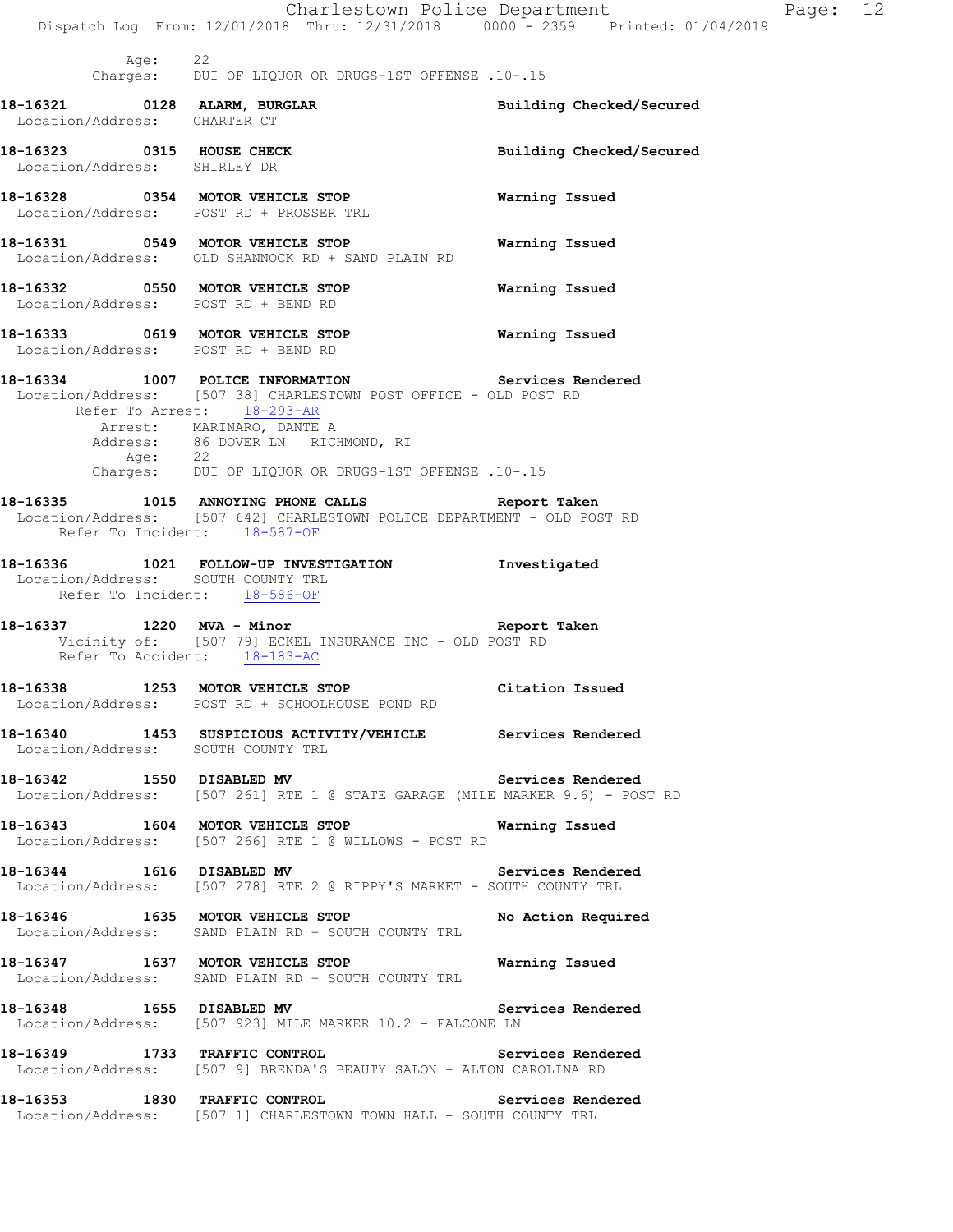Age: 22
Charges: DUI OF LIQUOR OR DRUGS-1ST OFFENSE .10-.15

**18-16321 0128 ALARM, BURGLAR** — Building Checked/Secured
Location/Address: CHARTER CT

**18-16323 0315 HOUSE CHECK** — Building Checked/Secured
Location/Address: SHIRLEY DR

**18-16328 0354 MOTOR VEHICLE STOP** — Warning Issued
Location/Address: POST RD + PROSSER TRL

**18-16331 0549 MOTOR VEHICLE STOP** — Warning Issued
Location/Address: OLD SHANNOCK RD + SAND PLAIN RD

**18-16332 0550 MOTOR VEHICLE STOP** — Warning Issued
Location/Address: POST RD + BEND RD

**18-16333 0619 MOTOR VEHICLE STOP** — Warning Issued
Location/Address: POST RD + BEND RD

**18-16334 1007 POLICE INFORMATION** — Services Rendered
Location/Address: [507 38] CHARLESTOWN POST OFFICE - OLD POST RD
Refer To Arrest: 18-293-AR
Arrest: MARINARO, DANTE A
Address: 86 DOVER LN RICHMOND, RI
Age: 22
Charges: DUI OF LIQUOR OR DRUGS-1ST OFFENSE .10-.15

**18-16335 1015 ANNOYING PHONE CALLS** — Report Taken
Location/Address: [507 642] CHARLESTOWN POLICE DEPARTMENT - OLD POST RD
Refer To Incident: 18-587-OF

**18-16336 1021 FOLLOW-UP INVESTIGATION** — Investigated
Location/Address: SOUTH COUNTY TRL
Refer To Incident: 18-586-OF

**18-16337 1220 MVA - Minor** — Report Taken
Vicinity of: [507 79] ECKEL INSURANCE INC - OLD POST RD
Refer To Accident: 18-183-AC

**18-16338 1253 MOTOR VEHICLE STOP** — Citation Issued
Location/Address: POST RD + SCHOOLHOUSE POND RD

**18-16340 1453 SUSPICIOUS ACTIVITY/VEHICLE** — Services Rendered
Location/Address: SOUTH COUNTY TRL

**18-16342 1550 DISABLED MV** — Services Rendered
Location/Address: [507 261] RTE 1 @ STATE GARAGE (MILE MARKER 9.6) - POST RD

**18-16343 1604 MOTOR VEHICLE STOP** — Warning Issued
Location/Address: [507 266] RTE 1 @ WILLOWS - POST RD

**18-16344 1616 DISABLED MV** — Services Rendered
Location/Address: [507 278] RTE 2 @ RIPPY'S MARKET - SOUTH COUNTY TRL

**18-16346 1635 MOTOR VEHICLE STOP** — No Action Required
Location/Address: SAND PLAIN RD + SOUTH COUNTY TRL

**18-16347 1637 MOTOR VEHICLE STOP** — Warning Issued
Location/Address: SAND PLAIN RD + SOUTH COUNTY TRL

**18-16348 1655 DISABLED MV** — Services Rendered
Location/Address: [507 923] MILE MARKER 10.2 - FALCONE LN

**18-16349 1733 TRAFFIC CONTROL** — Services Rendered
Location/Address: [507 9] BRENDA'S BEAUTY SALON - ALTON CAROLINA RD

**18-16353 1830 TRAFFIC CONTROL** — Services Rendered
Location/Address: [507 1] CHARLESTOWN TOWN HALL - SOUTH COUNTY TRL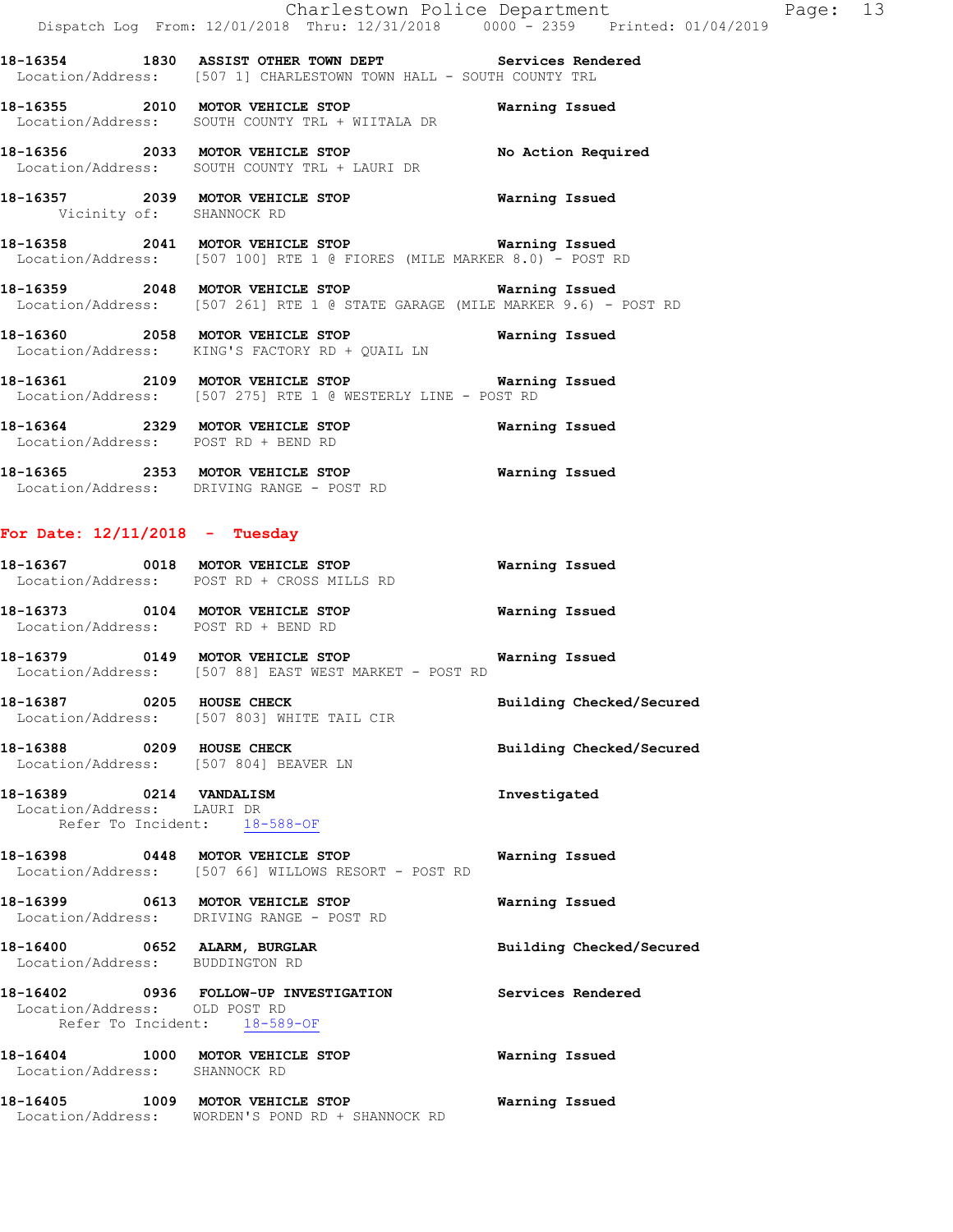**18-16354 1830 ASSIST OTHER TOWN DEPT** — Services Rendered
Location/Address: [507 1] CHARLESTOWN TOWN HALL - SOUTH COUNTY TRL

**18-16355 2010 MOTOR VEHICLE STOP** — Warning Issued
Location/Address: SOUTH COUNTY TRL + WIITALA DR

**18-16356 2033 MOTOR VEHICLE STOP** — No Action Required
Location/Address: SOUTH COUNTY TRL + LAURI DR

**18-16357 2039 MOTOR VEHICLE STOP** — Warning Issued
Vicinity of: SHANNOCK RD

**18-16358 2041 MOTOR VEHICLE STOP** — Warning Issued
Location/Address: [507 100] RTE 1 @ FIORES (MILE MARKER 8.0) - POST RD

**18-16359 2048 MOTOR VEHICLE STOP** — Warning Issued
Location/Address: [507 261] RTE 1 @ STATE GARAGE (MILE MARKER 9.6) - POST RD

**18-16360 2058 MOTOR VEHICLE STOP** — Warning Issued
Location/Address: KING'S FACTORY RD + QUAIL LN

**18-16361 2109 MOTOR VEHICLE STOP** — Warning Issued
Location/Address: [507 275] RTE 1 @ WESTERLY LINE - POST RD

**18-16364 2329 MOTOR VEHICLE STOP** — Warning Issued
Location/Address: POST RD + BEND RD

**18-16365 2353 MOTOR VEHICLE STOP** — Warning Issued
Location/Address: DRIVING RANGE - POST RD

## For Date: 12/11/2018 - Tuesday

**18-16367 0018 MOTOR VEHICLE STOP** — Warning Issued
Location/Address: POST RD + CROSS MILLS RD

**18-16373 0104 MOTOR VEHICLE STOP** — Warning Issued
Location/Address: POST RD + BEND RD

**18-16379 0149 MOTOR VEHICLE STOP** — Warning Issued
Location/Address: [507 88] EAST WEST MARKET - POST RD

**18-16387 0205 HOUSE CHECK** — Building Checked/Secured
Location/Address: [507 803] WHITE TAIL CIR

**18-16388 0209 HOUSE CHECK** — Building Checked/Secured
Location/Address: [507 804] BEAVER LN

**18-16389 0214 VANDALISM** — Investigated
Location/Address: LAURI DR
Refer To Incident: 18-588-OF

**18-16398 0448 MOTOR VEHICLE STOP** — Warning Issued
Location/Address: [507 66] WILLOWS RESORT - POST RD

**18-16399 0613 MOTOR VEHICLE STOP** — Warning Issued
Location/Address: DRIVING RANGE - POST RD

**18-16400 0652 ALARM, BURGLAR** — Building Checked/Secured
Location/Address: BUDDINGTON RD

**18-16402 0936 FOLLOW-UP INVESTIGATION** — Services Rendered
Location/Address: OLD POST RD
Refer To Incident: 18-589-OF

**18-16404 1000 MOTOR VEHICLE STOP** — Warning Issued
Location/Address: SHANNOCK RD

**18-16405 1009 MOTOR VEHICLE STOP** — Warning Issued
Location/Address: WORDEN'S POND RD + SHANNOCK RD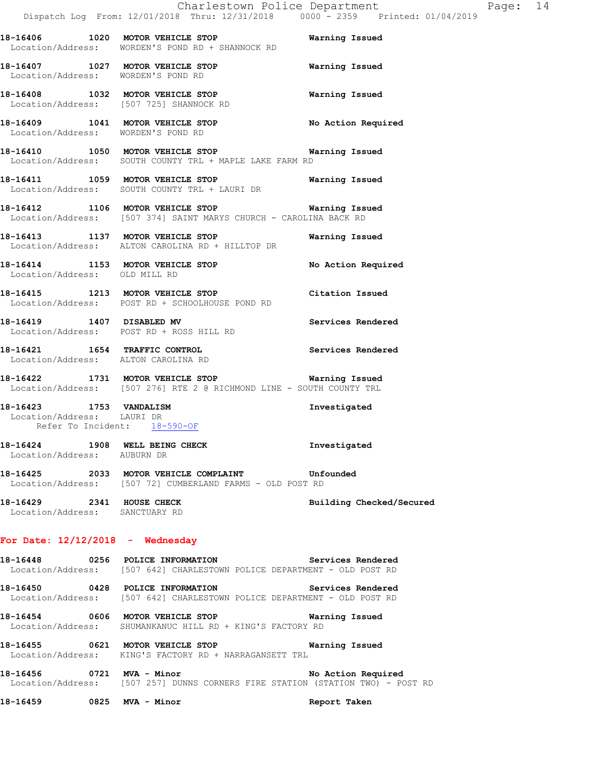18-16406 1020 MOTOR VEHICLE STOP Warning Issued
Location/Address: WORDEN'S POND RD + SHANNOCK RD

18-16407 1027 MOTOR VEHICLE STOP Warning Issued
Location/Address: WORDEN'S POND RD

18-16408 1032 MOTOR VEHICLE STOP Warning Issued
Location/Address: [507 725] SHANNOCK RD

18-16409 1041 MOTOR VEHICLE STOP No Action Required
Location/Address: WORDEN'S POND RD

18-16410 1050 MOTOR VEHICLE STOP Warning Issued
Location/Address: SOUTH COUNTY TRL + MAPLE LAKE FARM RD

18-16411 1059 MOTOR VEHICLE STOP Warning Issued
Location/Address: SOUTH COUNTY TRL + LAURI DR

18-16412 1106 MOTOR VEHICLE STOP Warning Issued
Location/Address: [507 374] SAINT MARYS CHURCH - CAROLINA BACK RD

18-16413 1137 MOTOR VEHICLE STOP Warning Issued
Location/Address: ALTON CAROLINA RD + HILLTOP DR

18-16414 1153 MOTOR VEHICLE STOP No Action Required
Location/Address: OLD MILL RD

18-16415 1213 MOTOR VEHICLE STOP Citation Issued
Location/Address: POST RD + SCHOOLHOUSE POND RD

18-16419 1407 DISABLED MV Services Rendered
Location/Address: POST RD + ROSS HILL RD

18-16421 1654 TRAFFIC CONTROL Services Rendered
Location/Address: ALTON CAROLINA RD

18-16422 1731 MOTOR VEHICLE STOP Warning Issued
Location/Address: [507 276] RTE 2 @ RICHMOND LINE - SOUTH COUNTY TRL

18-16423 1753 VANDALISM Investigated
Location/Address: LAURI DR
Refer To Incident: 18-590-OF

18-16424 1908 WELL BEING CHECK Investigated
Location/Address: AUBURN DR

18-16425 2033 MOTOR VEHICLE COMPLAINT Unfounded
Location/Address: [507 72] CUMBERLAND FARMS - OLD POST RD

18-16429 2341 HOUSE CHECK Building Checked/Secured
Location/Address: SANCTUARY RD

## For Date: 12/12/2018 - Wednesday

18-16448 0256 POLICE INFORMATION Services Rendered
Location/Address: [507 642] CHARLESTOWN POLICE DEPARTMENT - OLD POST RD

18-16450 0428 POLICE INFORMATION Services Rendered
Location/Address: [507 642] CHARLESTOWN POLICE DEPARTMENT - OLD POST RD

18-16454 0606 MOTOR VEHICLE STOP Warning Issued
Location/Address: SHUMANKANUC HILL RD + KING'S FACTORY RD

18-16455 0621 MOTOR VEHICLE STOP Warning Issued
Location/Address: KING'S FACTORY RD + NARRAGANSETT TRL

18-16456 0721 MVA - Minor No Action Required
Location/Address: [507 257] DUNNS CORNERS FIRE STATION (STATION TWO) - POST RD

18-16459 0825 MVA - Minor Report Taken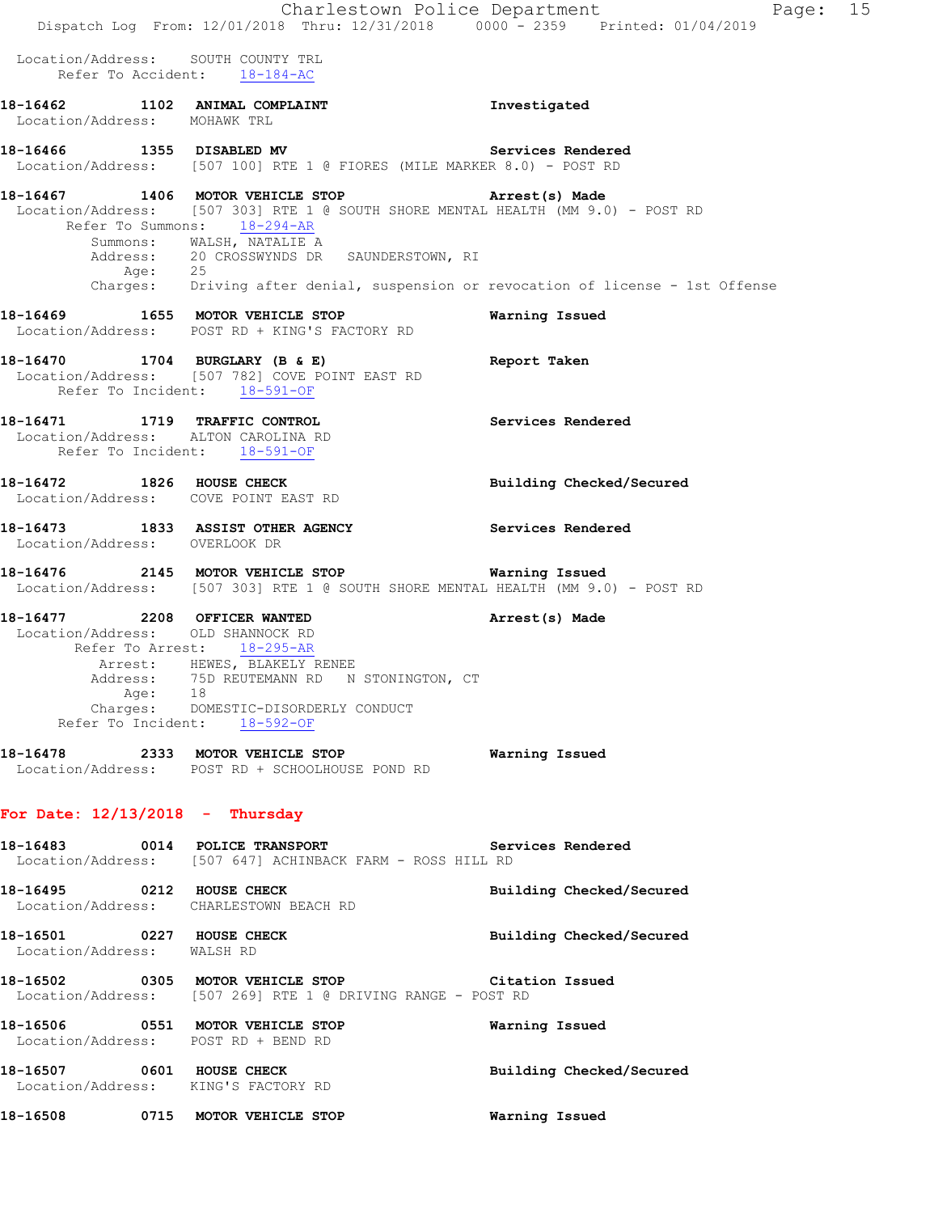Location/Address: SOUTH COUNTY TRL
Refer To Accident: 18-184-AC

**18-16462 1102 ANIMAL COMPLAINT** **Investigated**
Location/Address: MOHAWK TRL

**18-16466 1355 DISABLED MV** **Services Rendered**
Location/Address: [507 100] RTE 1 @ FIORES (MILE MARKER 8.0) - POST RD

**18-16467 1406 MOTOR VEHICLE STOP** **Arrest(s) Made**
Location/Address: [507 303] RTE 1 @ SOUTH SHORE MENTAL HEALTH (MM 9.0) - POST RD
Refer To Summons: 18-294-AR
Summons: WALSH, NATALIE A
Address: 20 CROSSWYNDS DR SAUNDERSTOWN, RI
Age: 25
Charges: Driving after denial, suspension or revocation of license - 1st Offense

**18-16469 1655 MOTOR VEHICLE STOP** **Warning Issued**
Location/Address: POST RD + KING'S FACTORY RD

**18-16470 1704 BURGLARY (B & E)** **Report Taken**
Location/Address: [507 782] COVE POINT EAST RD
Refer To Incident: 18-591-OF

**18-16471 1719 TRAFFIC CONTROL** **Services Rendered**
Location/Address: ALTON CAROLINA RD
Refer To Incident: 18-591-OF

**18-16472 1826 HOUSE CHECK** **Building Checked/Secured**
Location/Address: COVE POINT EAST RD

**18-16473 1833 ASSIST OTHER AGENCY** **Services Rendered**
Location/Address: OVERLOOK DR

**18-16476 2145 MOTOR VEHICLE STOP** **Warning Issued**
Location/Address: [507 303] RTE 1 @ SOUTH SHORE MENTAL HEALTH (MM 9.0) - POST RD

**18-16477 2208 OFFICER WANTED** **Arrest(s) Made**
Location/Address: OLD SHANNOCK RD
Refer To Arrest: 18-295-AR
Arrest: HEWES, BLAKELY RENEE
Address: 75D REUTEMANN RD N STONINGTON, CT
Age: 18
Charges: DOMESTIC-DISORDERLY CONDUCT
Refer To Incident: 18-592-OF

**18-16478 2333 MOTOR VEHICLE STOP** **Warning Issued**
Location/Address: POST RD + SCHOOLHOUSE POND RD

## For Date: 12/13/2018 - Thursday

**18-16483 0014 POLICE TRANSPORT** **Services Rendered**
Location/Address: [507 647] ACHINBACK FARM - ROSS HILL RD

**18-16495 0212 HOUSE CHECK** **Building Checked/Secured**
Location/Address: CHARLESTOWN BEACH RD

**18-16501 0227 HOUSE CHECK** **Building Checked/Secured**
Location/Address: WALSH RD

**18-16502 0305 MOTOR VEHICLE STOP** **Citation Issued**
Location/Address: [507 269] RTE 1 @ DRIVING RANGE - POST RD

**18-16506 0551 MOTOR VEHICLE STOP** **Warning Issued**
Location/Address: POST RD + BEND RD

**18-16507 0601 HOUSE CHECK** **Building Checked/Secured**
Location/Address: KING'S FACTORY RD

**18-16508 0715 MOTOR VEHICLE STOP** **Warning Issued**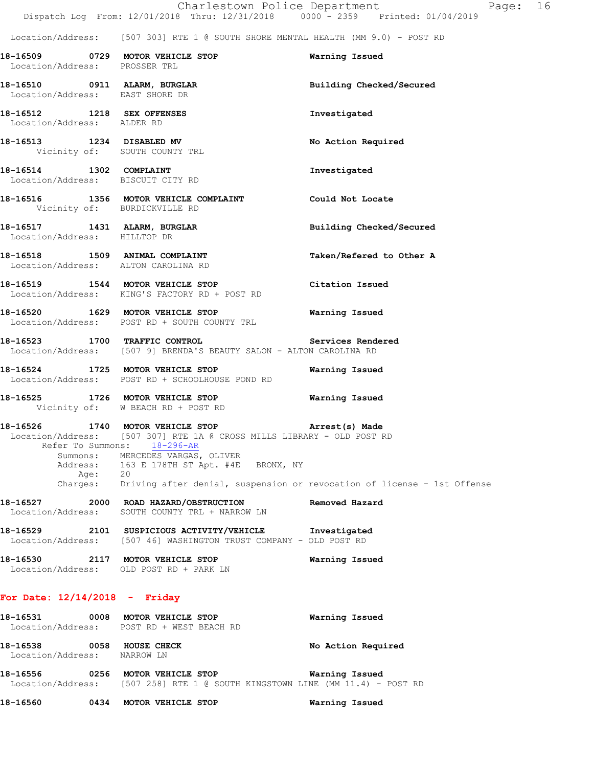Location/Address: [507 303] RTE 1 @ SOUTH SHORE MENTAL HEALTH (MM 9.0) - POST RD

**18-16509 0729 MOTOR VEHICLE STOP** — **Warning Issued**
Location/Address: PROSSER TRL

**18-16510 0911 ALARM, BURGLAR** — **Building Checked/Secured**
Location/Address: EAST SHORE DR

**18-16512 1218 SEX OFFENSES** — **Investigated**
Location/Address: ALDER RD

**18-16513 1234 DISABLED MV** — **No Action Required**
Vicinity of: SOUTH COUNTY TRL

**18-16514 1302 COMPLAINT** — **Investigated**
Location/Address: BISCUIT CITY RD

**18-16516 1356 MOTOR VEHICLE COMPLAINT** — **Could Not Locate**
Vicinity of: BURDICKVILLE RD

**18-16517 1431 ALARM, BURGLAR** — **Building Checked/Secured**
Location/Address: HILLTOP DR

**18-16518 1509 ANIMAL COMPLAINT** — **Taken/Refered to Other A**
Location/Address: ALTON CAROLINA RD

**18-16519 1544 MOTOR VEHICLE STOP** — **Citation Issued**
Location/Address: KING'S FACTORY RD + POST RD

**18-16520 1629 MOTOR VEHICLE STOP** — **Warning Issued**
Location/Address: POST RD + SOUTH COUNTY TRL

**18-16523 1700 TRAFFIC CONTROL** — **Services Rendered**
Location/Address: [507 9] BRENDA'S BEAUTY SALON - ALTON CAROLINA RD

**18-16524 1725 MOTOR VEHICLE STOP** — **Warning Issued**
Location/Address: POST RD + SCHOOLHOUSE POND RD

**18-16525 1726 MOTOR VEHICLE STOP** — **Warning Issued**
Vicinity of: W BEACH RD + POST RD

**18-16526 1740 MOTOR VEHICLE STOP** — **Arrest(s) Made**
Location/Address: [507 307] RTE 1A @ CROSS MILLS LIBRARY - OLD POST RD
Refer To Summons: 18-296-AR
Summons: MERCEDES VARGAS, OLIVER
Address: 163 E 178TH ST Apt. #4E BRONX, NY
Age: 20
Charges: Driving after denial, suspension or revocation of license - 1st Offense

**18-16527 2000 ROAD HAZARD/OBSTRUCTION** — **Removed Hazard**
Location/Address: SOUTH COUNTY TRL + NARROW LN

**18-16529 2101 SUSPICIOUS ACTIVITY/VEHICLE** — **Investigated**
Location/Address: [507 46] WASHINGTON TRUST COMPANY - OLD POST RD

**18-16530 2117 MOTOR VEHICLE STOP** — **Warning Issued**
Location/Address: OLD POST RD + PARK LN

## For Date: 12/14/2018 - Friday

**18-16531 0008 MOTOR VEHICLE STOP** — **Warning Issued**
Location/Address: POST RD + WEST BEACH RD

**18-16538 0058 HOUSE CHECK** — **No Action Required**
Location/Address: NARROW LN

**18-16556 0256 MOTOR VEHICLE STOP** — **Warning Issued**
Location/Address: [507 258] RTE 1 @ SOUTH KINGSTOWN LINE (MM 11.4) - POST RD

**18-16560 0434 MOTOR VEHICLE STOP** — **Warning Issued**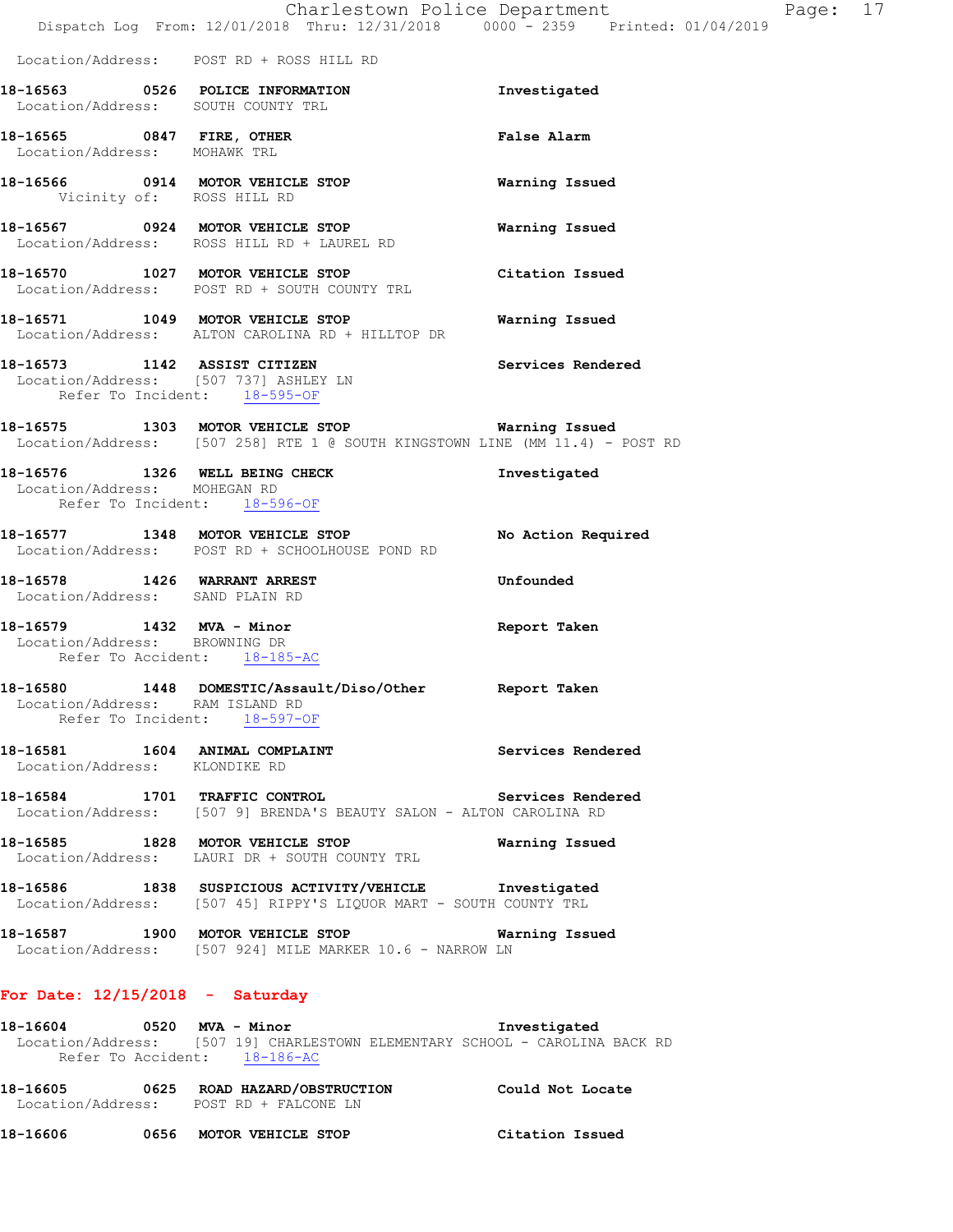Location/Address: POST RD + ROSS HILL RD

**18-16563 0526 POLICE INFORMATION** Investigated
Location/Address: SOUTH COUNTY TRL

**18-16565 0847 FIRE, OTHER** False Alarm
Location/Address: MOHAWK TRL

**18-16566 0914 MOTOR VEHICLE STOP** Warning Issued
Vicinity of: ROSS HILL RD

**18-16567 0924 MOTOR VEHICLE STOP** Warning Issued
Location/Address: ROSS HILL RD + LAUREL RD

**18-16570 1027 MOTOR VEHICLE STOP** Citation Issued
Location/Address: POST RD + SOUTH COUNTY TRL

**18-16571 1049 MOTOR VEHICLE STOP** Warning Issued
Location/Address: ALTON CAROLINA RD + HILLTOP DR

**18-16573 1142 ASSIST CITIZEN** Services Rendered
Location/Address: [507 737] ASHLEY LN
Refer To Incident: 18-595-OF

**18-16575 1303 MOTOR VEHICLE STOP** Warning Issued
Location/Address: [507 258] RTE 1 @ SOUTH KINGSTOWN LINE (MM 11.4) - POST RD

**18-16576 1326 WELL BEING CHECK** Investigated
Location/Address: MOHEGAN RD
Refer To Incident: 18-596-OF

**18-16577 1348 MOTOR VEHICLE STOP** No Action Required
Location/Address: POST RD + SCHOOLHOUSE POND RD

**18-16578 1426 WARRANT ARREST** Unfounded
Location/Address: SAND PLAIN RD

**18-16579 1432 MVA - Minor** Report Taken
Location/Address: BROWNING DR
Refer To Accident: 18-185-AC

**18-16580 1448 DOMESTIC/Assault/Diso/Other** Report Taken
Location/Address: RAM ISLAND RD
Refer To Incident: 18-597-OF

**18-16581 1604 ANIMAL COMPLAINT** Services Rendered
Location/Address: KLONDIKE RD

**18-16584 1701 TRAFFIC CONTROL** Services Rendered
Location/Address: [507 9] BRENDA'S BEAUTY SALON - ALTON CAROLINA RD

**18-16585 1828 MOTOR VEHICLE STOP** Warning Issued
Location/Address: LAURI DR + SOUTH COUNTY TRL

**18-16586 1838 SUSPICIOUS ACTIVITY/VEHICLE** Investigated
Location/Address: [507 45] RIPPY'S LIQUOR MART - SOUTH COUNTY TRL

**18-16587 1900 MOTOR VEHICLE STOP** Warning Issued
Location/Address: [507 924] MILE MARKER 10.6 - NARROW LN

## For Date: 12/15/2018 - Saturday

**18-16604 0520 MVA - Minor** Investigated
Location/Address: [507 19] CHARLESTOWN ELEMENTARY SCHOOL - CAROLINA BACK RD
Refer To Accident: 18-186-AC

**18-16605 0625 ROAD HAZARD/OBSTRUCTION** Could Not Locate
Location/Address: POST RD + FALCONE LN

**18-16606 0656 MOTOR VEHICLE STOP** Citation Issued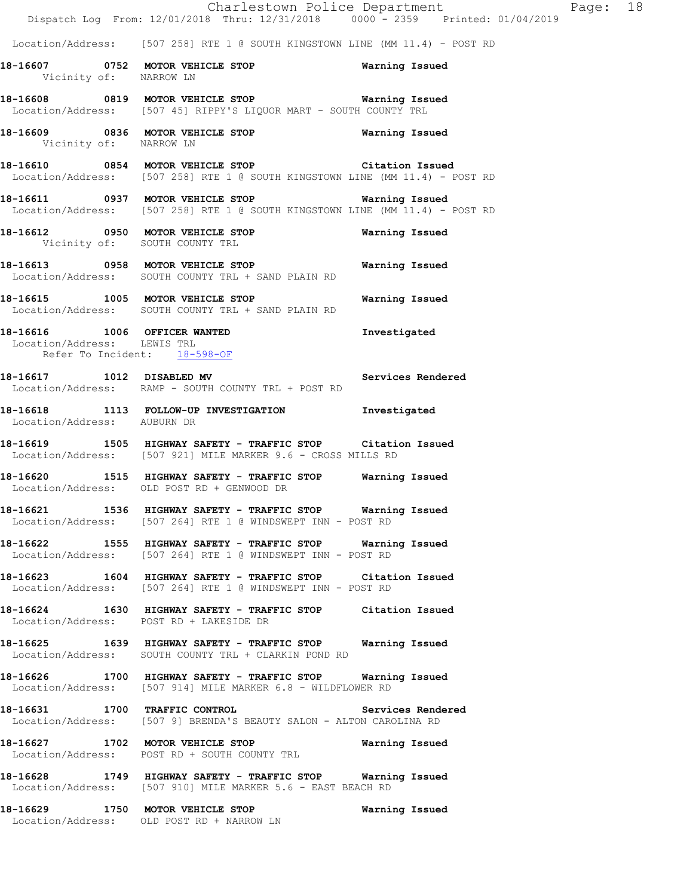Location/Address: [507 258] RTE 1 @ SOUTH KINGSTOWN LINE (MM 11.4) - POST RD

**18-16607 0752 MOTOR VEHICLE STOP** **Warning Issued**
Vicinity of: NARROW LN

**18-16608 0819 MOTOR VEHICLE STOP** **Warning Issued**
Location/Address: [507 45] RIPPY'S LIQUOR MART - SOUTH COUNTY TRL

**18-16609 0836 MOTOR VEHICLE STOP** **Warning Issued**
Vicinity of: NARROW LN

**18-16610 0854 MOTOR VEHICLE STOP** **Citation Issued**
Location/Address: [507 258] RTE 1 @ SOUTH KINGSTOWN LINE (MM 11.4) - POST RD

**18-16611 0937 MOTOR VEHICLE STOP** **Warning Issued**
Location/Address: [507 258] RTE 1 @ SOUTH KINGSTOWN LINE (MM 11.4) - POST RD

**18-16612 0950 MOTOR VEHICLE STOP** **Warning Issued**
Vicinity of: SOUTH COUNTY TRL

**18-16613 0958 MOTOR VEHICLE STOP** **Warning Issued**
Location/Address: SOUTH COUNTY TRL + SAND PLAIN RD

**18-16615 1005 MOTOR VEHICLE STOP** **Warning Issued**
Location/Address: SOUTH COUNTY TRL + SAND PLAIN RD

**18-16616 1006 OFFICER WANTED** **Investigated**
Location/Address: LEWIS TRL
Refer To Incident: 18-598-OF

**18-16617 1012 DISABLED MV** **Services Rendered**
Location/Address: RAMP - SOUTH COUNTY TRL + POST RD

**18-16618 1113 FOLLOW-UP INVESTIGATION** **Investigated**
Location/Address: AUBURN DR

**18-16619 1505 HIGHWAY SAFETY - TRAFFIC STOP** **Citation Issued**
Location/Address: [507 921] MILE MARKER 9.6 - CROSS MILLS RD

**18-16620 1515 HIGHWAY SAFETY - TRAFFIC STOP** **Warning Issued**
Location/Address: OLD POST RD + GENWOOD DR

**18-16621 1536 HIGHWAY SAFETY - TRAFFIC STOP** **Warning Issued**
Location/Address: [507 264] RTE 1 @ WINDSWEPT INN - POST RD

**18-16622 1555 HIGHWAY SAFETY - TRAFFIC STOP** **Warning Issued**
Location/Address: [507 264] RTE 1 @ WINDSWEPT INN - POST RD

**18-16623 1604 HIGHWAY SAFETY - TRAFFIC STOP** **Citation Issued**
Location/Address: [507 264] RTE 1 @ WINDSWEPT INN - POST RD

**18-16624 1630 HIGHWAY SAFETY - TRAFFIC STOP** **Citation Issued**
Location/Address: POST RD + LAKESIDE DR

**18-16625 1639 HIGHWAY SAFETY - TRAFFIC STOP** **Warning Issued**
Location/Address: SOUTH COUNTY TRL + CLARKIN POND RD

**18-16626 1700 HIGHWAY SAFETY - TRAFFIC STOP** **Warning Issued**
Location/Address: [507 914] MILE MARKER 6.8 - WILDFLOWER RD

**18-16631 1700 TRAFFIC CONTROL** **Services Rendered**
Location/Address: [507 9] BRENDA'S BEAUTY SALON - ALTON CAROLINA RD

**18-16627 1702 MOTOR VEHICLE STOP** **Warning Issued**
Location/Address: POST RD + SOUTH COUNTY TRL

**18-16628 1749 HIGHWAY SAFETY - TRAFFIC STOP** **Warning Issued**
Location/Address: [507 910] MILE MARKER 5.6 - EAST BEACH RD

**18-16629 1750 MOTOR VEHICLE STOP** **Warning Issued**
Location/Address: OLD POST RD + NARROW LN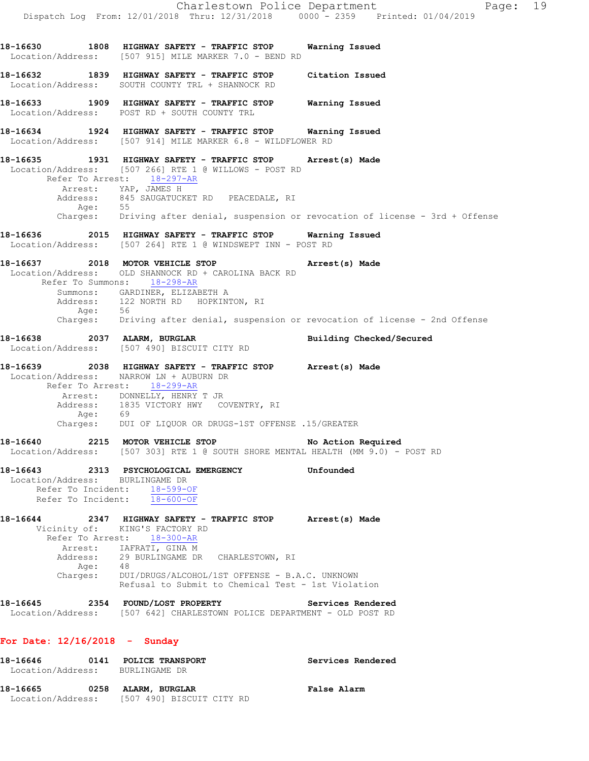18-16630 1808 **HIGHWAY SAFETY - TRAFFIC STOP** **Warning Issued**
Location/Address: [507 915] MILE MARKER 7.0 - BEND RD

18-16632 1839 **HIGHWAY SAFETY - TRAFFIC STOP** **Citation Issued**
Location/Address: SOUTH COUNTY TRL + SHANNOCK RD

18-16633 1909 **HIGHWAY SAFETY - TRAFFIC STOP** **Warning Issued**
Location/Address: POST RD + SOUTH COUNTY TRL

18-16634 1924 **HIGHWAY SAFETY - TRAFFIC STOP** **Warning Issued**
Location/Address: [507 914] MILE MARKER 6.8 - WILDFLOWER RD

18-16635 1931 **HIGHWAY SAFETY - TRAFFIC STOP** **Arrest(s) Made**
Location/Address: [507 266] RTE 1 @ WILLOWS - POST RD
Refer To Arrest: 18-297-AR
Arrest: YAP, JAMES H
Address: 845 SAUGATUCKET RD PEACEDALE, RI
Age: 55
Charges: Driving after denial, suspension or revocation of license - 3rd + Offense

18-16636 2015 **HIGHWAY SAFETY - TRAFFIC STOP** **Warning Issued**
Location/Address: [507 264] RTE 1 @ WINDSWEPT INN - POST RD

18-16637 2018 **MOTOR VEHICLE STOP** **Arrest(s) Made**
Location/Address: OLD SHANNOCK RD + CAROLINA BACK RD
Refer To Summons: 18-298-AR
Summons: GARDINER, ELIZABETH A
Address: 122 NORTH RD HOPKINTON, RI
Age: 56
Charges: Driving after denial, suspension or revocation of license - 2nd Offense

18-16638 2037 **ALARM, BURGLAR** **Building Checked/Secured**
Location/Address: [507 490] BISCUIT CITY RD

18-16639 2038 **HIGHWAY SAFETY - TRAFFIC STOP** **Arrest(s) Made**
Location/Address: NARROW LN + AUBURN DR
Refer To Arrest: 18-299-AR
Arrest: DONNELLY, HENRY T JR
Address: 1835 VICTORY HWY COVENTRY, RI
Age: 69
Charges: DUI OF LIQUOR OR DRUGS-1ST OFFENSE .15/GREATER

18-16640 2215 **MOTOR VEHICLE STOP** **No Action Required**
Location/Address: [507 303] RTE 1 @ SOUTH SHORE MENTAL HEALTH (MM 9.0) - POST RD

18-16643 2313 **PSYCHOLOGICAL EMERGENCY** **Unfounded**
Location/Address: BURLINGAME DR
Refer To Incident: 18-599-OF
Refer To Incident: 18-600-OF

18-16644 2347 **HIGHWAY SAFETY - TRAFFIC STOP** **Arrest(s) Made**
Vicinity of: KING'S FACTORY RD
Refer To Arrest: 18-300-AR
Arrest: IAFRATI, GINA M
Address: 29 BURLINGAME DR CHARLESTOWN, RI
Age: 48
Charges: DUI/DRUGS/ALCOHOL/1ST OFFENSE - B.A.C. UNKNOWN
Refusal to Submit to Chemical Test - 1st Violation

18-16645 2354 **FOUND/LOST PROPERTY** **Services Rendered**
Location/Address: [507 642] CHARLESTOWN POLICE DEPARTMENT - OLD POST RD

## For Date: 12/16/2018 - Sunday

18-16646 0141 **POLICE TRANSPORT** **Services Rendered**
Location/Address: BURLINGAME DR

18-16665 0258 **ALARM, BURGLAR** **False Alarm**
Location/Address: [507 490] BISCUIT CITY RD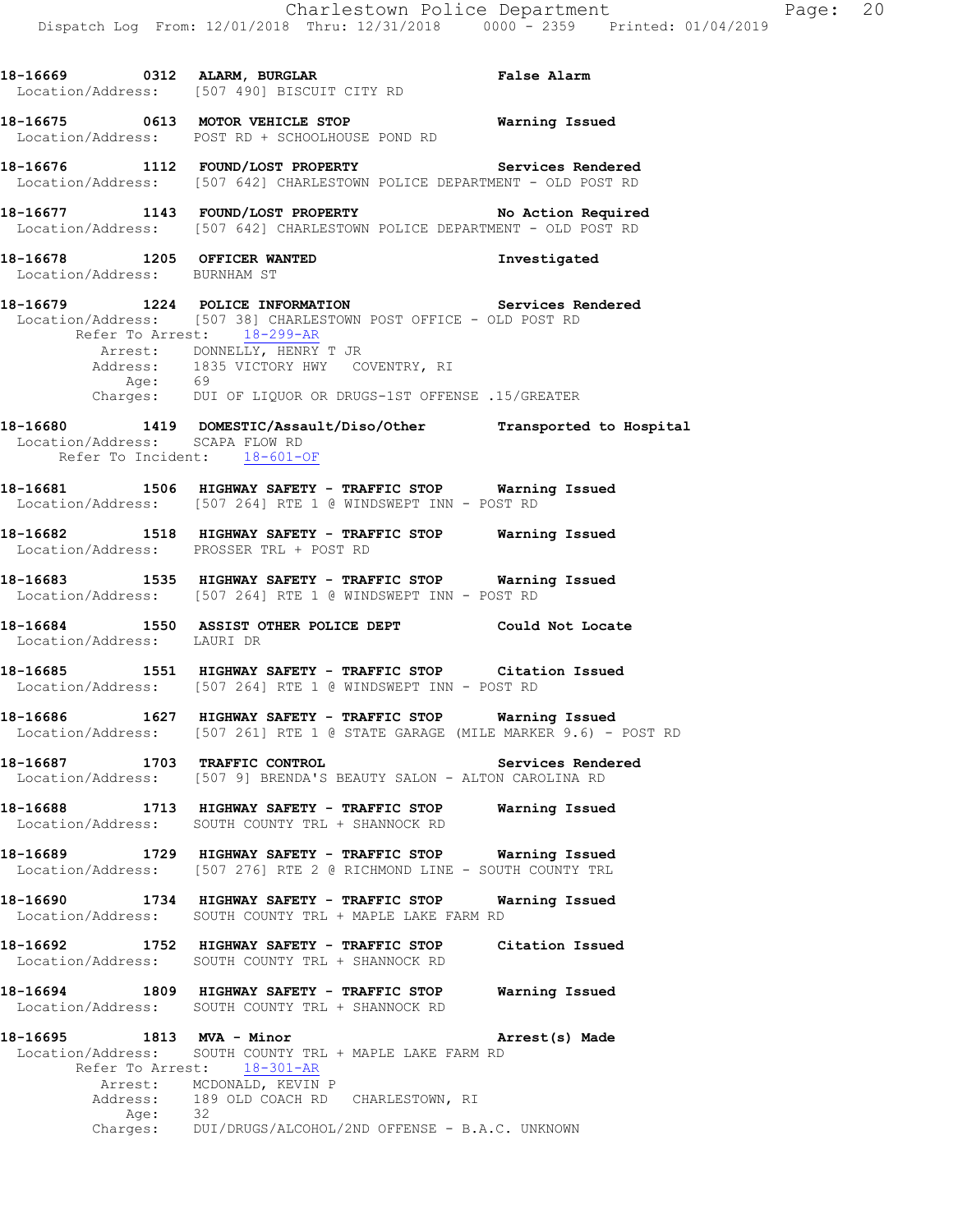18-16669 0312 ALARM, BURGLAR False Alarm
Location/Address: [507 490] BISCUIT CITY RD

18-16675 0613 MOTOR VEHICLE STOP Warning Issued
Location/Address: POST RD + SCHOOLHOUSE POND RD

18-16676 1112 FOUND/LOST PROPERTY Services Rendered
Location/Address: [507 642] CHARLESTOWN POLICE DEPARTMENT - OLD POST RD

18-16677 1143 FOUND/LOST PROPERTY No Action Required
Location/Address: [507 642] CHARLESTOWN POLICE DEPARTMENT - OLD POST RD

18-16678 1205 OFFICER WANTED Investigated
Location/Address: BURNHAM ST

18-16679 1224 POLICE INFORMATION Services Rendered
Location/Address: [507 38] CHARLESTOWN POST OFFICE - OLD POST RD
Refer To Arrest: 18-299-AR
Arrest: DONNELLY, HENRY T JR
Address: 1835 VICTORY HWY COVENTRY, RI
Age: 69
Charges: DUI OF LIQUOR OR DRUGS-1ST OFFENSE .15/GREATER

18-16680 1419 DOMESTIC/Assault/Diso/Other Transported to Hospital
Location/Address: SCAPA FLOW RD
Refer To Incident: 18-601-OF

18-16681 1506 HIGHWAY SAFETY - TRAFFIC STOP Warning Issued
Location/Address: [507 264] RTE 1 @ WINDSWEPT INN - POST RD

18-16682 1518 HIGHWAY SAFETY - TRAFFIC STOP Warning Issued
Location/Address: PROSSER TRL + POST RD

18-16683 1535 HIGHWAY SAFETY - TRAFFIC STOP Warning Issued
Location/Address: [507 264] RTE 1 @ WINDSWEPT INN - POST RD

18-16684 1550 ASSIST OTHER POLICE DEPT Could Not Locate
Location/Address: LAURI DR

18-16685 1551 HIGHWAY SAFETY - TRAFFIC STOP Citation Issued
Location/Address: [507 264] RTE 1 @ WINDSWEPT INN - POST RD

18-16686 1627 HIGHWAY SAFETY - TRAFFIC STOP Warning Issued
Location/Address: [507 261] RTE 1 @ STATE GARAGE (MILE MARKER 9.6) - POST RD

18-16687 1703 TRAFFIC CONTROL Services Rendered
Location/Address: [507 9] BRENDA'S BEAUTY SALON - ALTON CAROLINA RD

18-16688 1713 HIGHWAY SAFETY - TRAFFIC STOP Warning Issued
Location/Address: SOUTH COUNTY TRL + SHANNOCK RD

18-16689 1729 HIGHWAY SAFETY - TRAFFIC STOP Warning Issued
Location/Address: [507 276] RTE 2 @ RICHMOND LINE - SOUTH COUNTY TRL

18-16690 1734 HIGHWAY SAFETY - TRAFFIC STOP Warning Issued
Location/Address: SOUTH COUNTY TRL + MAPLE LAKE FARM RD

18-16692 1752 HIGHWAY SAFETY - TRAFFIC STOP Citation Issued
Location/Address: SOUTH COUNTY TRL + SHANNOCK RD

18-16694 1809 HIGHWAY SAFETY - TRAFFIC STOP Warning Issued
Location/Address: SOUTH COUNTY TRL + SHANNOCK RD

18-16695 1813 MVA - Minor Arrest(s) Made
Location/Address: SOUTH COUNTY TRL + MAPLE LAKE FARM RD
Refer To Arrest: 18-301-AR
Arrest: MCDONALD, KEVIN P
Address: 189 OLD COACH RD CHARLESTOWN, RI
Age: 32
Charges: DUI/DRUGS/ALCOHOL/2ND OFFENSE - B.A.C. UNKNOWN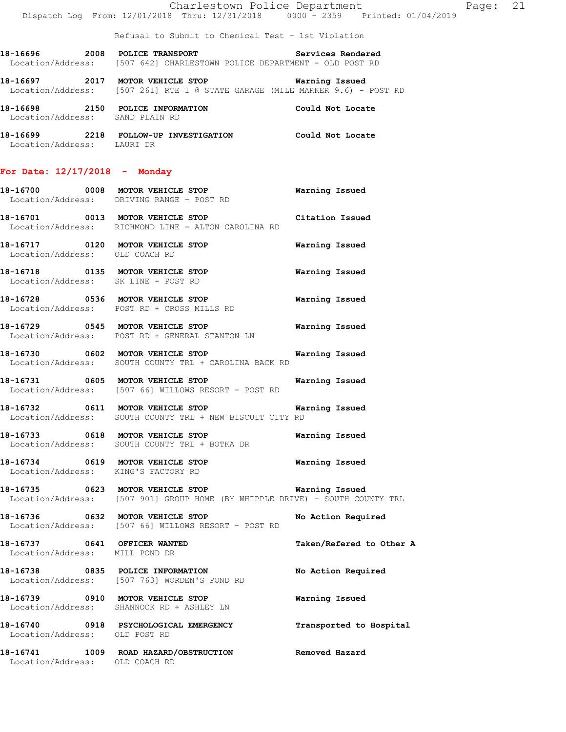Refusal to Submit to Chemical Test - 1st Violation

**18-16696 2008 POLICE TRANSPORT** Services Rendered
Location/Address: [507 642] CHARLESTOWN POLICE DEPARTMENT - OLD POST RD

**18-16697 2017 MOTOR VEHICLE STOP** Warning Issued
Location/Address: [507 261] RTE 1 @ STATE GARAGE (MILE MARKER 9.6) - POST RD

**18-16698 2150 POLICE INFORMATION** Could Not Locate
Location/Address: SAND PLAIN RD

**18-16699 2218 FOLLOW-UP INVESTIGATION** Could Not Locate
Location/Address: LAURI DR

## For Date: 12/17/2018 - Monday

**18-16700 0008 MOTOR VEHICLE STOP** Warning Issued
Location/Address: DRIVING RANGE - POST RD

**18-16701 0013 MOTOR VEHICLE STOP** Citation Issued
Location/Address: RICHMOND LINE - ALTON CAROLINA RD

**18-16717 0120 MOTOR VEHICLE STOP** Warning Issued
Location/Address: OLD COACH RD

**18-16718 0135 MOTOR VEHICLE STOP** Warning Issued
Location/Address: SK LINE - POST RD

**18-16728 0536 MOTOR VEHICLE STOP** Warning Issued
Location/Address: POST RD + CROSS MILLS RD

**18-16729 0545 MOTOR VEHICLE STOP** Warning Issued
Location/Address: POST RD + GENERAL STANTON LN

**18-16730 0602 MOTOR VEHICLE STOP** Warning Issued
Location/Address: SOUTH COUNTY TRL + CAROLINA BACK RD

**18-16731 0605 MOTOR VEHICLE STOP** Warning Issued
Location/Address: [507 66] WILLOWS RESORT - POST RD

**18-16732 0611 MOTOR VEHICLE STOP** Warning Issued
Location/Address: SOUTH COUNTY TRL + NEW BISCUIT CITY RD

**18-16733 0618 MOTOR VEHICLE STOP** Warning Issued
Location/Address: SOUTH COUNTY TRL + BOTKA DR

**18-16734 0619 MOTOR VEHICLE STOP** Warning Issued
Location/Address: KING'S FACTORY RD

**18-16735 0623 MOTOR VEHICLE STOP** Warning Issued
Location/Address: [507 901] GROUP HOME (BY WHIPPLE DRIVE) - SOUTH COUNTY TRL

**18-16736 0632 MOTOR VEHICLE STOP** No Action Required
Location/Address: [507 66] WILLOWS RESORT - POST RD

**18-16737 0641 OFFICER WANTED** Taken/Refered to Other A
Location/Address: MILL POND DR

**18-16738 0835 POLICE INFORMATION** No Action Required
Location/Address: [507 763] WORDEN'S POND RD

**18-16739 0910 MOTOR VEHICLE STOP** Warning Issued
Location/Address: SHANNOCK RD + ASHLEY LN

**18-16740 0918 PSYCHOLOGICAL EMERGENCY** Transported to Hospital
Location/Address: OLD POST RD

**18-16741 1009 ROAD HAZARD/OBSTRUCTION** Removed Hazard
Location/Address: OLD COACH RD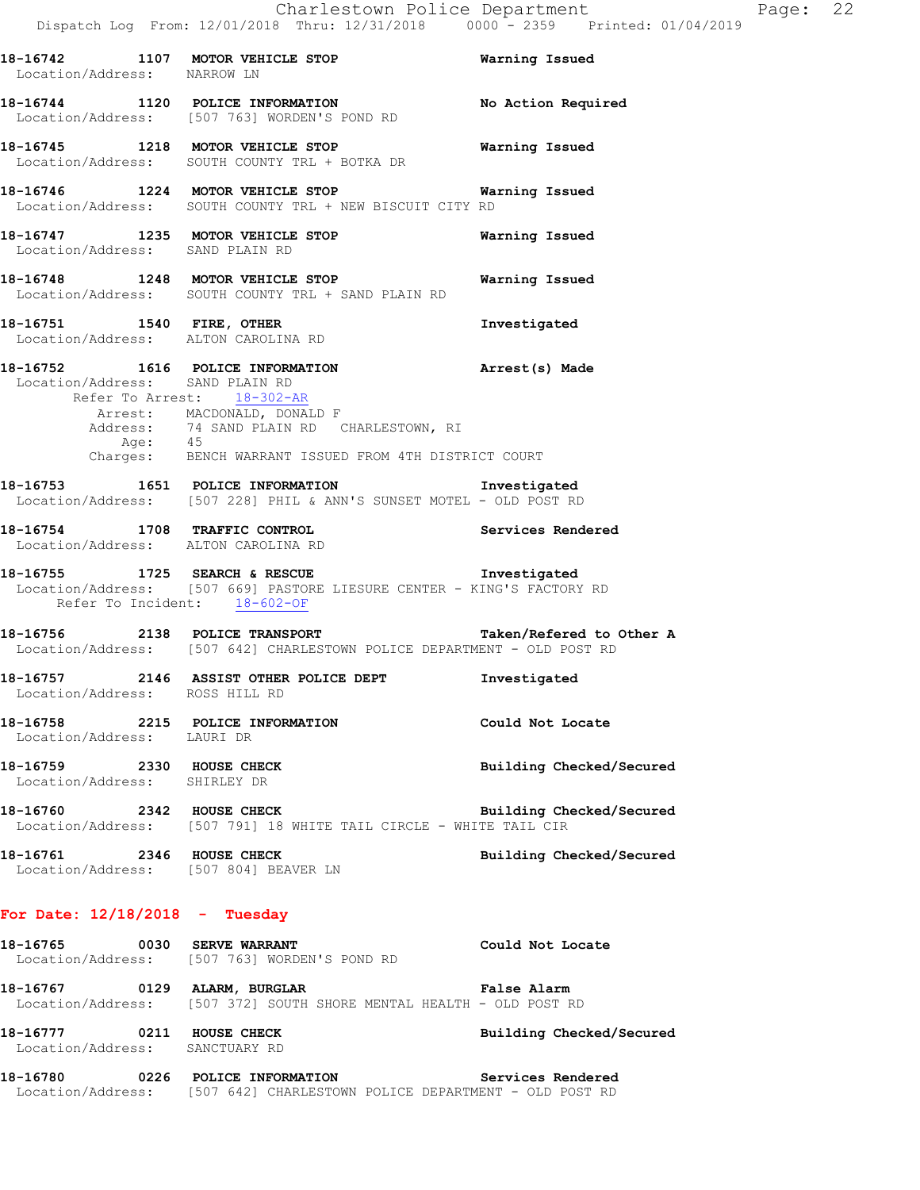**18-16742 1107 MOTOR VEHICLE STOP** Warning Issued
Location/Address: NARROW LN

**18-16744 1120 POLICE INFORMATION** No Action Required
Location/Address: [507 763] WORDEN'S POND RD

**18-16745 1218 MOTOR VEHICLE STOP** Warning Issued
Location/Address: SOUTH COUNTY TRL + BOTKA DR

**18-16746 1224 MOTOR VEHICLE STOP** Warning Issued
Location/Address: SOUTH COUNTY TRL + NEW BISCUIT CITY RD

**18-16747 1235 MOTOR VEHICLE STOP** Warning Issued
Location/Address: SAND PLAIN RD

**18-16748 1248 MOTOR VEHICLE STOP** Warning Issued
Location/Address: SOUTH COUNTY TRL + SAND PLAIN RD

**18-16751 1540 FIRE, OTHER** Investigated
Location/Address: ALTON CAROLINA RD

**18-16752 1616 POLICE INFORMATION** Arrest(s) Made
Location/Address: SAND PLAIN RD
Refer To Arrest: 18-302-AR
Arrest: MACDONALD, DONALD F
Address: 74 SAND PLAIN RD CHARLESTOWN, RI
Age: 45
Charges: BENCH WARRANT ISSUED FROM 4TH DISTRICT COURT

**18-16753 1651 POLICE INFORMATION** Investigated
Location/Address: [507 228] PHIL & ANN'S SUNSET MOTEL - OLD POST RD

**18-16754 1708 TRAFFIC CONTROL** Services Rendered
Location/Address: ALTON CAROLINA RD

**18-16755 1725 SEARCH & RESCUE** Investigated
Location/Address: [507 669] PASTORE LIESURE CENTER - KING'S FACTORY RD
Refer To Incident: 18-602-OF

**18-16756 2138 POLICE TRANSPORT** Taken/Refered to Other A
Location/Address: [507 642] CHARLESTOWN POLICE DEPARTMENT - OLD POST RD

**18-16757 2146 ASSIST OTHER POLICE DEPT** Investigated
Location/Address: ROSS HILL RD

**18-16758 2215 POLICE INFORMATION** Could Not Locate
Location/Address: LAURI DR

**18-16759 2330 HOUSE CHECK** Building Checked/Secured
Location/Address: SHIRLEY DR

**18-16760 2342 HOUSE CHECK** Building Checked/Secured
Location/Address: [507 791] 18 WHITE TAIL CIRCLE - WHITE TAIL CIR

**18-16761 2346 HOUSE CHECK** Building Checked/Secured
Location/Address: [507 804] BEAVER LN

## For Date: 12/18/2018 - Tuesday

**18-16765 0030 SERVE WARRANT** Could Not Locate
Location/Address: [507 763] WORDEN'S POND RD

**18-16767 0129 ALARM, BURGLAR** False Alarm
Location/Address: [507 372] SOUTH SHORE MENTAL HEALTH - OLD POST RD

**18-16777 0211 HOUSE CHECK** Building Checked/Secured
Location/Address: SANCTUARY RD

**18-16780 0226 POLICE INFORMATION** Services Rendered
Location/Address: [507 642] CHARLESTOWN POLICE DEPARTMENT - OLD POST RD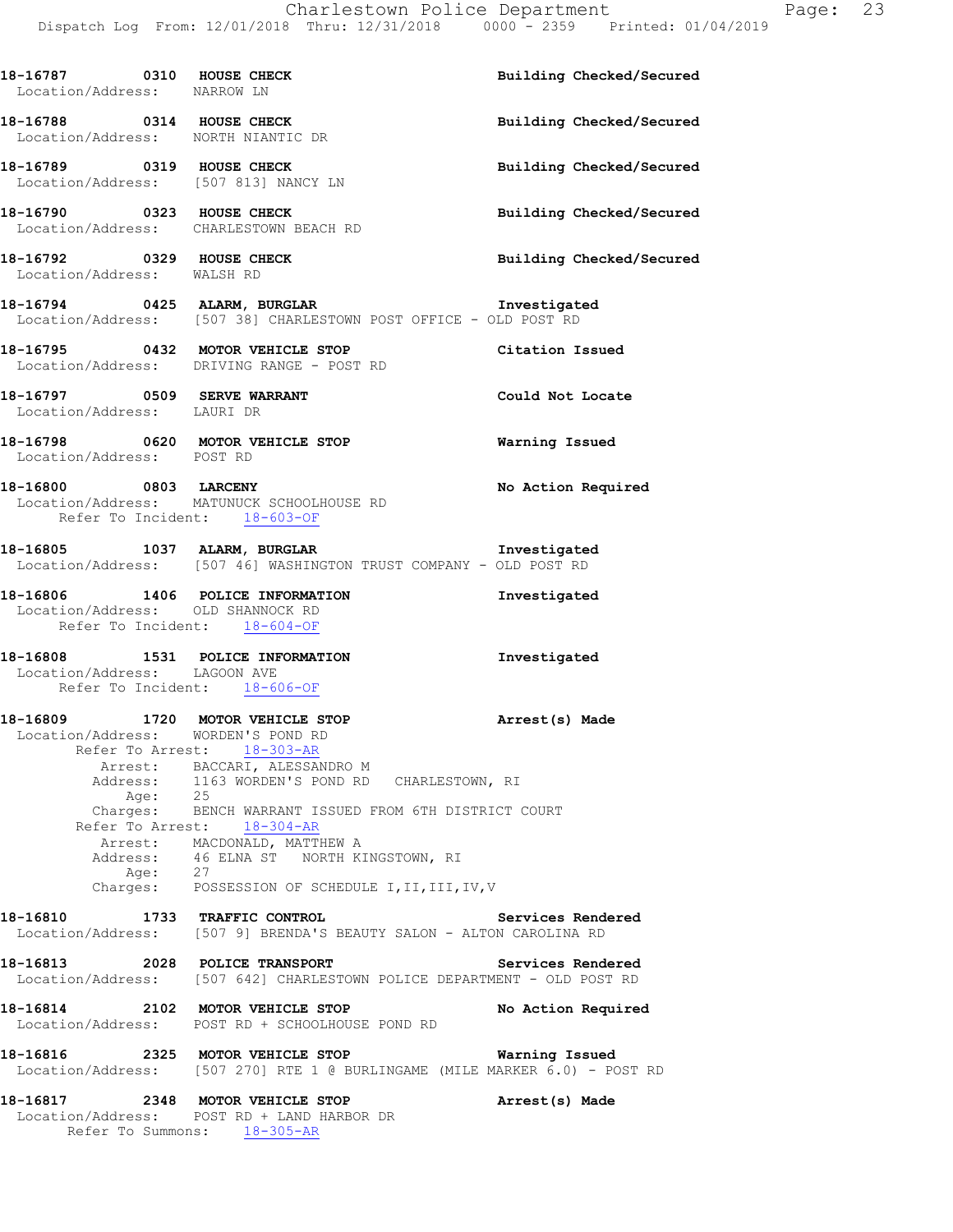**18-16787** 0310 **HOUSE CHECK** **Building Checked/Secured**
Location/Address: NARROW LN

**18-16788** 0314 **HOUSE CHECK** **Building Checked/Secured**
Location/Address: NORTH NIANTIC DR

**18-16789** 0319 **HOUSE CHECK** **Building Checked/Secured**
Location/Address: [507 813] NANCY LN

**18-16790** 0323 **HOUSE CHECK** **Building Checked/Secured**
Location/Address: CHARLESTOWN BEACH RD

**18-16792** 0329 **HOUSE CHECK** **Building Checked/Secured**
Location/Address: WALSH RD

**18-16794** 0425 **ALARM, BURGLAR** **Investigated**
Location/Address: [507 38] CHARLESTOWN POST OFFICE - OLD POST RD

**18-16795** 0432 **MOTOR VEHICLE STOP** **Citation Issued**
Location/Address: DRIVING RANGE - POST RD

**18-16797** 0509 **SERVE WARRANT** **Could Not Locate**
Location/Address: LAURI DR

**18-16798** 0620 **MOTOR VEHICLE STOP** **Warning Issued**
Location/Address: POST RD

**18-16800** 0803 **LARCENY** **No Action Required**
Location/Address: MATUNUCK SCHOOLHOUSE RD
Refer To Incident: 18-603-OF

**18-16805** 1037 **ALARM, BURGLAR** **Investigated**
Location/Address: [507 46] WASHINGTON TRUST COMPANY - OLD POST RD

**18-16806** 1406 **POLICE INFORMATION** **Investigated**
Location/Address: OLD SHANNOCK RD
Refer To Incident: 18-604-OF

**18-16808** 1531 **POLICE INFORMATION** **Investigated**
Location/Address: LAGOON AVE
Refer To Incident: 18-606-OF

**18-16809** 1720 **MOTOR VEHICLE STOP** **Arrest(s) Made**
Location/Address: WORDEN'S POND RD
Refer To Arrest: 18-303-AR
Arrest: BACCARI, ALESSANDRO M
Address: 1163 WORDEN'S POND RD CHARLESTOWN, RI
Age: 25
Charges: BENCH WARRANT ISSUED FROM 6TH DISTRICT COURT
Refer To Arrest: 18-304-AR
Arrest: MACDONALD, MATTHEW A
Address: 46 ELNA ST NORTH KINGSTOWN, RI
Age: 27
Charges: POSSESSION OF SCHEDULE I,II,III,IV,V

**18-16810** 1733 **TRAFFIC CONTROL** **Services Rendered**
Location/Address: [507 9] BRENDA'S BEAUTY SALON - ALTON CAROLINA RD

**18-16813** 2028 **POLICE TRANSPORT** **Services Rendered**
Location/Address: [507 642] CHARLESTOWN POLICE DEPARTMENT - OLD POST RD

**18-16814** 2102 **MOTOR VEHICLE STOP** **No Action Required**
Location/Address: POST RD + SCHOOLHOUSE POND RD

**18-16816** 2325 **MOTOR VEHICLE STOP** **Warning Issued**
Location/Address: [507 270] RTE 1 @ BURLINGAME (MILE MARKER 6.0) - POST RD

**18-16817** 2348 **MOTOR VEHICLE STOP** **Arrest(s) Made**
Location/Address: POST RD + LAND HARBOR DR
Refer To Summons: 18-305-AR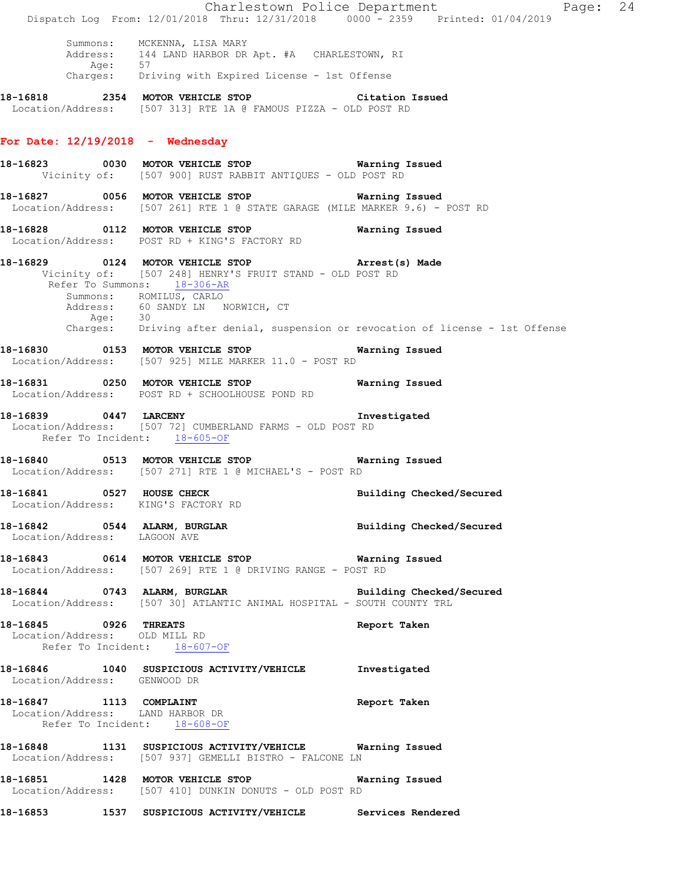Summons: MCKENNA, LISA MARY
Address: 144 LAND HARBOR DR Apt. #A CHARLESTOWN, RI
Age: 57
Charges: Driving with Expired License - 1st Offense

**18-16818 2354 MOTOR VEHICLE STOP** **Citation Issued**
Location/Address: [507 313] RTE 1A @ FAMOUS PIZZA - OLD POST RD

## For Date: 12/19/2018 - Wednesday

**18-16823 0030 MOTOR VEHICLE STOP** **Warning Issued**
Vicinity of: [507 900] RUST RABBIT ANTIQUES - OLD POST RD

**18-16827 0056 MOTOR VEHICLE STOP** **Warning Issued**
Location/Address: [507 261] RTE 1 @ STATE GARAGE (MILE MARKER 9.6) - POST RD

**18-16828 0112 MOTOR VEHICLE STOP** **Warning Issued**
Location/Address: POST RD + KING'S FACTORY RD

**18-16829 0124 MOTOR VEHICLE STOP** **Arrest(s) Made**
Vicinity of: [507 248] HENRY'S FRUIT STAND - OLD POST RD
Refer To Summons: 18-306-AR
Summons: ROMILUS, CARLO
Address: 60 SANDY LN NORWICH, CT
Age: 30
Charges: Driving after denial, suspension or revocation of license - 1st Offense

**18-16830 0153 MOTOR VEHICLE STOP** **Warning Issued**
Location/Address: [507 925] MILE MARKER 11.0 - POST RD

**18-16831 0250 MOTOR VEHICLE STOP** **Warning Issued**
Location/Address: POST RD + SCHOOLHOUSE POND RD

**18-16839 0447 LARCENY** **Investigated**
Location/Address: [507 72] CUMBERLAND FARMS - OLD POST RD
Refer To Incident: 18-605-OF

**18-16840 0513 MOTOR VEHICLE STOP** **Warning Issued**
Location/Address: [507 271] RTE 1 @ MICHAEL'S - POST RD

**18-16841 0527 HOUSE CHECK** **Building Checked/Secured**
Location/Address: KING'S FACTORY RD

**18-16842 0544 ALARM, BURGLAR** **Building Checked/Secured**
Location/Address: LAGOON AVE

**18-16843 0614 MOTOR VEHICLE STOP** **Warning Issued**
Location/Address: [507 269] RTE 1 @ DRIVING RANGE - POST RD

**18-16844 0743 ALARM, BURGLAR** **Building Checked/Secured**
Location/Address: [507 30] ATLANTIC ANIMAL HOSPITAL - SOUTH COUNTY TRL

**18-16845 0926 THREATS** **Report Taken**
Location/Address: OLD MILL RD
Refer To Incident: 18-607-OF

**18-16846 1040 SUSPICIOUS ACTIVITY/VEHICLE** **Investigated**
Location/Address: GENWOOD DR

**18-16847 1113 COMPLAINT** **Report Taken**
Location/Address: LAND HARBOR DR
Refer To Incident: 18-608-OF

**18-16848 1131 SUSPICIOUS ACTIVITY/VEHICLE** **Warning Issued**
Location/Address: [507 937] GEMELLI BISTRO - FALCONE LN

**18-16851 1428 MOTOR VEHICLE STOP** **Warning Issued**
Location/Address: [507 410] DUNKIN DONUTS - OLD POST RD

**18-16853 1537 SUSPICIOUS ACTIVITY/VEHICLE** **Services Rendered**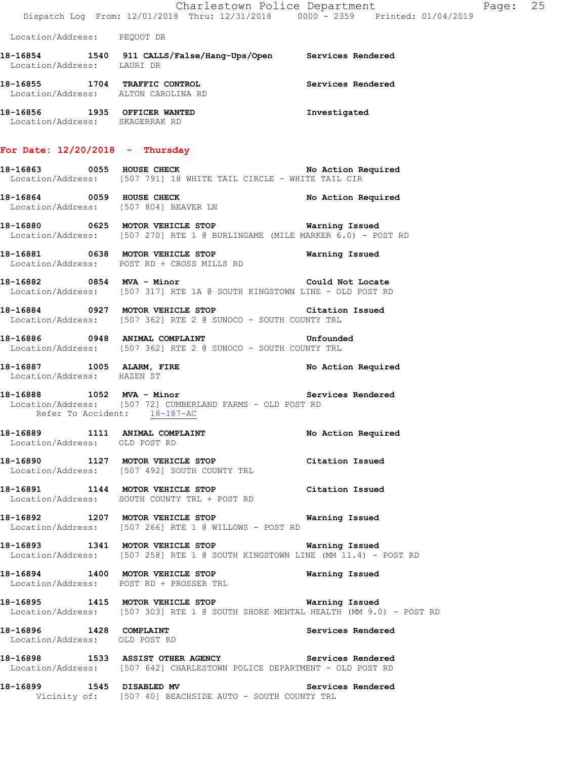Location/Address: PEQUOT DR

**18-16854 1540 911 CALLS/False/Hang-Ups/Open** Services Rendered
Location/Address: LAURI DR

**18-16855 1704 TRAFFIC CONTROL** Services Rendered
Location/Address: ALTON CAROLINA RD

**18-16856 1935 OFFICER WANTED** Investigated
Location/Address: SKAGERRAK RD

## For Date: 12/20/2018 - Thursday

**18-16863 0055 HOUSE CHECK** No Action Required
Location/Address: [507 791] 18 WHITE TAIL CIRCLE - WHITE TAIL CIR

**18-16864 0059 HOUSE CHECK** No Action Required
Location/Address: [507 804] BEAVER LN

**18-16880 0625 MOTOR VEHICLE STOP** Warning Issued
Location/Address: [507 270] RTE 1 @ BURLINGAME (MILE MARKER 6.0) - POST RD

**18-16881 0638 MOTOR VEHICLE STOP** Warning Issued
Location/Address: POST RD + CROSS MILLS RD

**18-16882 0854 MVA - Minor** Could Not Locate
Location/Address: [507 317] RTE 1A @ SOUTH KINGSTOWN LINE - OLD POST RD

**18-16884 0927 MOTOR VEHICLE STOP** Citation Issued
Location/Address: [507 362] RTE 2 @ SUNOCO - SOUTH COUNTY TRL

**18-16886 0948 ANIMAL COMPLAINT** Unfounded
Location/Address: [507 362] RTE 2 @ SUNOCO - SOUTH COUNTY TRL

**18-16887 1005 ALARM, FIRE** No Action Required
Location/Address: HAZEN ST

**18-16888 1052 MVA - Minor** Services Rendered
Location/Address: [507 72] CUMBERLAND FARMS - OLD POST RD
Refer To Accident: 18-187-AC

**18-16889 1111 ANIMAL COMPLAINT** No Action Required
Location/Address: OLD POST RD

**18-16890 1127 MOTOR VEHICLE STOP** Citation Issued
Location/Address: [507 492] SOUTH COUNTY TRL

**18-16891 1144 MOTOR VEHICLE STOP** Citation Issued
Location/Address: SOUTH COUNTY TRL + POST RD

**18-16892 1207 MOTOR VEHICLE STOP** Warning Issued
Location/Address: [507 266] RTE 1 @ WILLOWS - POST RD

**18-16893 1341 MOTOR VEHICLE STOP** Warning Issued
Location/Address: [507 258] RTE 1 @ SOUTH KINGSTOWN LINE (MM 11.4) - POST RD

**18-16894 1400 MOTOR VEHICLE STOP** Warning Issued
Location/Address: POST RD + PROSSER TRL

**18-16895 1415 MOTOR VEHICLE STOP** Warning Issued
Location/Address: [507 303] RTE 1 @ SOUTH SHORE MENTAL HEALTH (MM 9.0) - POST RD

**18-16896 1428 COMPLAINT** Services Rendered
Location/Address: OLD POST RD

**18-16898 1533 ASSIST OTHER AGENCY** Services Rendered
Location/Address: [507 642] CHARLESTOWN POLICE DEPARTMENT - OLD POST RD

**18-16899 1545 DISABLED MV** Services Rendered
Vicinity of: [507 40] BEACHSIDE AUTO - SOUTH COUNTY TRL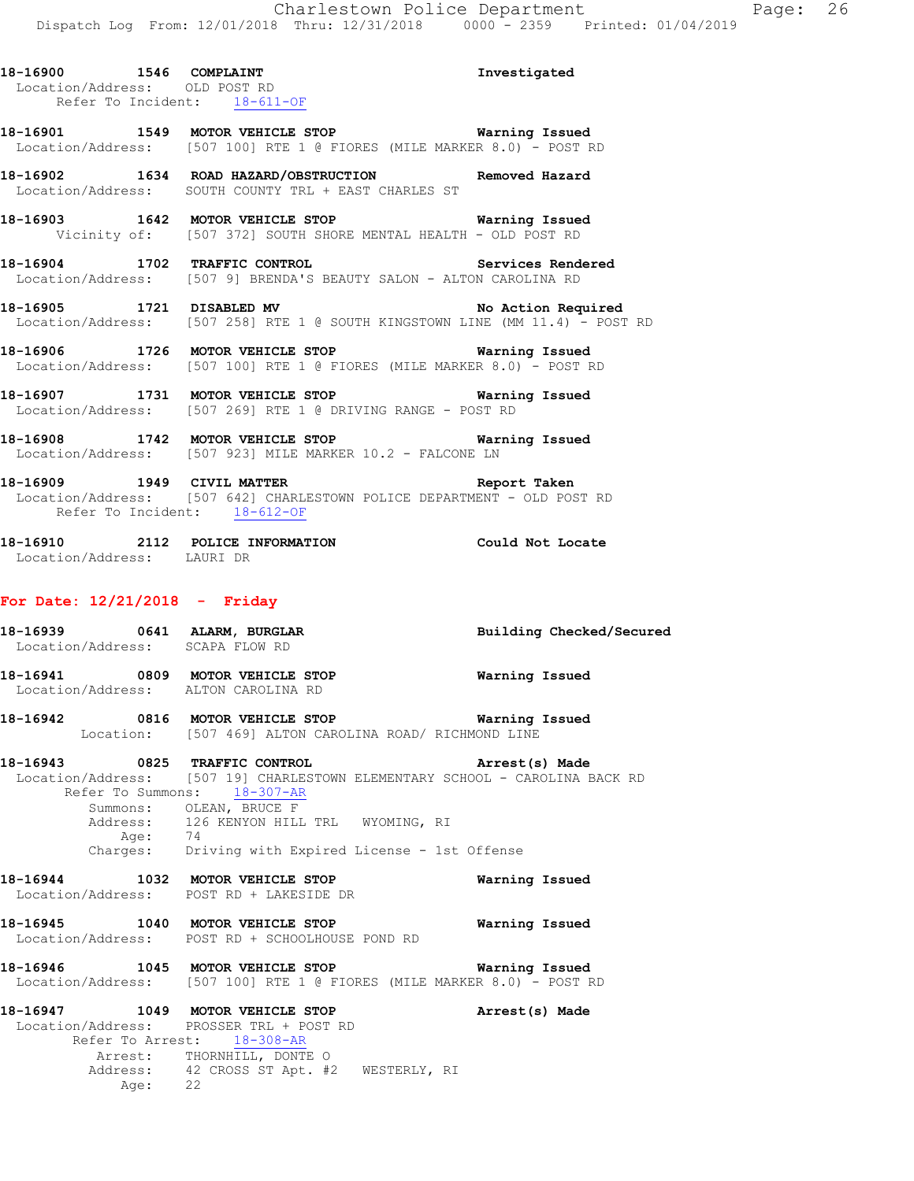18-16900 1546 COMPLAINT Investigated
Location/Address: OLD POST RD
Refer To Incident: 18-611-OF

18-16901 1549 MOTOR VEHICLE STOP Warning Issued
Location/Address: [507 100] RTE 1 @ FIORES (MILE MARKER 8.0) - POST RD

18-16902 1634 ROAD HAZARD/OBSTRUCTION Removed Hazard
Location/Address: SOUTH COUNTY TRL + EAST CHARLES ST

18-16903 1642 MOTOR VEHICLE STOP Warning Issued
Vicinity of: [507 372] SOUTH SHORE MENTAL HEALTH - OLD POST RD

18-16904 1702 TRAFFIC CONTROL Services Rendered
Location/Address: [507 9] BRENDA'S BEAUTY SALON - ALTON CAROLINA RD

18-16905 1721 DISABLED MV No Action Required
Location/Address: [507 258] RTE 1 @ SOUTH KINGSTOWN LINE (MM 11.4) - POST RD

18-16906 1726 MOTOR VEHICLE STOP Warning Issued
Location/Address: [507 100] RTE 1 @ FIORES (MILE MARKER 8.0) - POST RD

18-16907 1731 MOTOR VEHICLE STOP Warning Issued
Location/Address: [507 269] RTE 1 @ DRIVING RANGE - POST RD

18-16908 1742 MOTOR VEHICLE STOP Warning Issued
Location/Address: [507 923] MILE MARKER 10.2 - FALCONE LN

18-16909 1949 CIVIL MATTER Report Taken
Location/Address: [507 642] CHARLESTOWN POLICE DEPARTMENT - OLD POST RD
Refer To Incident: 18-612-OF

18-16910 2112 POLICE INFORMATION Could Not Locate
Location/Address: LAURI DR

## For Date: 12/21/2018 - Friday

18-16939 0641 ALARM, BURGLAR Building Checked/Secured
Location/Address: SCAPA FLOW RD

18-16941 0809 MOTOR VEHICLE STOP Warning Issued
Location/Address: ALTON CAROLINA RD

18-16942 0816 MOTOR VEHICLE STOP Warning Issued
Location: [507 469] ALTON CAROLINA ROAD/ RICHMOND LINE

18-16943 0825 TRAFFIC CONTROL Arrest(s) Made
Location/Address: [507 19] CHARLESTOWN ELEMENTARY SCHOOL - CAROLINA BACK RD
Refer To Summons: 18-307-AR
Summons: OLEAN, BRUCE F
Address: 126 KENYON HILL TRL WYOMING, RI
Age: 74
Charges: Driving with Expired License - 1st Offense

18-16944 1032 MOTOR VEHICLE STOP Warning Issued
Location/Address: POST RD + LAKESIDE DR

18-16945 1040 MOTOR VEHICLE STOP Warning Issued
Location/Address: POST RD + SCHOOLHOUSE POND RD

18-16946 1045 MOTOR VEHICLE STOP Warning Issued
Location/Address: [507 100] RTE 1 @ FIORES (MILE MARKER 8.0) - POST RD

18-16947 1049 MOTOR VEHICLE STOP Arrest(s) Made
Location/Address: PROSSER TRL + POST RD
Refer To Arrest: 18-308-AR
Arrest: THORNHILL, DONTE O
Address: 42 CROSS ST Apt. #2 WESTERLY, RI
Age: 22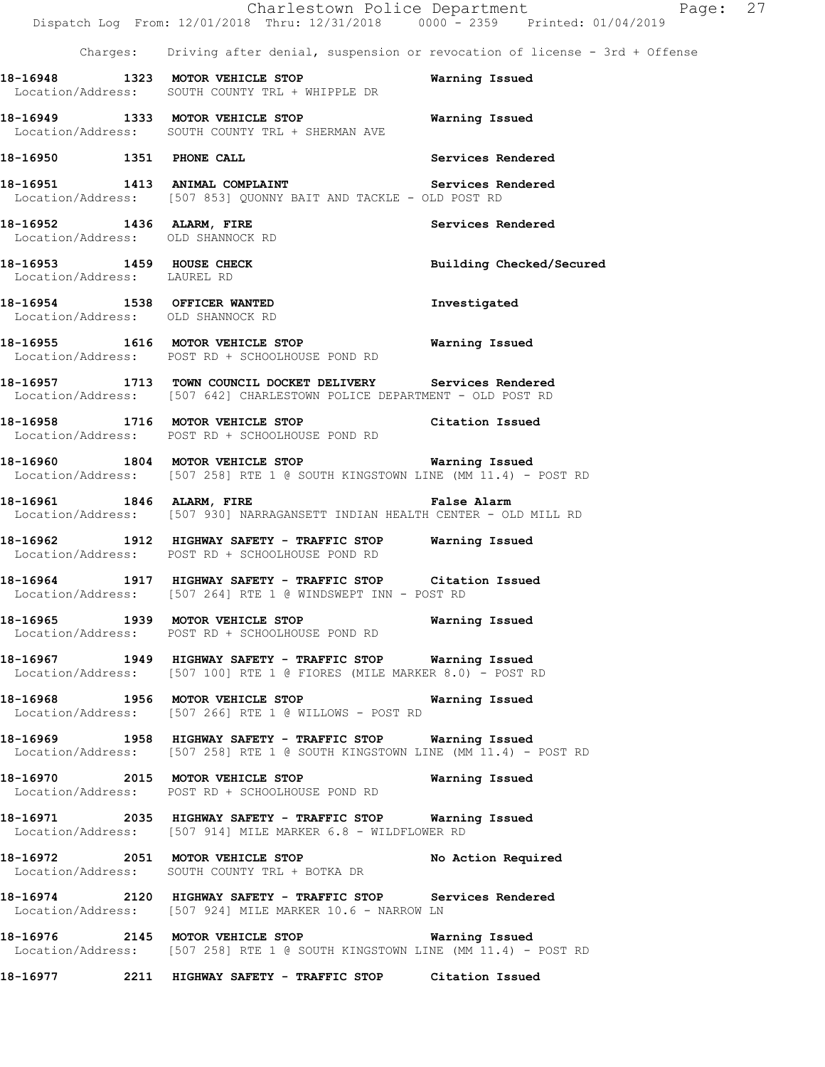Charges: Driving after denial, suspension or revocation of license - 3rd + Offense

**18-16948 1323 MOTOR VEHICLE STOP** **Warning Issued**
Location/Address: SOUTH COUNTY TRL + WHIPPLE DR

**18-16949 1333 MOTOR VEHICLE STOP** **Warning Issued**
Location/Address: SOUTH COUNTY TRL + SHERMAN AVE

**18-16950 1351 PHONE CALL** **Services Rendered**

**18-16951 1413 ANIMAL COMPLAINT** **Services Rendered**
Location/Address: [507 853] QUONNY BAIT AND TACKLE - OLD POST RD

**18-16952 1436 ALARM, FIRE** **Services Rendered**
Location/Address: OLD SHANNOCK RD

**18-16953 1459 HOUSE CHECK** **Building Checked/Secured**
Location/Address: LAUREL RD

**18-16954 1538 OFFICER WANTED** **Investigated**
Location/Address: OLD SHANNOCK RD

**18-16955 1616 MOTOR VEHICLE STOP** **Warning Issued**
Location/Address: POST RD + SCHOOLHOUSE POND RD

**18-16957 1713 TOWN COUNCIL DOCKET DELIVERY** **Services Rendered**
Location/Address: [507 642] CHARLESTOWN POLICE DEPARTMENT - OLD POST RD

**18-16958 1716 MOTOR VEHICLE STOP** **Citation Issued**
Location/Address: POST RD + SCHOOLHOUSE POND RD

**18-16960 1804 MOTOR VEHICLE STOP** **Warning Issued**
Location/Address: [507 258] RTE 1 @ SOUTH KINGSTOWN LINE (MM 11.4) - POST RD

**18-16961 1846 ALARM, FIRE** **False Alarm**
Location/Address: [507 930] NARRAGANSETT INDIAN HEALTH CENTER - OLD MILL RD

**18-16962 1912 HIGHWAY SAFETY - TRAFFIC STOP** **Warning Issued**
Location/Address: POST RD + SCHOOLHOUSE POND RD

**18-16964 1917 HIGHWAY SAFETY - TRAFFIC STOP** **Citation Issued**
Location/Address: [507 264] RTE 1 @ WINDSWEPT INN - POST RD

**18-16965 1939 MOTOR VEHICLE STOP** **Warning Issued**
Location/Address: POST RD + SCHOOLHOUSE POND RD

**18-16967 1949 HIGHWAY SAFETY - TRAFFIC STOP** **Warning Issued**
Location/Address: [507 100] RTE 1 @ FIORES (MILE MARKER 8.0) - POST RD

**18-16968 1956 MOTOR VEHICLE STOP** **Warning Issued**
Location/Address: [507 266] RTE 1 @ WILLOWS - POST RD

**18-16969 1958 HIGHWAY SAFETY - TRAFFIC STOP** **Warning Issued**
Location/Address: [507 258] RTE 1 @ SOUTH KINGSTOWN LINE (MM 11.4) - POST RD

**18-16970 2015 MOTOR VEHICLE STOP** **Warning Issued**
Location/Address: POST RD + SCHOOLHOUSE POND RD

**18-16971 2035 HIGHWAY SAFETY - TRAFFIC STOP** **Warning Issued**
Location/Address: [507 914] MILE MARKER 6.8 - WILDFLOWER RD

**18-16972 2051 MOTOR VEHICLE STOP** **No Action Required**
Location/Address: SOUTH COUNTY TRL + BOTKA DR

**18-16974 2120 HIGHWAY SAFETY - TRAFFIC STOP** **Services Rendered**
Location/Address: [507 924] MILE MARKER 10.6 - NARROW LN

**18-16976 2145 MOTOR VEHICLE STOP** **Warning Issued**
Location/Address: [507 258] RTE 1 @ SOUTH KINGSTOWN LINE (MM 11.4) - POST RD

**18-16977 2211 HIGHWAY SAFETY - TRAFFIC STOP** **Citation Issued**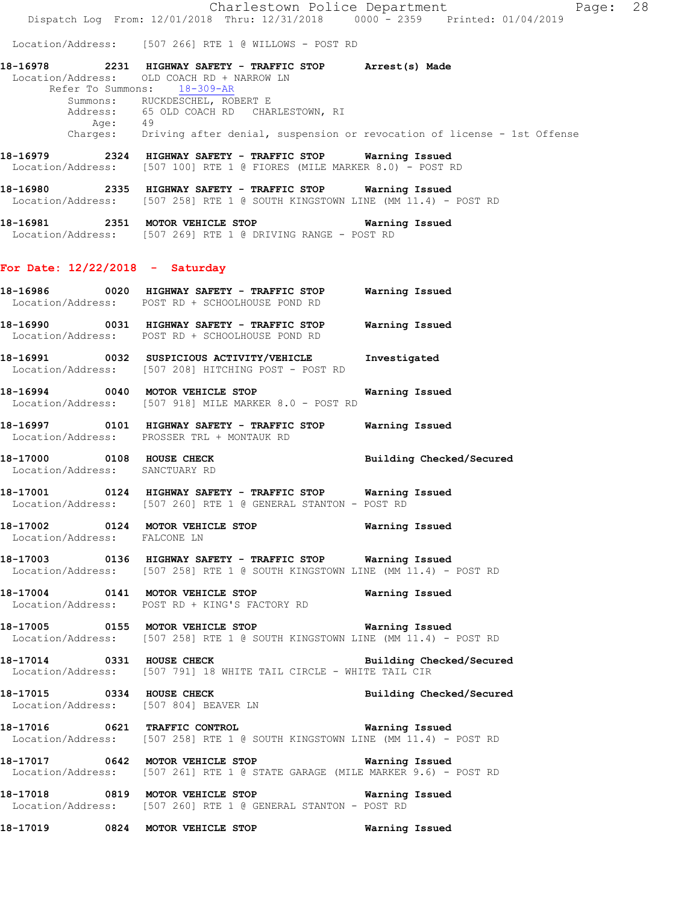Location/Address: [507 266] RTE 1 @ WILLOWS - POST RD

**18-16978 2231 HIGHWAY SAFETY - TRAFFIC STOP Arrest(s) Made**
Location/Address: OLD COACH RD + NARROW LN
Refer To Summons: 18-309-AR
Summons: RUCKDESCHEL, ROBERT E
Address: 65 OLD COACH RD CHARLESTOWN, RI
Age: 49
Charges: Driving after denial, suspension or revocation of license - 1st Offense

**18-16979 2324 HIGHWAY SAFETY - TRAFFIC STOP Warning Issued**
Location/Address: [507 100] RTE 1 @ FIORES (MILE MARKER 8.0) - POST RD

**18-16980 2335 HIGHWAY SAFETY - TRAFFIC STOP Warning Issued**
Location/Address: [507 258] RTE 1 @ SOUTH KINGSTOWN LINE (MM 11.4) - POST RD

**18-16981 2351 MOTOR VEHICLE STOP Warning Issued**
Location/Address: [507 269] RTE 1 @ DRIVING RANGE - POST RD

## For Date: 12/22/2018 - Saturday

**18-16986 0020 HIGHWAY SAFETY - TRAFFIC STOP Warning Issued**
Location/Address: POST RD + SCHOOLHOUSE POND RD

**18-16990 0031 HIGHWAY SAFETY - TRAFFIC STOP Warning Issued**
Location/Address: POST RD + SCHOOLHOUSE POND RD

**18-16991 0032 SUSPICIOUS ACTIVITY/VEHICLE Investigated**
Location/Address: [507 208] HITCHING POST - POST RD

**18-16994 0040 MOTOR VEHICLE STOP Warning Issued**
Location/Address: [507 918] MILE MARKER 8.0 - POST RD

**18-16997 0101 HIGHWAY SAFETY - TRAFFIC STOP Warning Issued**
Location/Address: PROSSER TRL + MONTAUK RD

**18-17000 0108 HOUSE CHECK Building Checked/Secured**
Location/Address: SANCTUARY RD

**18-17001 0124 HIGHWAY SAFETY - TRAFFIC STOP Warning Issued**
Location/Address: [507 260] RTE 1 @ GENERAL STANTON - POST RD

**18-17002 0124 MOTOR VEHICLE STOP Warning Issued**
Location/Address: FALCONE LN

**18-17003 0136 HIGHWAY SAFETY - TRAFFIC STOP Warning Issued**
Location/Address: [507 258] RTE 1 @ SOUTH KINGSTOWN LINE (MM 11.4) - POST RD

**18-17004 0141 MOTOR VEHICLE STOP Warning Issued**
Location/Address: POST RD + KING'S FACTORY RD

**18-17005 0155 MOTOR VEHICLE STOP Warning Issued**
Location/Address: [507 258] RTE 1 @ SOUTH KINGSTOWN LINE (MM 11.4) - POST RD

**18-17014 0331 HOUSE CHECK Building Checked/Secured**
Location/Address: [507 791] 18 WHITE TAIL CIRCLE - WHITE TAIL CIR

**18-17015 0334 HOUSE CHECK Building Checked/Secured**
Location/Address: [507 804] BEAVER LN

**18-17016 0621 TRAFFIC CONTROL Warning Issued**
Location/Address: [507 258] RTE 1 @ SOUTH KINGSTOWN LINE (MM 11.4) - POST RD

**18-17017 0642 MOTOR VEHICLE STOP Warning Issued**
Location/Address: [507 261] RTE 1 @ STATE GARAGE (MILE MARKER 9.6) - POST RD

**18-17018 0819 MOTOR VEHICLE STOP Warning Issued**
Location/Address: [507 260] RTE 1 @ GENERAL STANTON - POST RD

**18-17019 0824 MOTOR VEHICLE STOP Warning Issued**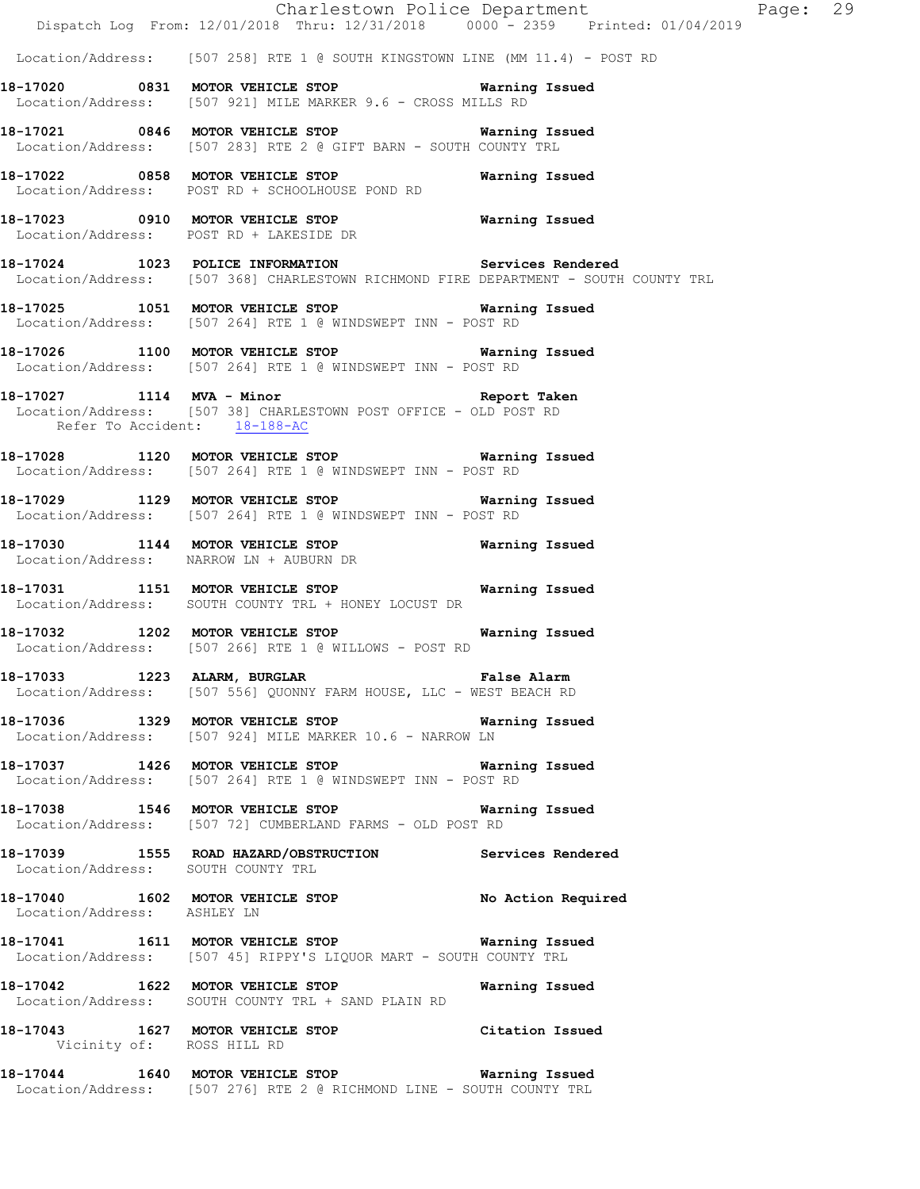Location/Address: [507 258] RTE 1 @ SOUTH KINGSTOWN LINE (MM 11.4) - POST RD

**18-17020 0831 MOTOR VEHICLE STOP Warning Issued**
Location/Address: [507 921] MILE MARKER 9.6 - CROSS MILLS RD

**18-17021 0846 MOTOR VEHICLE STOP Warning Issued**
Location/Address: [507 283] RTE 2 @ GIFT BARN - SOUTH COUNTY TRL

**18-17022 0858 MOTOR VEHICLE STOP Warning Issued**
Location/Address: POST RD + SCHOOLHOUSE POND RD

**18-17023 0910 MOTOR VEHICLE STOP Warning Issued**
Location/Address: POST RD + LAKESIDE DR

**18-17024 1023 POLICE INFORMATION Services Rendered**
Location/Address: [507 368] CHARLESTOWN RICHMOND FIRE DEPARTMENT - SOUTH COUNTY TRL

**18-17025 1051 MOTOR VEHICLE STOP Warning Issued**
Location/Address: [507 264] RTE 1 @ WINDSWEPT INN - POST RD

**18-17026 1100 MOTOR VEHICLE STOP Warning Issued**
Location/Address: [507 264] RTE 1 @ WINDSWEPT INN - POST RD

**18-17027 1114 MVA - Minor Report Taken**
Location/Address: [507 38] CHARLESTOWN POST OFFICE - OLD POST RD
Refer To Accident: 18-188-AC

**18-17028 1120 MOTOR VEHICLE STOP Warning Issued**
Location/Address: [507 264] RTE 1 @ WINDSWEPT INN - POST RD

**18-17029 1129 MOTOR VEHICLE STOP Warning Issued**
Location/Address: [507 264] RTE 1 @ WINDSWEPT INN - POST RD

**18-17030 1144 MOTOR VEHICLE STOP Warning Issued**
Location/Address: NARROW LN + AUBURN DR

**18-17031 1151 MOTOR VEHICLE STOP Warning Issued**
Location/Address: SOUTH COUNTY TRL + HONEY LOCUST DR

**18-17032 1202 MOTOR VEHICLE STOP Warning Issued**
Location/Address: [507 266] RTE 1 @ WILLOWS - POST RD

**18-17033 1223 ALARM, BURGLAR False Alarm**
Location/Address: [507 556] QUONNY FARM HOUSE, LLC - WEST BEACH RD

**18-17036 1329 MOTOR VEHICLE STOP Warning Issued**
Location/Address: [507 924] MILE MARKER 10.6 - NARROW LN

**18-17037 1426 MOTOR VEHICLE STOP Warning Issued**
Location/Address: [507 264] RTE 1 @ WINDSWEPT INN - POST RD

**18-17038 1546 MOTOR VEHICLE STOP Warning Issued**
Location/Address: [507 72] CUMBERLAND FARMS - OLD POST RD

**18-17039 1555 ROAD HAZARD/OBSTRUCTION Services Rendered**
Location/Address: SOUTH COUNTY TRL

**18-17040 1602 MOTOR VEHICLE STOP No Action Required**
Location/Address: ASHLEY LN

**18-17041 1611 MOTOR VEHICLE STOP Warning Issued**
Location/Address: [507 45] RIPPY'S LIQUOR MART - SOUTH COUNTY TRL

**18-17042 1622 MOTOR VEHICLE STOP Warning Issued**
Location/Address: SOUTH COUNTY TRL + SAND PLAIN RD

**18-17043 1627 MOTOR VEHICLE STOP Citation Issued**
Vicinity of: ROSS HILL RD

**18-17044 1640 MOTOR VEHICLE STOP Warning Issued**
Location/Address: [507 276] RTE 2 @ RICHMOND LINE - SOUTH COUNTY TRL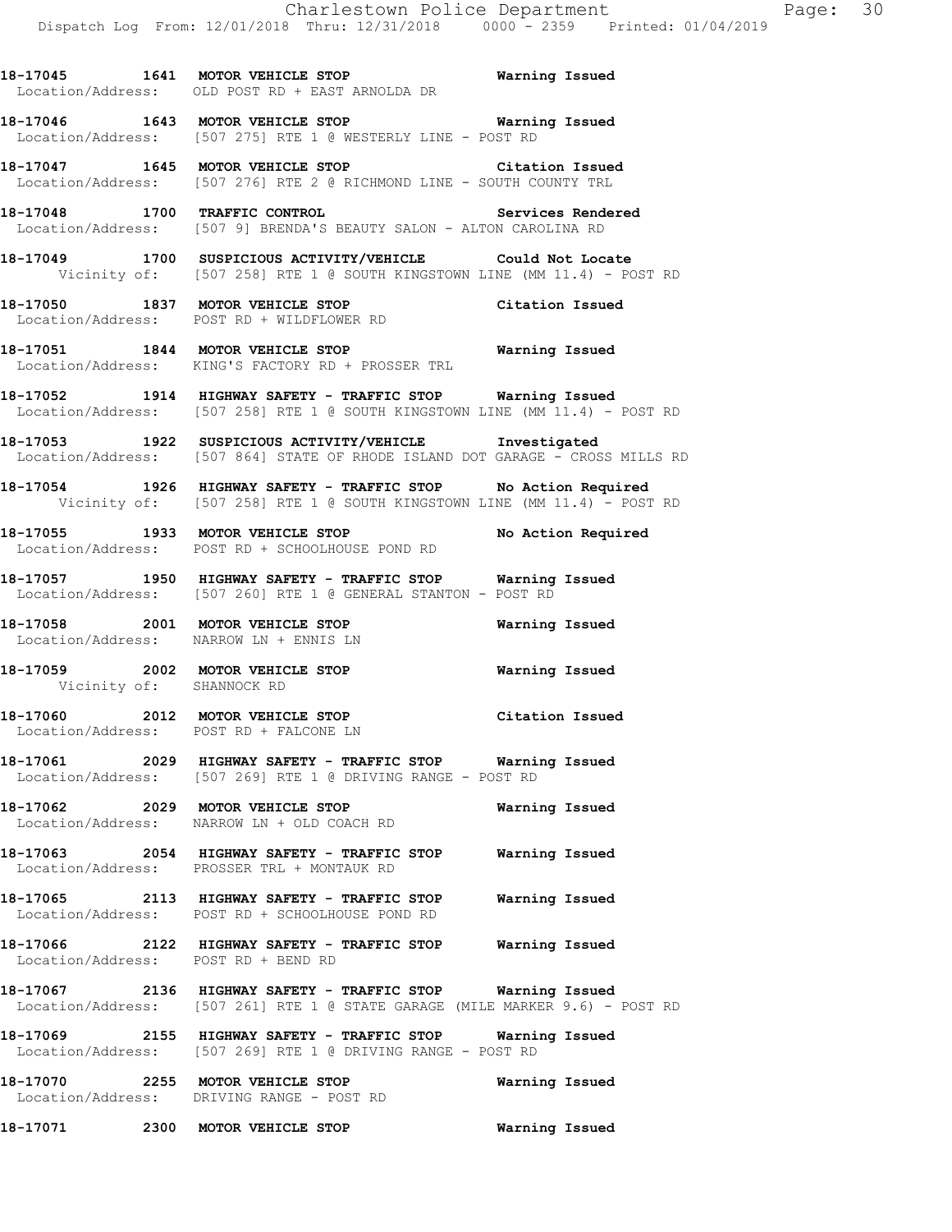**18-17045 1641 MOTOR VEHICLE STOP Warning Issued**
Location/Address: OLD POST RD + EAST ARNOLDA DR

**18-17046 1643 MOTOR VEHICLE STOP Warning Issued**
Location/Address: [507 275] RTE 1 @ WESTERLY LINE - POST RD

**18-17047 1645 MOTOR VEHICLE STOP Citation Issued**
Location/Address: [507 276] RTE 2 @ RICHMOND LINE - SOUTH COUNTY TRL

**18-17048 1700 TRAFFIC CONTROL Services Rendered**
Location/Address: [507 9] BRENDA'S BEAUTY SALON - ALTON CAROLINA RD

**18-17049 1700 SUSPICIOUS ACTIVITY/VEHICLE Could Not Locate**
Vicinity of: [507 258] RTE 1 @ SOUTH KINGSTOWN LINE (MM 11.4) - POST RD

**18-17050 1837 MOTOR VEHICLE STOP Citation Issued**
Location/Address: POST RD + WILDFLOWER RD

**18-17051 1844 MOTOR VEHICLE STOP Warning Issued**
Location/Address: KING'S FACTORY RD + PROSSER TRL

**18-17052 1914 HIGHWAY SAFETY - TRAFFIC STOP Warning Issued**
Location/Address: [507 258] RTE 1 @ SOUTH KINGSTOWN LINE (MM 11.4) - POST RD

**18-17053 1922 SUSPICIOUS ACTIVITY/VEHICLE Investigated**
Location/Address: [507 864] STATE OF RHODE ISLAND DOT GARAGE - CROSS MILLS RD

**18-17054 1926 HIGHWAY SAFETY - TRAFFIC STOP No Action Required**
Vicinity of: [507 258] RTE 1 @ SOUTH KINGSTOWN LINE (MM 11.4) - POST RD

**18-17055 1933 MOTOR VEHICLE STOP No Action Required**
Location/Address: POST RD + SCHOOLHOUSE POND RD

**18-17057 1950 HIGHWAY SAFETY - TRAFFIC STOP Warning Issued**
Location/Address: [507 260] RTE 1 @ GENERAL STANTON - POST RD

**18-17058 2001 MOTOR VEHICLE STOP Warning Issued**
Location/Address: NARROW LN + ENNIS LN

**18-17059 2002 MOTOR VEHICLE STOP Warning Issued**
Vicinity of: SHANNOCK RD

**18-17060 2012 MOTOR VEHICLE STOP Citation Issued**
Location/Address: POST RD + FALCONE LN

**18-17061 2029 HIGHWAY SAFETY - TRAFFIC STOP Warning Issued**
Location/Address: [507 269] RTE 1 @ DRIVING RANGE - POST RD

**18-17062 2029 MOTOR VEHICLE STOP Warning Issued**
Location/Address: NARROW LN + OLD COACH RD

**18-17063 2054 HIGHWAY SAFETY - TRAFFIC STOP Warning Issued**
Location/Address: PROSSER TRL + MONTAUK RD

**18-17065 2113 HIGHWAY SAFETY - TRAFFIC STOP Warning Issued**
Location/Address: POST RD + SCHOOLHOUSE POND RD

**18-17066 2122 HIGHWAY SAFETY - TRAFFIC STOP Warning Issued**
Location/Address: POST RD + BEND RD

**18-17067 2136 HIGHWAY SAFETY - TRAFFIC STOP Warning Issued**
Location/Address: [507 261] RTE 1 @ STATE GARAGE (MILE MARKER 9.6) - POST RD

**18-17069 2155 HIGHWAY SAFETY - TRAFFIC STOP Warning Issued**
Location/Address: [507 269] RTE 1 @ DRIVING RANGE - POST RD

**18-17070 2255 MOTOR VEHICLE STOP Warning Issued**
Location/Address: DRIVING RANGE - POST RD

**18-17071 2300 MOTOR VEHICLE STOP Warning Issued**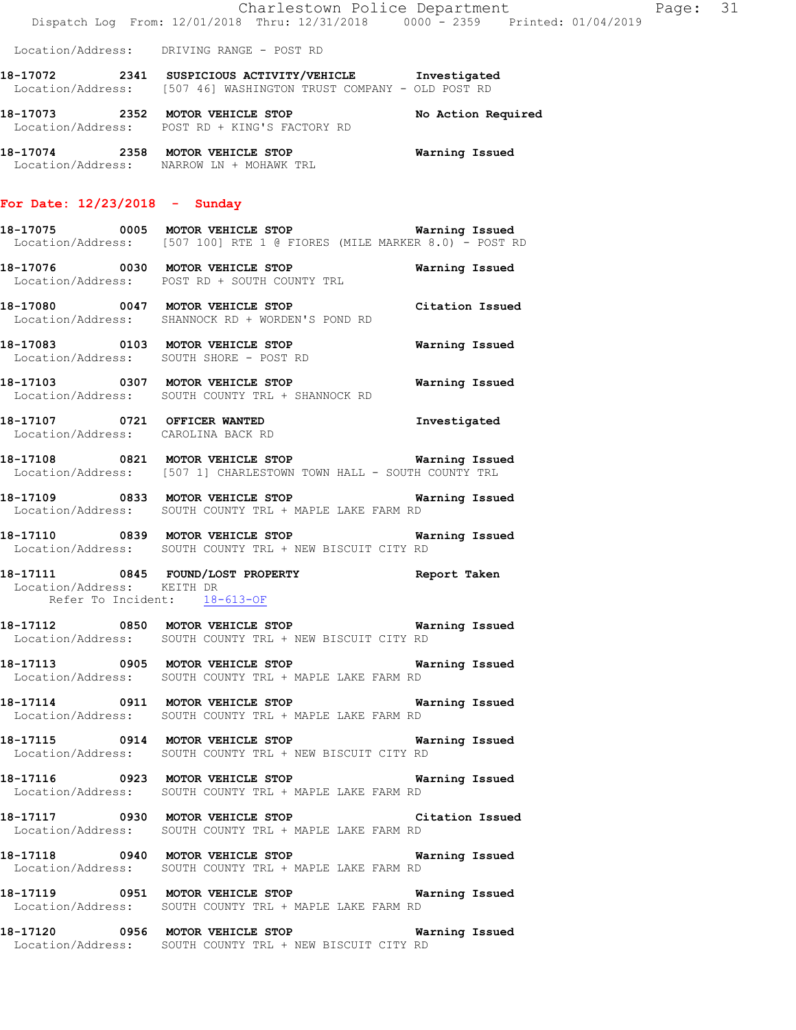Location/Address: DRIVING RANGE - POST RD

**18-17072 2341 SUSPICIOUS ACTIVITY/VEHICLE** Investigated
Location/Address: [507 46] WASHINGTON TRUST COMPANY - OLD POST RD

**18-17073 2352 MOTOR VEHICLE STOP** No Action Required
Location/Address: POST RD + KING'S FACTORY RD

**18-17074 2358 MOTOR VEHICLE STOP** Warning Issued
Location/Address: NARROW LN + MOHAWK TRL

## For Date: 12/23/2018 - Sunday

**18-17075 0005 MOTOR VEHICLE STOP** Warning Issued
Location/Address: [507 100] RTE 1 @ FIORES (MILE MARKER 8.0) - POST RD

**18-17076 0030 MOTOR VEHICLE STOP** Warning Issued
Location/Address: POST RD + SOUTH COUNTY TRL

**18-17080 0047 MOTOR VEHICLE STOP** Citation Issued
Location/Address: SHANNOCK RD + WORDEN'S POND RD

**18-17083 0103 MOTOR VEHICLE STOP** Warning Issued
Location/Address: SOUTH SHORE - POST RD

**18-17103 0307 MOTOR VEHICLE STOP** Warning Issued
Location/Address: SOUTH COUNTY TRL + SHANNOCK RD

**18-17107 0721 OFFICER WANTED** Investigated
Location/Address: CAROLINA BACK RD

**18-17108 0821 MOTOR VEHICLE STOP** Warning Issued
Location/Address: [507 1] CHARLESTOWN TOWN HALL - SOUTH COUNTY TRL

**18-17109 0833 MOTOR VEHICLE STOP** Warning Issued
Location/Address: SOUTH COUNTY TRL + MAPLE LAKE FARM RD

**18-17110 0839 MOTOR VEHICLE STOP** Warning Issued
Location/Address: SOUTH COUNTY TRL + NEW BISCUIT CITY RD

**18-17111 0845 FOUND/LOST PROPERTY** Report Taken
Location/Address: KEITH DR
Refer To Incident: 18-613-OF

**18-17112 0850 MOTOR VEHICLE STOP** Warning Issued
Location/Address: SOUTH COUNTY TRL + NEW BISCUIT CITY RD

**18-17113 0905 MOTOR VEHICLE STOP** Warning Issued
Location/Address: SOUTH COUNTY TRL + MAPLE LAKE FARM RD

**18-17114 0911 MOTOR VEHICLE STOP** Warning Issued
Location/Address: SOUTH COUNTY TRL + MAPLE LAKE FARM RD

**18-17115 0914 MOTOR VEHICLE STOP** Warning Issued
Location/Address: SOUTH COUNTY TRL + NEW BISCUIT CITY RD

**18-17116 0923 MOTOR VEHICLE STOP** Warning Issued
Location/Address: SOUTH COUNTY TRL + MAPLE LAKE FARM RD

**18-17117 0930 MOTOR VEHICLE STOP** Citation Issued
Location/Address: SOUTH COUNTY TRL + MAPLE LAKE FARM RD

**18-17118 0940 MOTOR VEHICLE STOP** Warning Issued
Location/Address: SOUTH COUNTY TRL + MAPLE LAKE FARM RD

**18-17119 0951 MOTOR VEHICLE STOP** Warning Issued
Location/Address: SOUTH COUNTY TRL + MAPLE LAKE FARM RD

**18-17120 0956 MOTOR VEHICLE STOP** Warning Issued
Location/Address: SOUTH COUNTY TRL + NEW BISCUIT CITY RD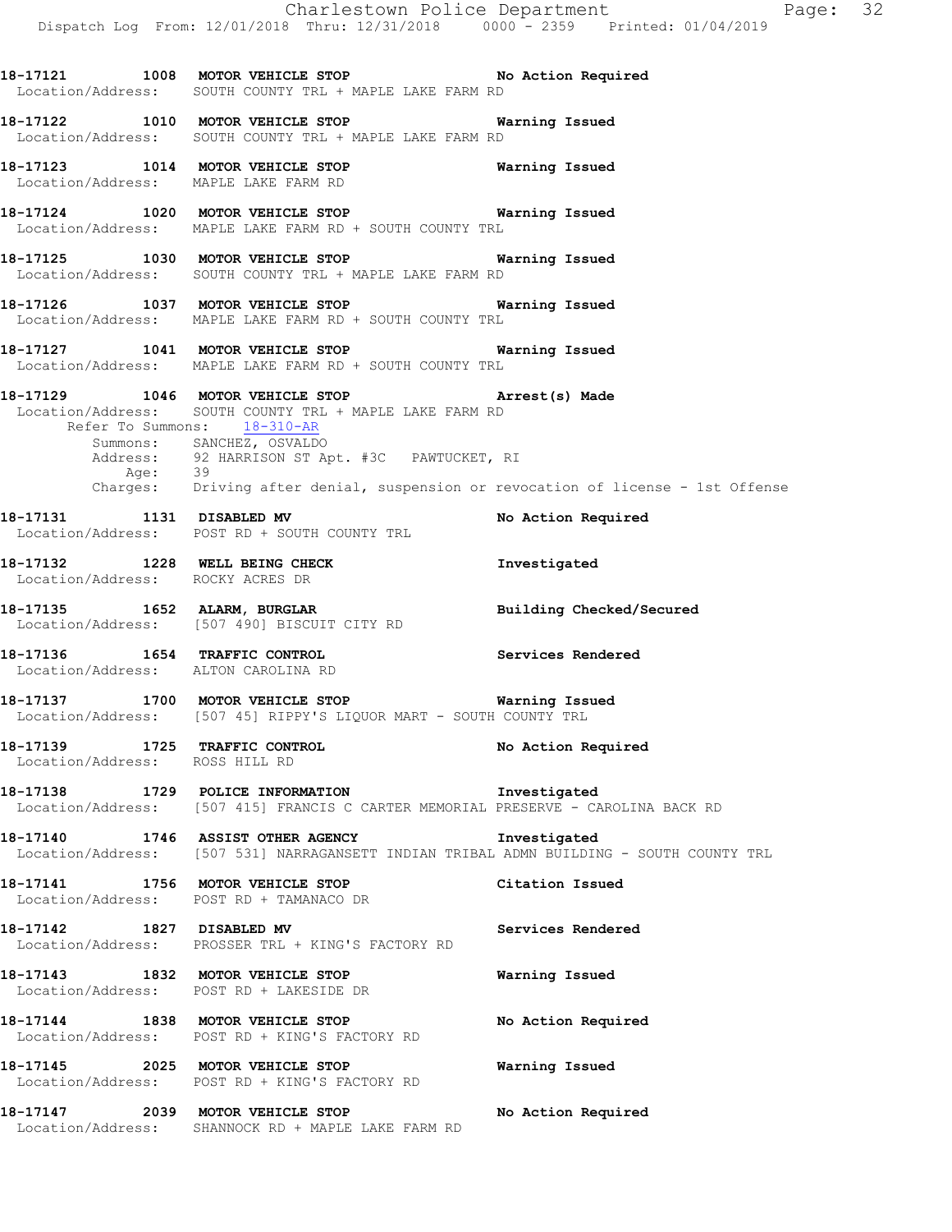**18-17121 1008 MOTOR VEHICLE STOP No Action Required**
Location/Address: SOUTH COUNTY TRL + MAPLE LAKE FARM RD

**18-17122 1010 MOTOR VEHICLE STOP Warning Issued**
Location/Address: SOUTH COUNTY TRL + MAPLE LAKE FARM RD

**18-17123 1014 MOTOR VEHICLE STOP Warning Issued**
Location/Address: MAPLE LAKE FARM RD

**18-17124 1020 MOTOR VEHICLE STOP Warning Issued**
Location/Address: MAPLE LAKE FARM RD + SOUTH COUNTY TRL

**18-17125 1030 MOTOR VEHICLE STOP Warning Issued**
Location/Address: SOUTH COUNTY TRL + MAPLE LAKE FARM RD

**18-17126 1037 MOTOR VEHICLE STOP Warning Issued**
Location/Address: MAPLE LAKE FARM RD + SOUTH COUNTY TRL

**18-17127 1041 MOTOR VEHICLE STOP Warning Issued**
Location/Address: MAPLE LAKE FARM RD + SOUTH COUNTY TRL

**18-17129 1046 MOTOR VEHICLE STOP Arrest(s) Made**
Location/Address: SOUTH COUNTY TRL + MAPLE LAKE FARM RD
Refer To Summons: 18-310-AR
Summons: SANCHEZ, OSVALDO
Address: 92 HARRISON ST Apt. #3C PAWTUCKET, RI
Age: 39
Charges: Driving after denial, suspension or revocation of license - 1st Offense

**18-17131 1131 DISABLED MV No Action Required**
Location/Address: POST RD + SOUTH COUNTY TRL

**18-17132 1228 WELL BEING CHECK Investigated**
Location/Address: ROCKY ACRES DR

**18-17135 1652 ALARM, BURGLAR Building Checked/Secured**
Location/Address: [507 490] BISCUIT CITY RD

**18-17136 1654 TRAFFIC CONTROL Services Rendered**
Location/Address: ALTON CAROLINA RD

**18-17137 1700 MOTOR VEHICLE STOP Warning Issued**
Location/Address: [507 45] RIPPY'S LIQUOR MART - SOUTH COUNTY TRL

**18-17139 1725 TRAFFIC CONTROL No Action Required**
Location/Address: ROSS HILL RD

**18-17138 1729 POLICE INFORMATION Investigated**
Location/Address: [507 415] FRANCIS C CARTER MEMORIAL PRESERVE - CAROLINA BACK RD

**18-17140 1746 ASSIST OTHER AGENCY Investigated**
Location/Address: [507 531] NARRAGANSETT INDIAN TRIBAL ADMN BUILDING - SOUTH COUNTY TRL

**18-17141 1756 MOTOR VEHICLE STOP Citation Issued**
Location/Address: POST RD + TAMANACO DR

**18-17142 1827 DISABLED MV Services Rendered**
Location/Address: PROSSER TRL + KING'S FACTORY RD

**18-17143 1832 MOTOR VEHICLE STOP Warning Issued**
Location/Address: POST RD + LAKESIDE DR

**18-17144 1838 MOTOR VEHICLE STOP No Action Required**
Location/Address: POST RD + KING'S FACTORY RD

**18-17145 2025 MOTOR VEHICLE STOP Warning Issued**
Location/Address: POST RD + KING'S FACTORY RD

**18-17147 2039 MOTOR VEHICLE STOP No Action Required**
Location/Address: SHANNOCK RD + MAPLE LAKE FARM RD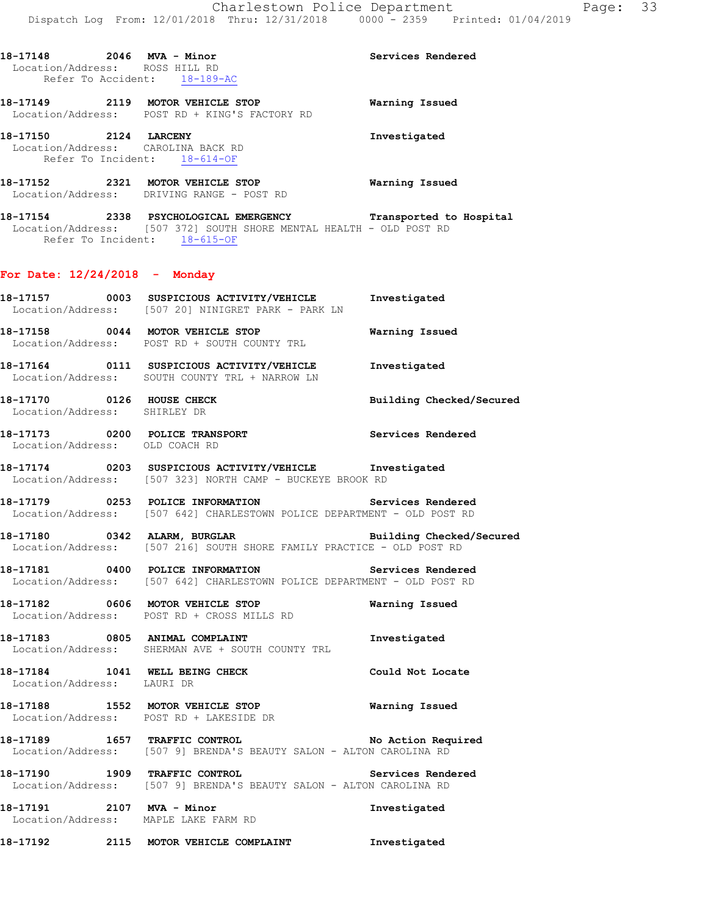18-17148 2046 MVA - Minor Services Rendered
Location/Address: ROSS HILL RD
Refer To Accident: 18-189-AC

18-17149 2119 MOTOR VEHICLE STOP Warning Issued
Location/Address: POST RD + KING'S FACTORY RD

18-17150 2124 LARCENY Investigated
Location/Address: CAROLINA BACK RD
Refer To Incident: 18-614-OF

18-17152 2321 MOTOR VEHICLE STOP Warning Issued
Location/Address: DRIVING RANGE - POST RD

18-17154 2338 PSYCHOLOGICAL EMERGENCY Transported to Hospital
Location/Address: [507 372] SOUTH SHORE MENTAL HEALTH - OLD POST RD
Refer To Incident: 18-615-OF

## For Date: 12/24/2018 - Monday

18-17157 0003 SUSPICIOUS ACTIVITY/VEHICLE Investigated
Location/Address: [507 20] NINIGRET PARK - PARK LN

18-17158 0044 MOTOR VEHICLE STOP Warning Issued
Location/Address: POST RD + SOUTH COUNTY TRL

18-17164 0111 SUSPICIOUS ACTIVITY/VEHICLE Investigated
Location/Address: SOUTH COUNTY TRL + NARROW LN

18-17170 0126 HOUSE CHECK Building Checked/Secured
Location/Address: SHIRLEY DR

18-17173 0200 POLICE TRANSPORT Services Rendered
Location/Address: OLD COACH RD

18-17174 0203 SUSPICIOUS ACTIVITY/VEHICLE Investigated
Location/Address: [507 323] NORTH CAMP - BUCKEYE BROOK RD

18-17179 0253 POLICE INFORMATION Services Rendered
Location/Address: [507 642] CHARLESTOWN POLICE DEPARTMENT - OLD POST RD

18-17180 0342 ALARM, BURGLAR Building Checked/Secured
Location/Address: [507 216] SOUTH SHORE FAMILY PRACTICE - OLD POST RD

18-17181 0400 POLICE INFORMATION Services Rendered
Location/Address: [507 642] CHARLESTOWN POLICE DEPARTMENT - OLD POST RD

18-17182 0606 MOTOR VEHICLE STOP Warning Issued
Location/Address: POST RD + CROSS MILLS RD

18-17183 0805 ANIMAL COMPLAINT Investigated
Location/Address: SHERMAN AVE + SOUTH COUNTY TRL

18-17184 1041 WELL BEING CHECK Could Not Locate
Location/Address: LAURI DR

18-17188 1552 MOTOR VEHICLE STOP Warning Issued
Location/Address: POST RD + LAKESIDE DR

18-17189 1657 TRAFFIC CONTROL No Action Required
Location/Address: [507 9] BRENDA'S BEAUTY SALON - ALTON CAROLINA RD

18-17190 1909 TRAFFIC CONTROL Services Rendered
Location/Address: [507 9] BRENDA'S BEAUTY SALON - ALTON CAROLINA RD

18-17191 2107 MVA - Minor Investigated
Location/Address: MAPLE LAKE FARM RD

18-17192 2115 MOTOR VEHICLE COMPLAINT Investigated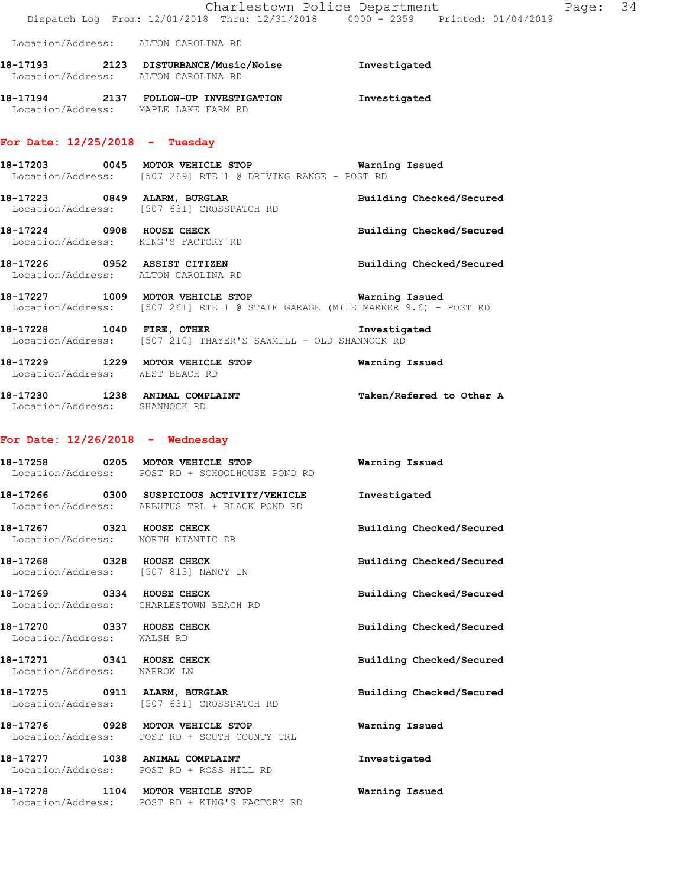Location/Address: ALTON CAROLINA RD

**18-17193** 2123 **DISTURBANCE/Music/Noise** Investigated
Location/Address: ALTON CAROLINA RD

**18-17194** 2137 **FOLLOW-UP INVESTIGATION** Investigated
Location/Address: MAPLE LAKE FARM RD

## For Date: 12/25/2018 - Tuesday

**18-17203** 0045 **MOTOR VEHICLE STOP** Warning Issued
Location/Address: [507 269] RTE 1 @ DRIVING RANGE - POST RD

**18-17223** 0849 **ALARM, BURGLAR** Building Checked/Secured
Location/Address: [507 631] CROSSPATCH RD

**18-17224** 0908 **HOUSE CHECK** Building Checked/Secured
Location/Address: KING'S FACTORY RD

**18-17226** 0952 **ASSIST CITIZEN** Building Checked/Secured
Location/Address: ALTON CAROLINA RD

**18-17227** 1009 **MOTOR VEHICLE STOP** Warning Issued
Location/Address: [507 261] RTE 1 @ STATE GARAGE (MILE MARKER 9.6) - POST RD

**18-17228** 1040 **FIRE, OTHER** Investigated
Location/Address: [507 210] THAYER'S SAWMILL - OLD SHANNOCK RD

**18-17229** 1229 **MOTOR VEHICLE STOP** Warning Issued
Location/Address: WEST BEACH RD

**18-17230** 1238 **ANIMAL COMPLAINT** Taken/Refered to Other A
Location/Address: SHANNOCK RD

## For Date: 12/26/2018 - Wednesday

**18-17258** 0205 **MOTOR VEHICLE STOP** Warning Issued
Location/Address: POST RD + SCHOOLHOUSE POND RD

**18-17266** 0300 **SUSPICIOUS ACTIVITY/VEHICLE** Investigated
Location/Address: ARBUTUS TRL + BLACK POND RD

**18-17267** 0321 **HOUSE CHECK** Building Checked/Secured
Location/Address: NORTH NIANTIC DR

**18-17268** 0328 **HOUSE CHECK** Building Checked/Secured
Location/Address: [507 813] NANCY LN

**18-17269** 0334 **HOUSE CHECK** Building Checked/Secured
Location/Address: CHARLESTOWN BEACH RD

**18-17270** 0337 **HOUSE CHECK** Building Checked/Secured
Location/Address: WALSH RD

**18-17271** 0341 **HOUSE CHECK** Building Checked/Secured
Location/Address: NARROW LN

**18-17275** 0911 **ALARM, BURGLAR** Building Checked/Secured
Location/Address: [507 631] CROSSPATCH RD

**18-17276** 0928 **MOTOR VEHICLE STOP** Warning Issued
Location/Address: POST RD + SOUTH COUNTY TRL

**18-17277** 1038 **ANIMAL COMPLAINT** Investigated
Location/Address: POST RD + ROSS HILL RD

**18-17278** 1104 **MOTOR VEHICLE STOP** Warning Issued
Location/Address: POST RD + KING'S FACTORY RD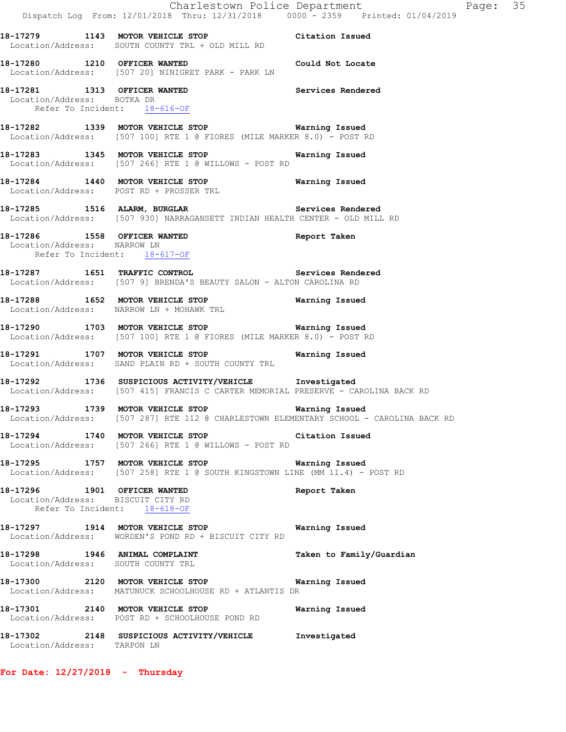18-17279 1143 MOTOR VEHICLE STOP Citation Issued
Location/Address: SOUTH COUNTY TRL + OLD MILL RD

18-17280 1210 OFFICER WANTED Could Not Locate
Location/Address: [507 20] NINIGRET PARK - PARK LN

18-17281 1313 OFFICER WANTED Services Rendered
Location/Address: BOTKA DR
Refer To Incident: 18-616-OF

18-17282 1339 MOTOR VEHICLE STOP Warning Issued
Location/Address: [507 100] RTE 1 @ FIORES (MILE MARKER 8.0) - POST RD

18-17283 1345 MOTOR VEHICLE STOP Warning Issued
Location/Address: [507 266] RTE 1 @ WILLOWS - POST RD

18-17284 1440 MOTOR VEHICLE STOP Warning Issued
Location/Address: POST RD + PROSSER TRL

18-17285 1516 ALARM, BURGLAR Services Rendered
Location/Address: [507 930] NARRAGANSETT INDIAN HEALTH CENTER - OLD MILL RD

18-17286 1558 OFFICER WANTED Report Taken
Location/Address: NARROW LN
Refer To Incident: 18-617-OF

18-17287 1651 TRAFFIC CONTROL Services Rendered
Location/Address: [507 9] BRENDA'S BEAUTY SALON - ALTON CAROLINA RD

18-17288 1652 MOTOR VEHICLE STOP Warning Issued
Location/Address: NARROW LN + MOHAWK TRL

18-17290 1703 MOTOR VEHICLE STOP Warning Issued
Location/Address: [507 100] RTE 1 @ FIORES (MILE MARKER 8.0) - POST RD

18-17291 1707 MOTOR VEHICLE STOP Warning Issued
Location/Address: SAND PLAIN RD + SOUTH COUNTY TRL

18-17292 1736 SUSPICIOUS ACTIVITY/VEHICLE Investigated
Location/Address: [507 415] FRANCIS C CARTER MEMORIAL PRESERVE - CAROLINA BACK RD

18-17293 1739 MOTOR VEHICLE STOP Warning Issued
Location/Address: [507 287] RTE 112 @ CHARLESTOWN ELEMENTARY SCHOOL - CAROLINA BACK RD

18-17294 1740 MOTOR VEHICLE STOP Citation Issued
Location/Address: [507 266] RTE 1 @ WILLOWS - POST RD

18-17295 1757 MOTOR VEHICLE STOP Warning Issued
Location/Address: [507 258] RTE 1 @ SOUTH KINGSTOWN LINE (MM 11.4) - POST RD

18-17296 1901 OFFICER WANTED Report Taken
Location/Address: BISCUIT CITY RD
Refer To Incident: 18-618-OF

18-17297 1914 MOTOR VEHICLE STOP Warning Issued
Location/Address: WORDEN'S POND RD + BISCUIT CITY RD

18-17298 1946 ANIMAL COMPLAINT Taken to Family/Guardian
Location/Address: SOUTH COUNTY TRL

18-17300 2120 MOTOR VEHICLE STOP Warning Issued
Location/Address: MATUNUCK SCHOOLHOUSE RD + ATLANTIS DR

18-17301 2140 MOTOR VEHICLE STOP Warning Issued
Location/Address: POST RD + SCHOOLHOUSE POND RD

18-17302 2148 SUSPICIOUS ACTIVITY/VEHICLE Investigated
Location/Address: TARPON LN

**For Date: 12/27/2018 - Thursday**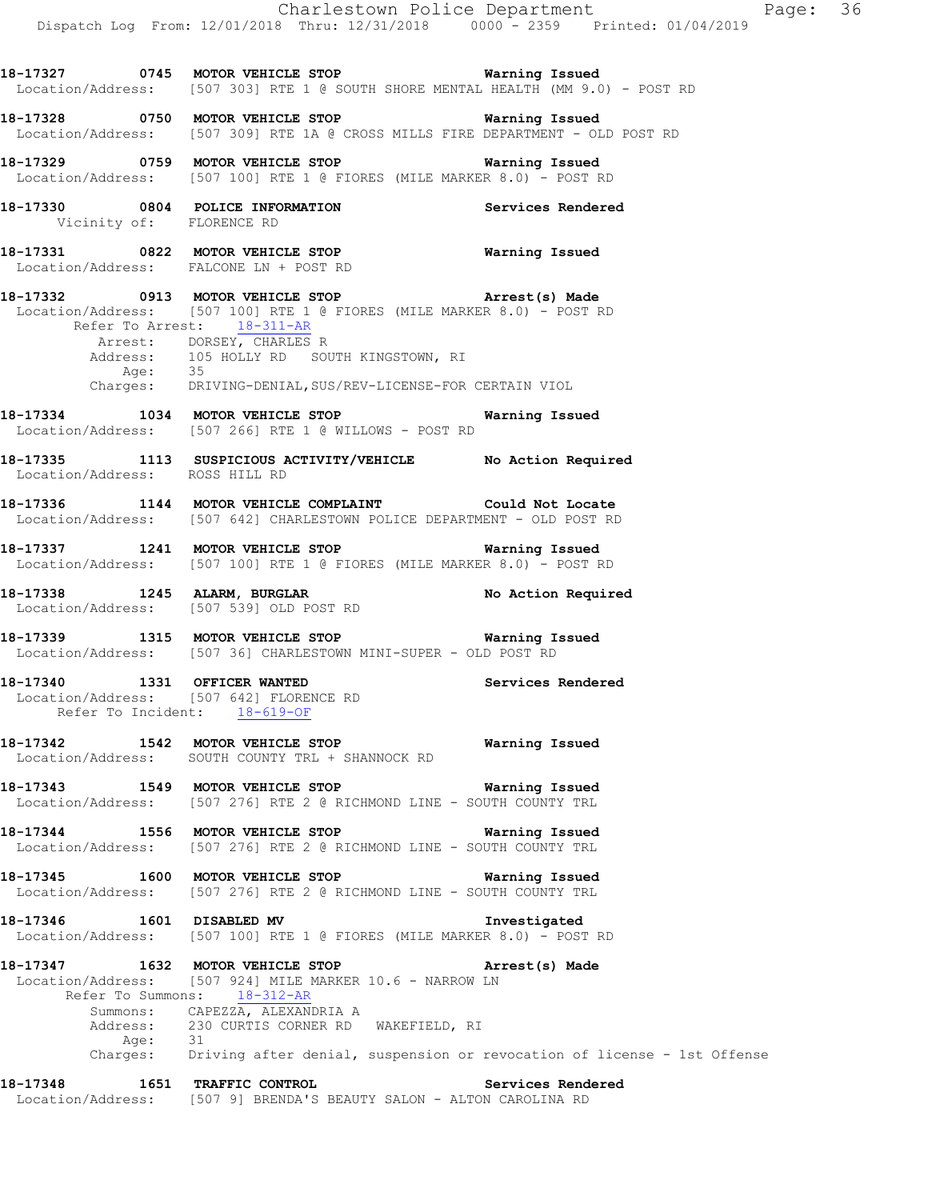**18-17327 0745 MOTOR VEHICLE STOP Warning Issued**
Location/Address: [507 303] RTE 1 @ SOUTH SHORE MENTAL HEALTH (MM 9.0) - POST RD

**18-17328 0750 MOTOR VEHICLE STOP Warning Issued**
Location/Address: [507 309] RTE 1A @ CROSS MILLS FIRE DEPARTMENT - OLD POST RD

**18-17329 0759 MOTOR VEHICLE STOP Warning Issued**
Location/Address: [507 100] RTE 1 @ FIORES (MILE MARKER 8.0) - POST RD

**18-17330 0804 POLICE INFORMATION Services Rendered**
Vicinity of: FLORENCE RD

**18-17331 0822 MOTOR VEHICLE STOP Warning Issued**
Location/Address: FALCONE LN + POST RD

**18-17332 0913 MOTOR VEHICLE STOP Arrest(s) Made**
Location/Address: [507 100] RTE 1 @ FIORES (MILE MARKER 8.0) - POST RD
Refer To Arrest: 18-311-AR
Arrest: DORSEY, CHARLES R
Address: 105 HOLLY RD SOUTH KINGSTOWN, RI
Age: 35
Charges: DRIVING-DENIAL,SUS/REV-LICENSE-FOR CERTAIN VIOL

**18-17334 1034 MOTOR VEHICLE STOP Warning Issued**
Location/Address: [507 266] RTE 1 @ WILLOWS - POST RD

**18-17335 1113 SUSPICIOUS ACTIVITY/VEHICLE No Action Required**
Location/Address: ROSS HILL RD

**18-17336 1144 MOTOR VEHICLE COMPLAINT Could Not Locate**
Location/Address: [507 642] CHARLESTOWN POLICE DEPARTMENT - OLD POST RD

**18-17337 1241 MOTOR VEHICLE STOP Warning Issued**
Location/Address: [507 100] RTE 1 @ FIORES (MILE MARKER 8.0) - POST RD

**18-17338 1245 ALARM, BURGLAR No Action Required**
Location/Address: [507 539] OLD POST RD

**18-17339 1315 MOTOR VEHICLE STOP Warning Issued**
Location/Address: [507 36] CHARLESTOWN MINI-SUPER - OLD POST RD

**18-17340 1331 OFFICER WANTED Services Rendered**
Location/Address: [507 642] FLORENCE RD
Refer To Incident: 18-619-OF

**18-17342 1542 MOTOR VEHICLE STOP Warning Issued**
Location/Address: SOUTH COUNTY TRL + SHANNOCK RD

**18-17343 1549 MOTOR VEHICLE STOP Warning Issued**
Location/Address: [507 276] RTE 2 @ RICHMOND LINE - SOUTH COUNTY TRL

**18-17344 1556 MOTOR VEHICLE STOP Warning Issued**
Location/Address: [507 276] RTE 2 @ RICHMOND LINE - SOUTH COUNTY TRL

**18-17345 1600 MOTOR VEHICLE STOP Warning Issued**
Location/Address: [507 276] RTE 2 @ RICHMOND LINE - SOUTH COUNTY TRL

**18-17346 1601 DISABLED MV Investigated**
Location/Address: [507 100] RTE 1 @ FIORES (MILE MARKER 8.0) - POST RD

**18-17347 1632 MOTOR VEHICLE STOP Arrest(s) Made**
Location/Address: [507 924] MILE MARKER 10.6 - NARROW LN
Refer To Summons: 18-312-AR
Summons: CAPEZZA, ALEXANDRIA A
Address: 230 CURTIS CORNER RD WAKEFIELD, RI
Age: 31
Charges: Driving after denial, suspension or revocation of license - 1st Offense

**18-17348 1651 TRAFFIC CONTROL Services Rendered**
Location/Address: [507 9] BRENDA'S BEAUTY SALON - ALTON CAROLINA RD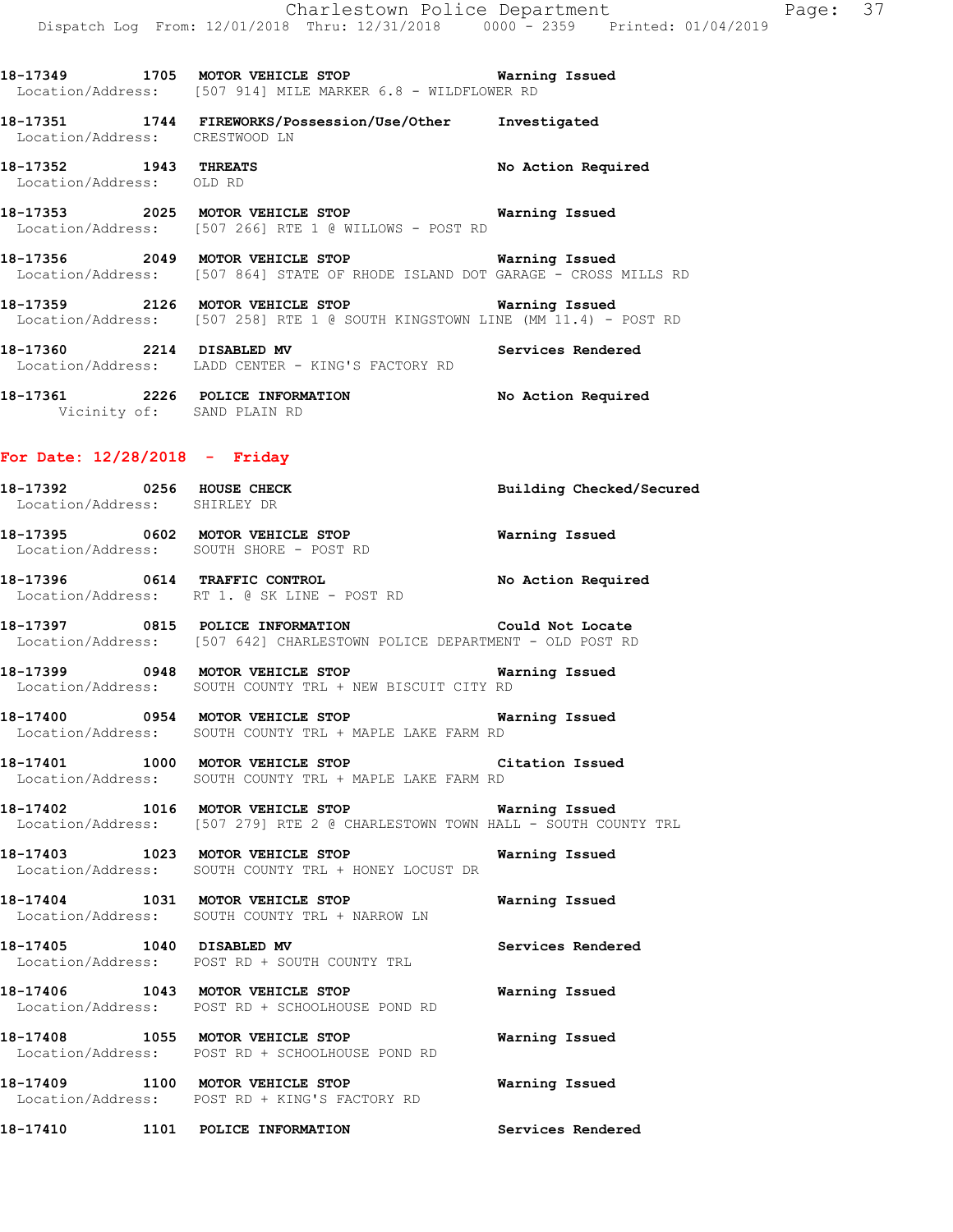18-17349 1705 **MOTOR VEHICLE STOP** **Warning Issued**
Location/Address: [507 914] MILE MARKER 6.8 - WILDFLOWER RD

18-17351 1744 **FIREWORKS/Possession/Use/Other** **Investigated**
Location/Address: CRESTWOOD LN

18-17352 1943 **THREATS** **No Action Required**
Location/Address: OLD RD

18-17353 2025 **MOTOR VEHICLE STOP** **Warning Issued**
Location/Address: [507 266] RTE 1 @ WILLOWS - POST RD

18-17356 2049 **MOTOR VEHICLE STOP** **Warning Issued**
Location/Address: [507 864] STATE OF RHODE ISLAND DOT GARAGE - CROSS MILLS RD

18-17359 2126 **MOTOR VEHICLE STOP** **Warning Issued**
Location/Address: [507 258] RTE 1 @ SOUTH KINGSTOWN LINE (MM 11.4) - POST RD

18-17360 2214 **DISABLED MV** **Services Rendered**
Location/Address: LADD CENTER - KING'S FACTORY RD

18-17361 2226 **POLICE INFORMATION** **No Action Required**
Vicinity of: SAND PLAIN RD

## For Date: 12/28/2018 - Friday

18-17392 0256 **HOUSE CHECK** **Building Checked/Secured**
Location/Address: SHIRLEY DR

18-17395 0602 **MOTOR VEHICLE STOP** **Warning Issued**
Location/Address: SOUTH SHORE - POST RD

18-17396 0614 **TRAFFIC CONTROL** **No Action Required**
Location/Address: RT 1. @ SK LINE - POST RD

18-17397 0815 **POLICE INFORMATION** **Could Not Locate**
Location/Address: [507 642] CHARLESTOWN POLICE DEPARTMENT - OLD POST RD

18-17399 0948 **MOTOR VEHICLE STOP** **Warning Issued**
Location/Address: SOUTH COUNTY TRL + NEW BISCUIT CITY RD

18-17400 0954 **MOTOR VEHICLE STOP** **Warning Issued**
Location/Address: SOUTH COUNTY TRL + MAPLE LAKE FARM RD

18-17401 1000 **MOTOR VEHICLE STOP** **Citation Issued**
Location/Address: SOUTH COUNTY TRL + MAPLE LAKE FARM RD

18-17402 1016 **MOTOR VEHICLE STOP** **Warning Issued**
Location/Address: [507 279] RTE 2 @ CHARLESTOWN TOWN HALL - SOUTH COUNTY TRL

18-17403 1023 **MOTOR VEHICLE STOP** **Warning Issued**
Location/Address: SOUTH COUNTY TRL + HONEY LOCUST DR

18-17404 1031 **MOTOR VEHICLE STOP** **Warning Issued**
Location/Address: SOUTH COUNTY TRL + NARROW LN

18-17405 1040 **DISABLED MV** **Services Rendered**
Location/Address: POST RD + SOUTH COUNTY TRL

18-17406 1043 **MOTOR VEHICLE STOP** **Warning Issued**
Location/Address: POST RD + SCHOOLHOUSE POND RD

18-17408 1055 **MOTOR VEHICLE STOP** **Warning Issued**
Location/Address: POST RD + SCHOOLHOUSE POND RD

18-17409 1100 **MOTOR VEHICLE STOP** **Warning Issued**
Location/Address: POST RD + KING'S FACTORY RD

18-17410 1101 **POLICE INFORMATION** **Services Rendered**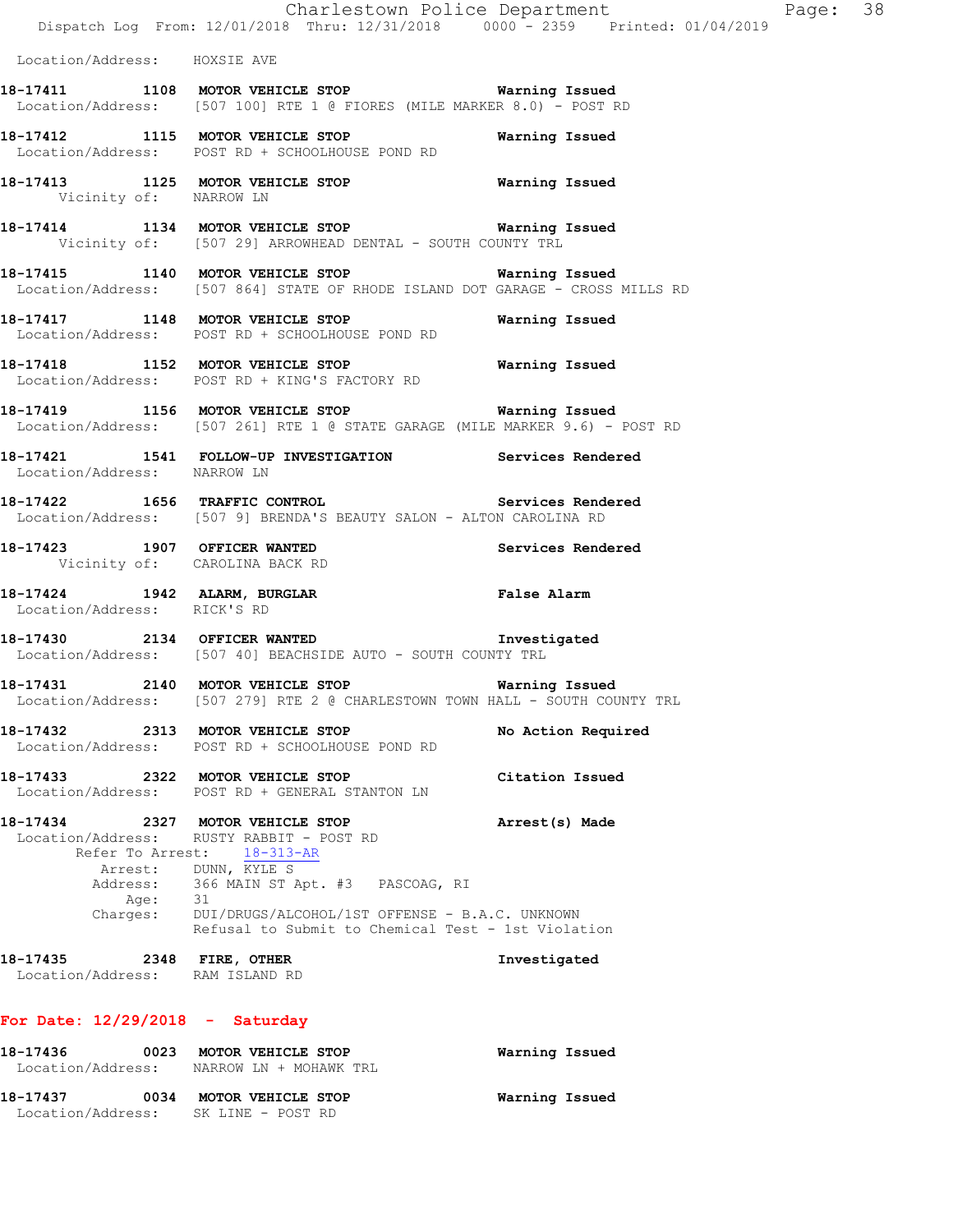Location/Address: HOXSIE AVE

**18-17411 1108 MOTOR VEHICLE STOP** — **Warning Issued**
Location/Address: [507 100] RTE 1 @ FIORES (MILE MARKER 8.0) - POST RD

**18-17412 1115 MOTOR VEHICLE STOP** — **Warning Issued**
Location/Address: POST RD + SCHOOLHOUSE POND RD

**18-17413 1125 MOTOR VEHICLE STOP** — **Warning Issued**
Vicinity of: NARROW LN

**18-17414 1134 MOTOR VEHICLE STOP** — **Warning Issued**
Vicinity of: [507 29] ARROWHEAD DENTAL - SOUTH COUNTY TRL

**18-17415 1140 MOTOR VEHICLE STOP** — **Warning Issued**
Location/Address: [507 864] STATE OF RHODE ISLAND DOT GARAGE - CROSS MILLS RD

**18-17417 1148 MOTOR VEHICLE STOP** — **Warning Issued**
Location/Address: POST RD + SCHOOLHOUSE POND RD

**18-17418 1152 MOTOR VEHICLE STOP** — **Warning Issued**
Location/Address: POST RD + KING'S FACTORY RD

**18-17419 1156 MOTOR VEHICLE STOP** — **Warning Issued**
Location/Address: [507 261] RTE 1 @ STATE GARAGE (MILE MARKER 9.6) - POST RD

**18-17421 1541 FOLLOW-UP INVESTIGATION** — **Services Rendered**
Location/Address: NARROW LN

**18-17422 1656 TRAFFIC CONTROL** — **Services Rendered**
Location/Address: [507 9] BRENDA'S BEAUTY SALON - ALTON CAROLINA RD

**18-17423 1907 OFFICER WANTED** — **Services Rendered**
Vicinity of: CAROLINA BACK RD

**18-17424 1942 ALARM, BURGLAR** — **False Alarm**
Location/Address: RICK'S RD

**18-17430 2134 OFFICER WANTED** — **Investigated**
Location/Address: [507 40] BEACHSIDE AUTO - SOUTH COUNTY TRL

**18-17431 2140 MOTOR VEHICLE STOP** — **Warning Issued**
Location/Address: [507 279] RTE 2 @ CHARLESTOWN TOWN HALL - SOUTH COUNTY TRL

**18-17432 2313 MOTOR VEHICLE STOP** — **No Action Required**
Location/Address: POST RD + SCHOOLHOUSE POND RD

**18-17433 2322 MOTOR VEHICLE STOP** — **Citation Issued**
Location/Address: POST RD + GENERAL STANTON LN

**18-17434 2327 MOTOR VEHICLE STOP** — **Arrest(s) Made**
Location/Address: RUSTY RABBIT - POST RD
Refer To Arrest: 18-313-AR
Arrest: DUNN, KYLE S
Address: 366 MAIN ST Apt. #3 PASCOAG, RI
Age: 31
Charges: DUI/DRUGS/ALCOHOL/1ST OFFENSE - B.A.C. UNKNOWN
Refusal to Submit to Chemical Test - 1st Violation

**18-17435 2348 FIRE, OTHER** — **Investigated**
Location/Address: RAM ISLAND RD

## For Date: 12/29/2018 - Saturday

**18-17436 0023 MOTOR VEHICLE STOP** — **Warning Issued**
Location/Address: NARROW LN + MOHAWK TRL

**18-17437 0034 MOTOR VEHICLE STOP** — **Warning Issued**
Location/Address: SK LINE - POST RD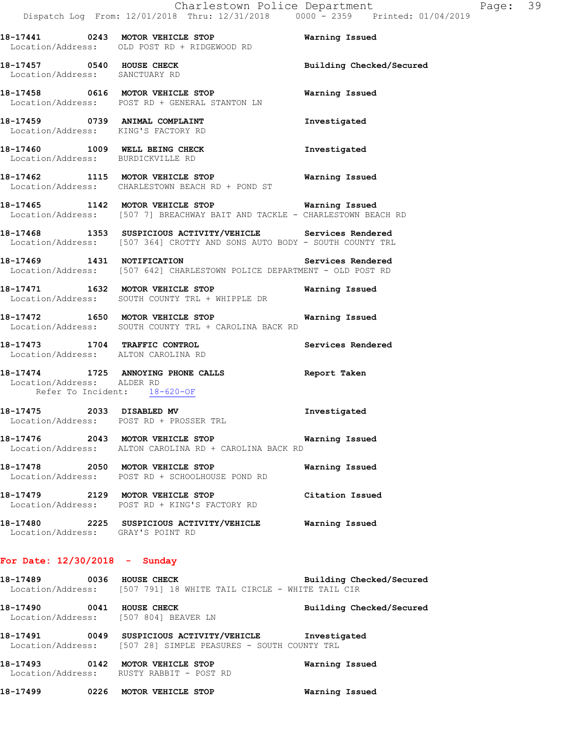**18-17441** 0243 **MOTOR VEHICLE STOP** Warning Issued
Location/Address: OLD POST RD + RIDGEWOOD RD

**18-17457** 0540 **HOUSE CHECK** Building Checked/Secured
Location/Address: SANCTUARY RD

**18-17458** 0616 **MOTOR VEHICLE STOP** Warning Issued
Location/Address: POST RD + GENERAL STANTON LN

**18-17459** 0739 **ANIMAL COMPLAINT** Investigated
Location/Address: KING'S FACTORY RD

**18-17460** 1009 **WELL BEING CHECK** Investigated
Location/Address: BURDICKVILLE RD

**18-17462** 1115 **MOTOR VEHICLE STOP** Warning Issued
Location/Address: CHARLESTOWN BEACH RD + POND ST

**18-17465** 1142 **MOTOR VEHICLE STOP** Warning Issued
Location/Address: [507 7] BREACHWAY BAIT AND TACKLE - CHARLESTOWN BEACH RD

**18-17468** 1353 **SUSPICIOUS ACTIVITY/VEHICLE** Services Rendered
Location/Address: [507 364] CROTTY AND SONS AUTO BODY - SOUTH COUNTY TRL

**18-17469** 1431 **NOTIFICATION** Services Rendered
Location/Address: [507 642] CHARLESTOWN POLICE DEPARTMENT - OLD POST RD

**18-17471** 1632 **MOTOR VEHICLE STOP** Warning Issued
Location/Address: SOUTH COUNTY TRL + WHIPPLE DR

**18-17472** 1650 **MOTOR VEHICLE STOP** Warning Issued
Location/Address: SOUTH COUNTY TRL + CAROLINA BACK RD

**18-17473** 1704 **TRAFFIC CONTROL** Services Rendered
Location/Address: ALTON CAROLINA RD

**18-17474** 1725 **ANNOYING PHONE CALLS** Report Taken
Location/Address: ALDER RD
Refer To Incident: 18-620-OF

**18-17475** 2033 **DISABLED MV** Investigated
Location/Address: POST RD + PROSSER TRL

**18-17476** 2043 **MOTOR VEHICLE STOP** Warning Issued
Location/Address: ALTON CAROLINA RD + CAROLINA BACK RD

**18-17478** 2050 **MOTOR VEHICLE STOP** Warning Issued
Location/Address: POST RD + SCHOOLHOUSE POND RD

**18-17479** 2129 **MOTOR VEHICLE STOP** Citation Issued
Location/Address: POST RD + KING'S FACTORY RD

**18-17480** 2225 **SUSPICIOUS ACTIVITY/VEHICLE** Warning Issued
Location/Address: GRAY'S POINT RD

## For Date: 12/30/2018 - Sunday

**18-17489** 0036 **HOUSE CHECK** Building Checked/Secured
Location/Address: [507 791] 18 WHITE TAIL CIRCLE - WHITE TAIL CIR

**18-17490** 0041 **HOUSE CHECK** Building Checked/Secured
Location/Address: [507 804] BEAVER LN

**18-17491** 0049 **SUSPICIOUS ACTIVITY/VEHICLE** Investigated
Location/Address: [507 28] SIMPLE PEASURES - SOUTH COUNTY TRL

**18-17493** 0142 **MOTOR VEHICLE STOP** Warning Issued
Location/Address: RUSTY RABBIT - POST RD

**18-17499** 0226 **MOTOR VEHICLE STOP** Warning Issued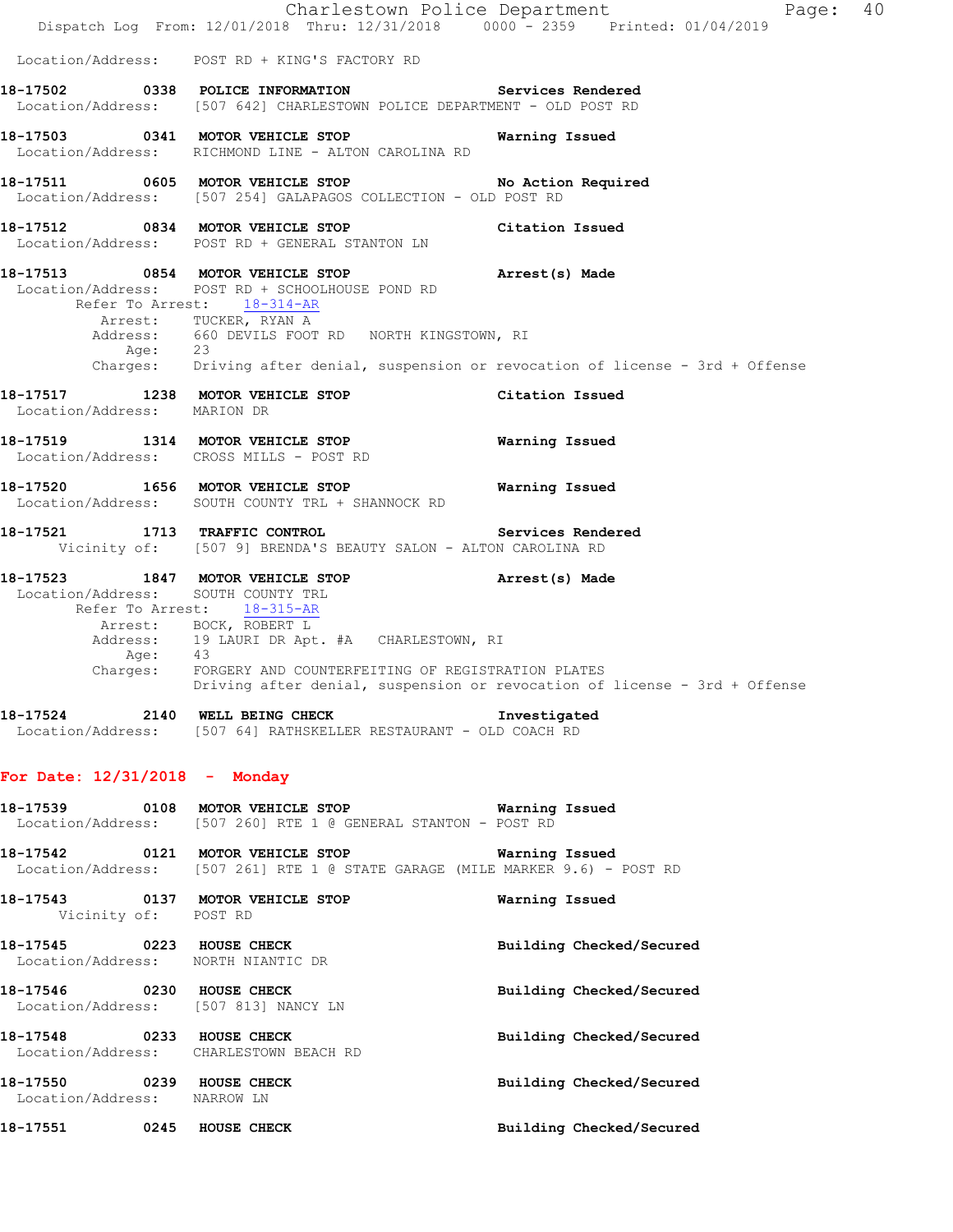Location/Address: POST RD + KING'S FACTORY RD

**18-17502 0338 POLICE INFORMATION** **Services Rendered**
Location/Address: [507 642] CHARLESTOWN POLICE DEPARTMENT - OLD POST RD

**18-17503 0341 MOTOR VEHICLE STOP** **Warning Issued**
Location/Address: RICHMOND LINE - ALTON CAROLINA RD

**18-17511 0605 MOTOR VEHICLE STOP** **No Action Required**
Location/Address: [507 254] GALAPAGOS COLLECTION - OLD POST RD

**18-17512 0834 MOTOR VEHICLE STOP** **Citation Issued**
Location/Address: POST RD + GENERAL STANTON LN

**18-17513 0854 MOTOR VEHICLE STOP** **Arrest(s) Made**
Location/Address: POST RD + SCHOOLHOUSE POND RD
Refer To Arrest: 18-314-AR
Arrest: TUCKER, RYAN A
Address: 660 DEVILS FOOT RD NORTH KINGSTOWN, RI
Age: 23
Charges: Driving after denial, suspension or revocation of license - 3rd + Offense

**18-17517 1238 MOTOR VEHICLE STOP** **Citation Issued**
Location/Address: MARION DR

**18-17519 1314 MOTOR VEHICLE STOP** **Warning Issued**
Location/Address: CROSS MILLS - POST RD

**18-17520 1656 MOTOR VEHICLE STOP** **Warning Issued**
Location/Address: SOUTH COUNTY TRL + SHANNOCK RD

**18-17521 1713 TRAFFIC CONTROL** **Services Rendered**
Vicinity of: [507 9] BRENDA'S BEAUTY SALON - ALTON CAROLINA RD

**18-17523 1847 MOTOR VEHICLE STOP** **Arrest(s) Made**
Location/Address: SOUTH COUNTY TRL
Refer To Arrest: 18-315-AR
Arrest: BOCK, ROBERT L
Address: 19 LAURI DR Apt. #A CHARLESTOWN, RI
Age: 43
Charges: FORGERY AND COUNTERFEITING OF REGISTRATION PLATES
Driving after denial, suspension or revocation of license - 3rd + Offense

**18-17524 2140 WELL BEING CHECK** **Investigated**
Location/Address: [507 64] RATHSKELLER RESTAURANT - OLD COACH RD

**For Date: 12/31/2018 - Monday**

**18-17539 0108 MOTOR VEHICLE STOP** **Warning Issued**
Location/Address: [507 260] RTE 1 @ GENERAL STANTON - POST RD

**18-17542 0121 MOTOR VEHICLE STOP** **Warning Issued**
Location/Address: [507 261] RTE 1 @ STATE GARAGE (MILE MARKER 9.6) - POST RD

**18-17543 0137 MOTOR VEHICLE STOP** **Warning Issued**
Vicinity of: POST RD

**18-17545 0223 HOUSE CHECK** **Building Checked/Secured**
Location/Address: NORTH NIANTIC DR

**18-17546 0230 HOUSE CHECK** **Building Checked/Secured**
Location/Address: [507 813] NANCY LN

**18-17548 0233 HOUSE CHECK** **Building Checked/Secured**
Location/Address: CHARLESTOWN BEACH RD

**18-17550 0239 HOUSE CHECK** **Building Checked/Secured**
Location/Address: NARROW LN

**18-17551 0245 HOUSE CHECK** **Building Checked/Secured**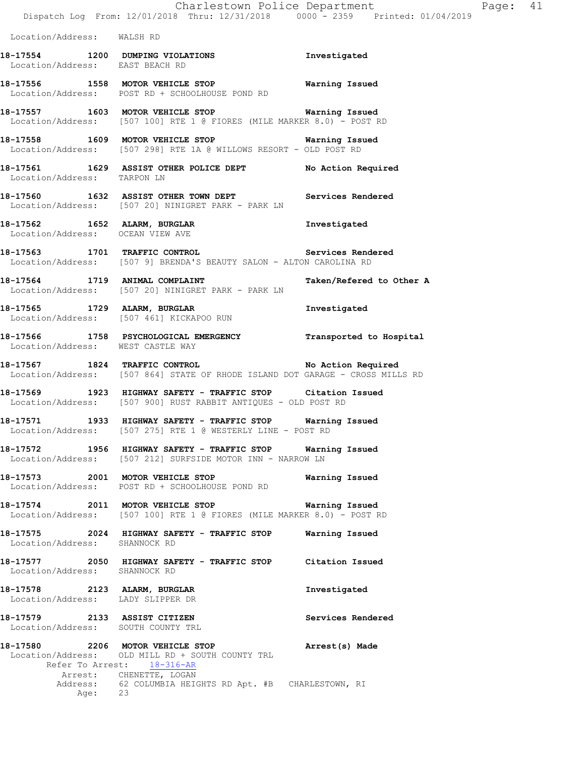Location/Address: WALSH RD

**18-17554 1200 DUMPING VIOLATIONS** **Investigated**
Location/Address: EAST BEACH RD

**18-17556 1558 MOTOR VEHICLE STOP** **Warning Issued**
Location/Address: POST RD + SCHOOLHOUSE POND RD

**18-17557 1603 MOTOR VEHICLE STOP** **Warning Issued**
Location/Address: [507 100] RTE 1 @ FIORES (MILE MARKER 8.0) - POST RD

**18-17558 1609 MOTOR VEHICLE STOP** **Warning Issued**
Location/Address: [507 298] RTE 1A @ WILLOWS RESORT - OLD POST RD

**18-17561 1629 ASSIST OTHER POLICE DEPT** **No Action Required**
Location/Address: TARPON LN

**18-17560 1632 ASSIST OTHER TOWN DEPT** **Services Rendered**
Location/Address: [507 20] NINIGRET PARK - PARK LN

**18-17562 1652 ALARM, BURGLAR** **Investigated**
Location/Address: OCEAN VIEW AVE

**18-17563 1701 TRAFFIC CONTROL** **Services Rendered**
Location/Address: [507 9] BRENDA'S BEAUTY SALON - ALTON CAROLINA RD

**18-17564 1719 ANIMAL COMPLAINT** **Taken/Refered to Other A**
Location/Address: [507 20] NINIGRET PARK - PARK LN

**18-17565 1729 ALARM, BURGLAR** **Investigated**
Location/Address: [507 461] KICKAPOO RUN

**18-17566 1758 PSYCHOLOGICAL EMERGENCY** **Transported to Hospital**
Location/Address: WEST CASTLE WAY

**18-17567 1824 TRAFFIC CONTROL** **No Action Required**
Location/Address: [507 864] STATE OF RHODE ISLAND DOT GARAGE - CROSS MILLS RD

**18-17569 1923 HIGHWAY SAFETY - TRAFFIC STOP** **Citation Issued**
Location/Address: [507 900] RUST RABBIT ANTIQUES - OLD POST RD

**18-17571 1933 HIGHWAY SAFETY - TRAFFIC STOP** **Warning Issued**
Location/Address: [507 275] RTE 1 @ WESTERLY LINE - POST RD

**18-17572 1956 HIGHWAY SAFETY - TRAFFIC STOP** **Warning Issued**
Location/Address: [507 212] SURFSIDE MOTOR INN - NARROW LN

**18-17573 2001 MOTOR VEHICLE STOP** **Warning Issued**
Location/Address: POST RD + SCHOOLHOUSE POND RD

**18-17574 2011 MOTOR VEHICLE STOP** **Warning Issued**
Location/Address: [507 100] RTE 1 @ FIORES (MILE MARKER 8.0) - POST RD

**18-17575 2024 HIGHWAY SAFETY - TRAFFIC STOP** **Warning Issued**
Location/Address: SHANNOCK RD

**18-17577 2050 HIGHWAY SAFETY - TRAFFIC STOP** **Citation Issued**
Location/Address: SHANNOCK RD

**18-17578 2123 ALARM, BURGLAR** **Investigated**
Location/Address: LADY SLIPPER DR

**18-17579 2133 ASSIST CITIZEN** **Services Rendered**
Location/Address: SOUTH COUNTY TRL

**18-17580 2206 MOTOR VEHICLE STOP** **Arrest(s) Made**
Location/Address: OLD MILL RD + SOUTH COUNTY TRL
Refer To Arrest: 18-316-AR
Arrest: CHENETTE, LOGAN
Address: 62 COLUMBIA HEIGHTS RD Apt. #B CHARLESTOWN, RI
Age: 23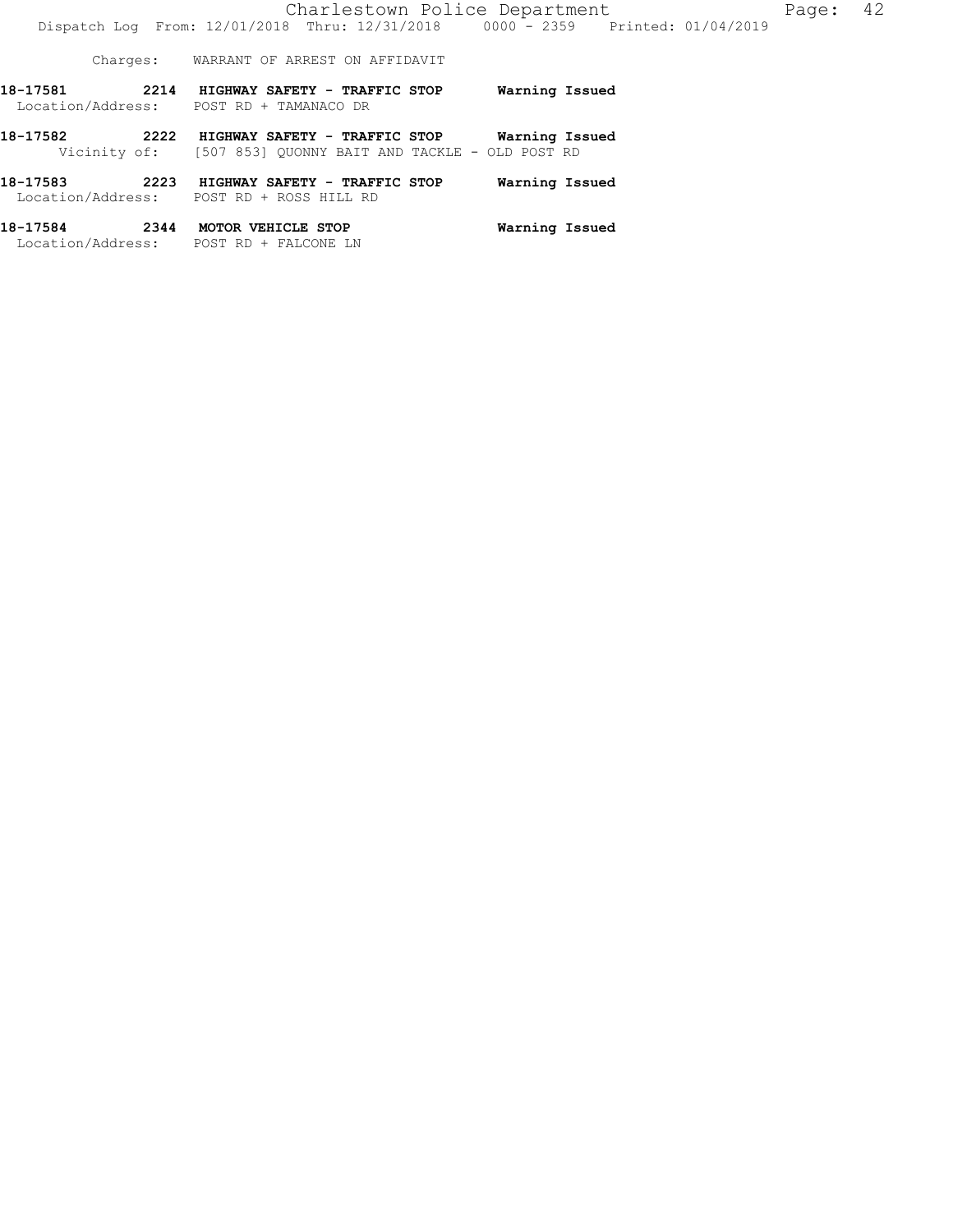Charges: WARRANT OF ARREST ON AFFIDAVIT

**18-17581 2214 HIGHWAY SAFETY - TRAFFIC STOP Warning Issued**
Location/Address: POST RD + TAMANACO DR

**18-17582 2222 HIGHWAY SAFETY - TRAFFIC STOP Warning Issued**
Vicinity of: [507 853] QUONNY BAIT AND TACKLE - OLD POST RD

**18-17583 2223 HIGHWAY SAFETY - TRAFFIC STOP Warning Issued**
Location/Address: POST RD + ROSS HILL RD

**18-17584 2344 MOTOR VEHICLE STOP Warning Issued**
Location/Address: POST RD + FALCONE LN